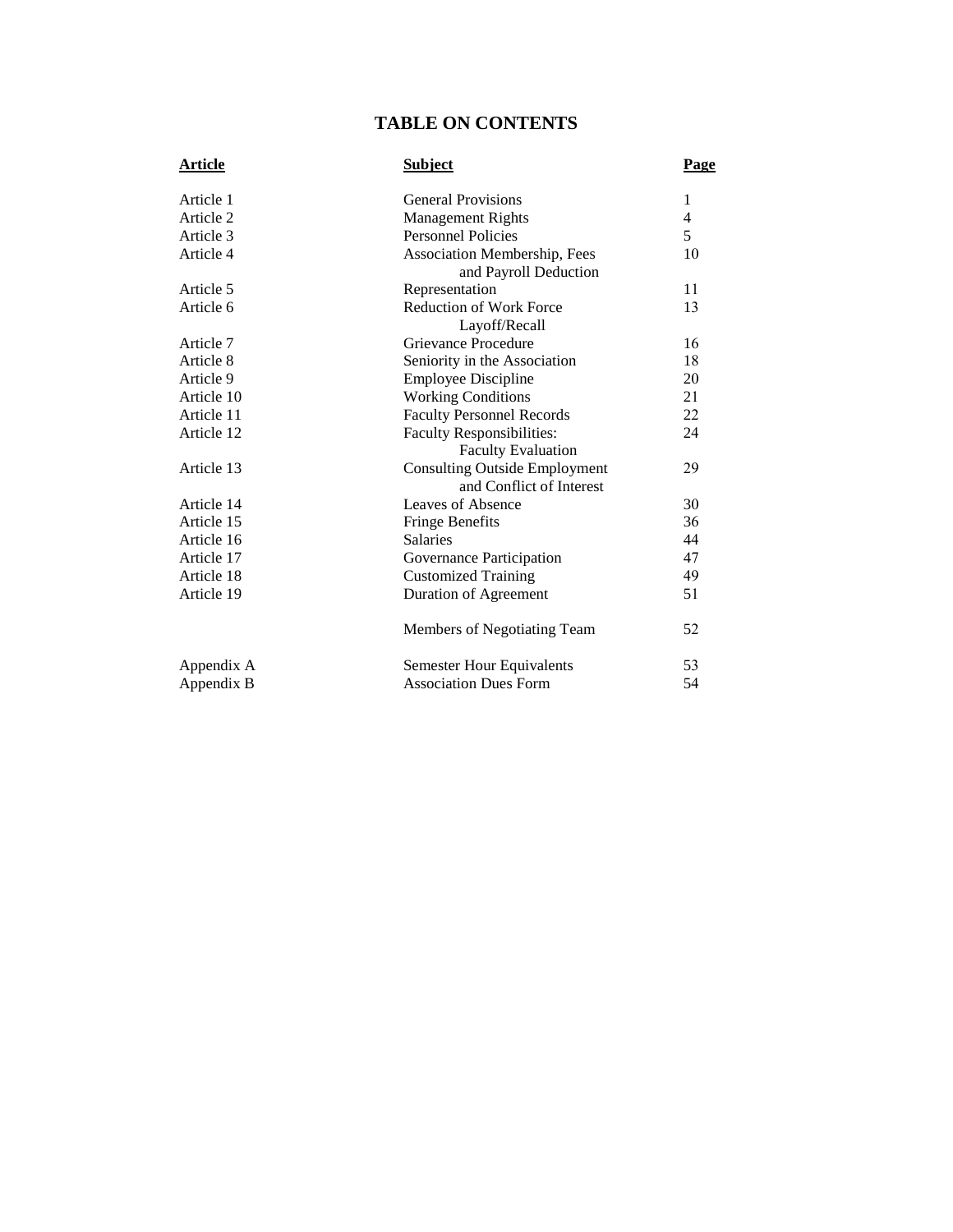# TABLE ON CONTENTS

| Article | Subject | Page |
|---|---|---|
| Article 1 | General Provisions | 1 |
| Article 2 | Management Rights | 4 |
| Article 3 | Personnel Policies | 5 |
| Article 4 | Association Membership, Fees and Payroll Deduction | 10 |
| Article 5 | Representation | 11 |
| Article 6 | Reduction of Work Force Layoff/Recall | 13 |
| Article 7 | Grievance Procedure | 16 |
| Article 8 | Seniority in the Association | 18 |
| Article 9 | Employee Discipline | 20 |
| Article 10 | Working Conditions | 21 |
| Article 11 | Faculty Personnel Records | 22 |
| Article 12 | Faculty Responsibilities: Faculty Evaluation | 24 |
| Article 13 | Consulting Outside Employment and Conflict of Interest | 29 |
| Article 14 | Leaves of Absence | 30 |
| Article 15 | Fringe Benefits | 36 |
| Article 16 | Salaries | 44 |
| Article 17 | Governance Participation | 47 |
| Article 18 | Customized Training | 49 |
| Article 19 | Duration of Agreement | 51 |
| | Members of Negotiating Team | 52 |
| Appendix A | Semester Hour Equivalents | 53 |
| Appendix B | Association Dues Form | 54 |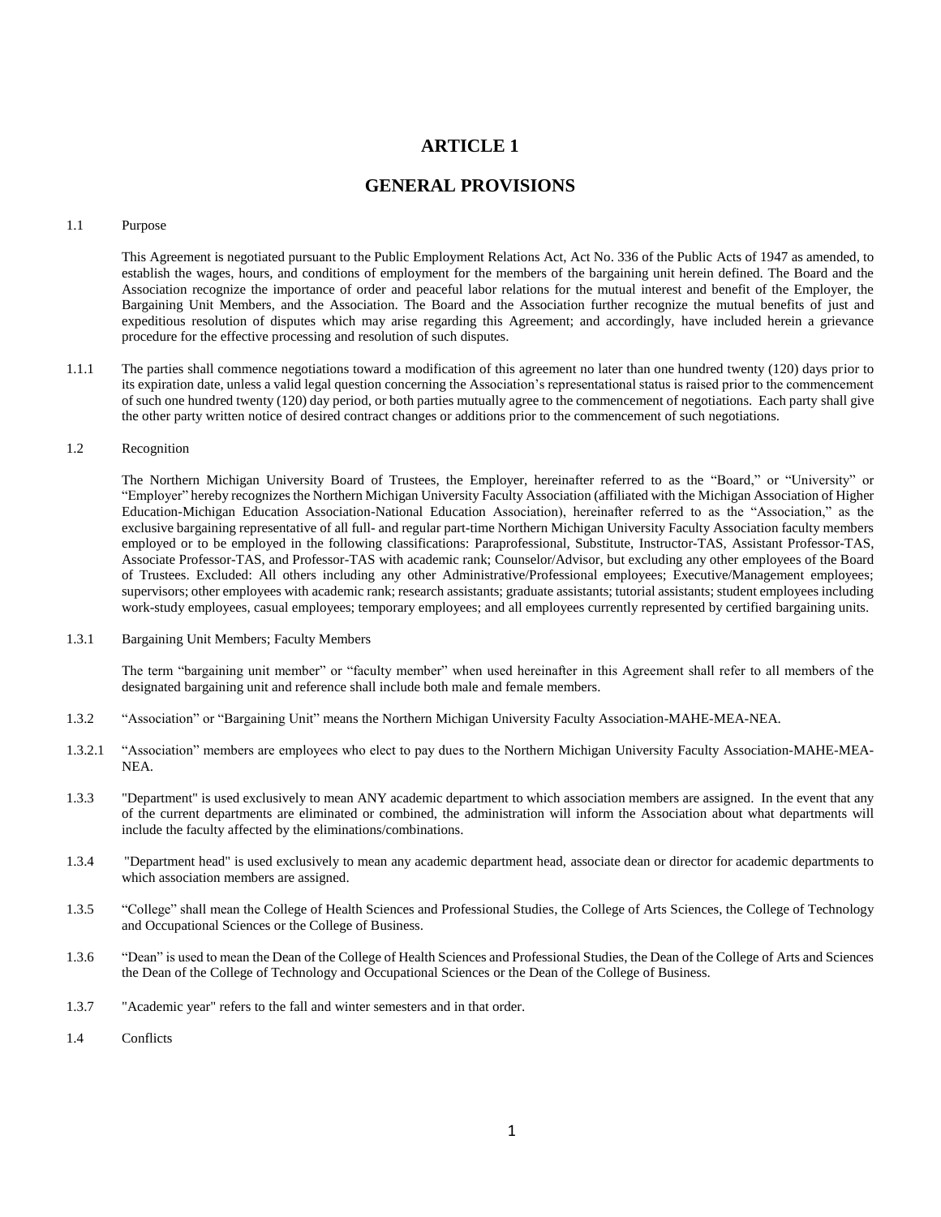# ARTICLE 1

## GENERAL PROVISIONS

1.1 Purpose

This Agreement is negotiated pursuant to the Public Employment Relations Act, Act No. 336 of the Public Acts of 1947 as amended, to establish the wages, hours, and conditions of employment for the members of the bargaining unit herein defined. The Board and the Association recognize the importance of order and peaceful labor relations for the mutual interest and benefit of the Employer, the Bargaining Unit Members, and the Association. The Board and the Association further recognize the mutual benefits of just and expeditious resolution of disputes which may arise regarding this Agreement; and accordingly, have included herein a grievance procedure for the effective processing and resolution of such disputes.

1.1.1 The parties shall commence negotiations toward a modification of this agreement no later than one hundred twenty (120) days prior to its expiration date, unless a valid legal question concerning the Association's representational status is raised prior to the commencement of such one hundred twenty (120) day period, or both parties mutually agree to the commencement of negotiations. Each party shall give the other party written notice of desired contract changes or additions prior to the commencement of such negotiations.

1.2 Recognition

The Northern Michigan University Board of Trustees, the Employer, hereinafter referred to as the "Board," or "University" or "Employer" hereby recognizes the Northern Michigan University Faculty Association (affiliated with the Michigan Association of Higher Education-Michigan Education Association-National Education Association), hereinafter referred to as the "Association," as the exclusive bargaining representative of all full- and regular part-time Northern Michigan University Faculty Association faculty members employed or to be employed in the following classifications: Paraprofessional, Substitute, Instructor-TAS, Assistant Professor-TAS, Associate Professor-TAS, and Professor-TAS with academic rank; Counselor/Advisor, but excluding any other employees of the Board of Trustees. Excluded: All others including any other Administrative/Professional employees; Executive/Management employees; supervisors; other employees with academic rank; research assistants; graduate assistants; tutorial assistants; student employees including work-study employees, casual employees; temporary employees; and all employees currently represented by certified bargaining units.

1.3.1 Bargaining Unit Members; Faculty Members

The term "bargaining unit member" or "faculty member" when used hereinafter in this Agreement shall refer to all members of the designated bargaining unit and reference shall include both male and female members.

1.3.2 "Association" or "Bargaining Unit" means the Northern Michigan University Faculty Association-MAHE-MEA-NEA.

1.3.2.1 "Association" members are employees who elect to pay dues to the Northern Michigan University Faculty Association-MAHE-MEA-NEA.

1.3.3 "Department" is used exclusively to mean ANY academic department to which association members are assigned. In the event that any of the current departments are eliminated or combined, the administration will inform the Association about what departments will include the faculty affected by the eliminations/combinations.

1.3.4 "Department head" is used exclusively to mean any academic department head, associate dean or director for academic departments to which association members are assigned.

1.3.5 "College" shall mean the College of Health Sciences and Professional Studies, the College of Arts Sciences, the College of Technology and Occupational Sciences or the College of Business.

1.3.6 "Dean" is used to mean the Dean of the College of Health Sciences and Professional Studies, the Dean of the College of Arts and Sciences the Dean of the College of Technology and Occupational Sciences or the Dean of the College of Business.

1.3.7 "Academic year" refers to the fall and winter semesters and in that order.

1.4 Conflicts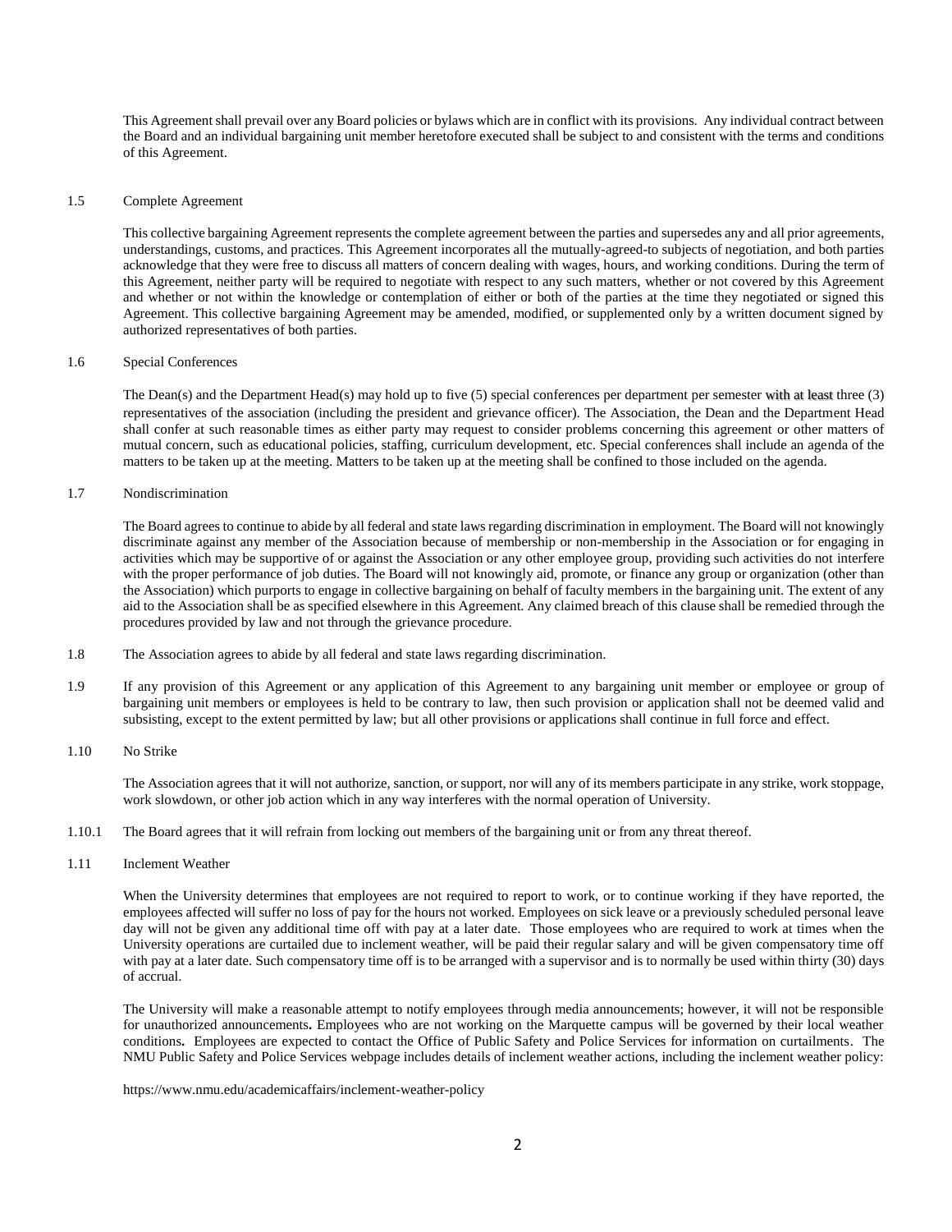This Agreement shall prevail over any Board policies or bylaws which are in conflict with its provisions. Any individual contract between the Board and an individual bargaining unit member heretofore executed shall be subject to and consistent with the terms and conditions of this Agreement.

1.5 Complete Agreement

This collective bargaining Agreement represents the complete agreement between the parties and supersedes any and all prior agreements, understandings, customs, and practices. This Agreement incorporates all the mutually-agreed-to subjects of negotiation, and both parties acknowledge that they were free to discuss all matters of concern dealing with wages, hours, and working conditions. During the term of this Agreement, neither party will be required to negotiate with respect to any such matters, whether or not covered by this Agreement and whether or not within the knowledge or contemplation of either or both of the parties at the time they negotiated or signed this Agreement. This collective bargaining Agreement may be amended, modified, or supplemented only by a written document signed by authorized representatives of both parties.

1.6 Special Conferences

The Dean(s) and the Department Head(s) may hold up to five (5) special conferences per department per semester with at least three (3) representatives of the association (including the president and grievance officer). The Association, the Dean and the Department Head shall confer at such reasonable times as either party may request to consider problems concerning this agreement or other matters of mutual concern, such as educational policies, staffing, curriculum development, etc. Special conferences shall include an agenda of the matters to be taken up at the meeting. Matters to be taken up at the meeting shall be confined to those included on the agenda.

1.7 Nondiscrimination

The Board agrees to continue to abide by all federal and state laws regarding discrimination in employment. The Board will not knowingly discriminate against any member of the Association because of membership or non-membership in the Association or for engaging in activities which may be supportive of or against the Association or any other employee group, providing such activities do not interfere with the proper performance of job duties. The Board will not knowingly aid, promote, or finance any group or organization (other than the Association) which purports to engage in collective bargaining on behalf of faculty members in the bargaining unit. The extent of any aid to the Association shall be as specified elsewhere in this Agreement. Any claimed breach of this clause shall be remedied through the procedures provided by law and not through the grievance procedure.

1.8 The Association agrees to abide by all federal and state laws regarding discrimination.

1.9 If any provision of this Agreement or any application of this Agreement to any bargaining unit member or employee or group of bargaining unit members or employees is held to be contrary to law, then such provision or application shall not be deemed valid and subsisting, except to the extent permitted by law; but all other provisions or applications shall continue in full force and effect.

1.10 No Strike

The Association agrees that it will not authorize, sanction, or support, nor will any of its members participate in any strike, work stoppage, work slowdown, or other job action which in any way interferes with the normal operation of University.

1.10.1 The Board agrees that it will refrain from locking out members of the bargaining unit or from any threat thereof.

1.11 Inclement Weather

When the University determines that employees are not required to report to work, or to continue working if they have reported, the employees affected will suffer no loss of pay for the hours not worked. Employees on sick leave or a previously scheduled personal leave day will not be given any additional time off with pay at a later date. Those employees who are required to work at times when the University operations are curtailed due to inclement weather, will be paid their regular salary and will be given compensatory time off with pay at a later date. Such compensatory time off is to be arranged with a supervisor and is to normally be used within thirty (30) days of accrual.

The University will make a reasonable attempt to notify employees through media announcements; however, it will not be responsible for unauthorized announcements**.** Employees who are not working on the Marquette campus will be governed by their local weather conditions**.** Employees are expected to contact the Office of Public Safety and Police Services for information on curtailments. The NMU Public Safety and Police Services webpage includes details of inclement weather actions, including the inclement weather policy:

https://www.nmu.edu/academicaffairs/inclement-weather-policy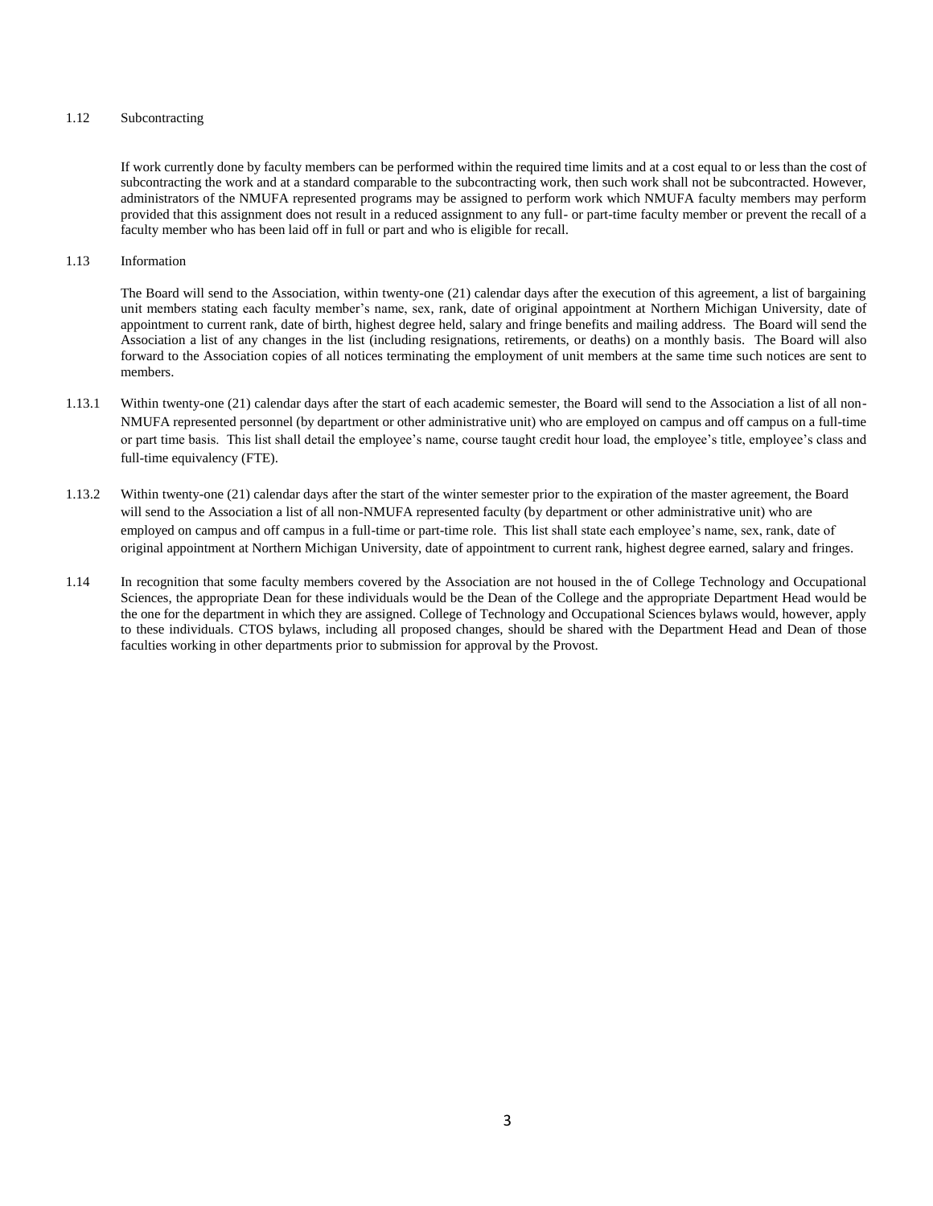1.12 Subcontracting

If work currently done by faculty members can be performed within the required time limits and at a cost equal to or less than the cost of subcontracting the work and at a standard comparable to the subcontracting work, then such work shall not be subcontracted. However, administrators of the NMUFA represented programs may be assigned to perform work which NMUFA faculty members may perform provided that this assignment does not result in a reduced assignment to any full- or part-time faculty member or prevent the recall of a faculty member who has been laid off in full or part and who is eligible for recall.

1.13 Information

The Board will send to the Association, within twenty-one (21) calendar days after the execution of this agreement, a list of bargaining unit members stating each faculty member's name, sex, rank, date of original appointment at Northern Michigan University, date of appointment to current rank, date of birth, highest degree held, salary and fringe benefits and mailing address. The Board will send the Association a list of any changes in the list (including resignations, retirements, or deaths) on a monthly basis. The Board will also forward to the Association copies of all notices terminating the employment of unit members at the same time such notices are sent to members.

1.13.1 Within twenty-one (21) calendar days after the start of each academic semester, the Board will send to the Association a list of all non-NMUFA represented personnel (by department or other administrative unit) who are employed on campus and off campus on a full-time or part time basis. This list shall detail the employee's name, course taught credit hour load, the employee's title, employee's class and full-time equivalency (FTE).

1.13.2 Within twenty-one (21) calendar days after the start of the winter semester prior to the expiration of the master agreement, the Board will send to the Association a list of all non-NMUFA represented faculty (by department or other administrative unit) who are employed on campus and off campus in a full-time or part-time role. This list shall state each employee's name, sex, rank, date of original appointment at Northern Michigan University, date of appointment to current rank, highest degree earned, salary and fringes.

1.14 In recognition that some faculty members covered by the Association are not housed in the of College Technology and Occupational Sciences, the appropriate Dean for these individuals would be the Dean of the College and the appropriate Department Head would be the one for the department in which they are assigned. College of Technology and Occupational Sciences bylaws would, however, apply to these individuals. CTOS bylaws, including all proposed changes, should be shared with the Department Head and Dean of those faculties working in other departments prior to submission for approval by the Provost.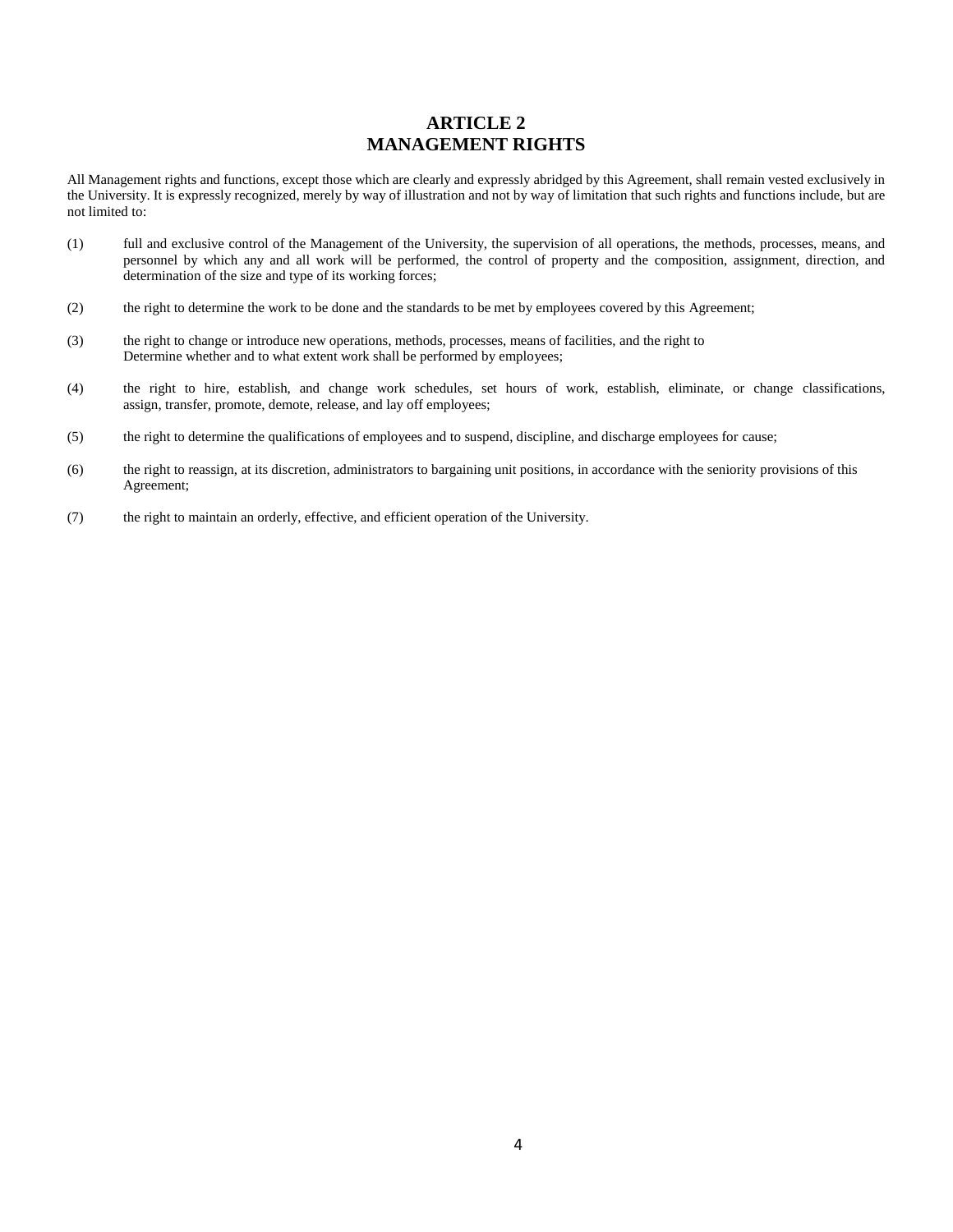# ARTICLE 2
# MANAGEMENT RIGHTS

All Management rights and functions, except those which are clearly and expressly abridged by this Agreement, shall remain vested exclusively in the University. It is expressly recognized, merely by way of illustration and not by way of limitation that such rights and functions include, but are not limited to:

(1) full and exclusive control of the Management of the University, the supervision of all operations, the methods, processes, means, and personnel by which any and all work will be performed, the control of property and the composition, assignment, direction, and determination of the size and type of its working forces;

(2) the right to determine the work to be done and the standards to be met by employees covered by this Agreement;

(3) the right to change or introduce new operations, methods, processes, means of facilities, and the right to Determine whether and to what extent work shall be performed by employees;

(4) the right to hire, establish, and change work schedules, set hours of work, establish, eliminate, or change classifications, assign, transfer, promote, demote, release, and lay off employees;

(5) the right to determine the qualifications of employees and to suspend, discipline, and discharge employees for cause;

(6) the right to reassign, at its discretion, administrators to bargaining unit positions, in accordance with the seniority provisions of this Agreement;

(7) the right to maintain an orderly, effective, and efficient operation of the University.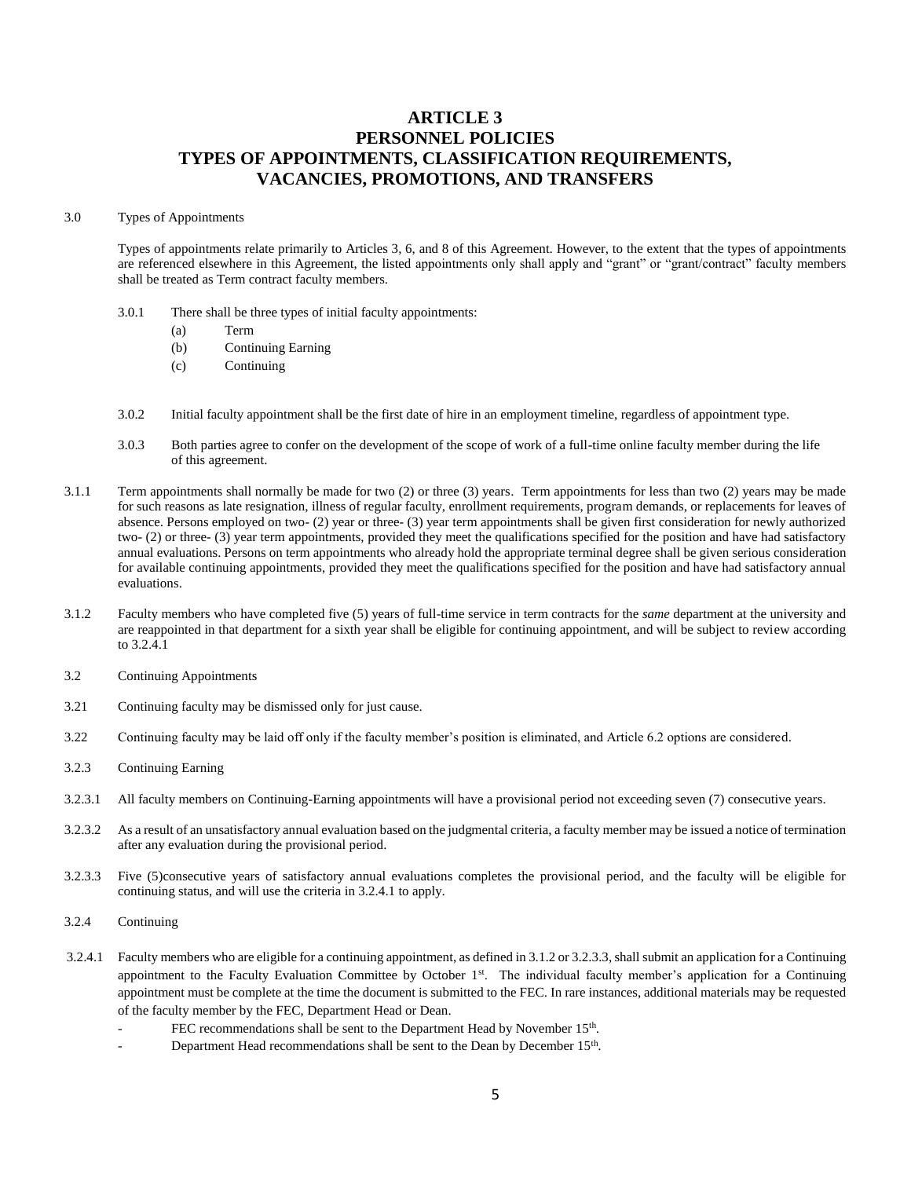# ARTICLE 3
# PERSONNEL POLICIES
# TYPES OF APPOINTMENTS, CLASSIFICATION REQUIREMENTS, VACANCIES, PROMOTIONS, AND TRANSFERS

3.0 Types of Appointments

Types of appointments relate primarily to Articles 3, 6, and 8 of this Agreement. However, to the extent that the types of appointments are referenced elsewhere in this Agreement, the listed appointments only shall apply and "grant" or "grant/contract" faculty members shall be treated as Term contract faculty members.

3.0.1 There shall be three types of initial faculty appointments:

(a) Term
(b) Continuing Earning
(c) Continuing

3.0.2 Initial faculty appointment shall be the first date of hire in an employment timeline, regardless of appointment type.

3.0.3 Both parties agree to confer on the development of the scope of work of a full-time online faculty member during the life of this agreement.

3.1.1 Term appointments shall normally be made for two (2) or three (3) years. Term appointments for less than two (2) years may be made for such reasons as late resignation, illness of regular faculty, enrollment requirements, program demands, or replacements for leaves of absence. Persons employed on two- (2) year or three- (3) year term appointments shall be given first consideration for newly authorized two- (2) or three- (3) year term appointments, provided they meet the qualifications specified for the position and have had satisfactory annual evaluations. Persons on term appointments who already hold the appropriate terminal degree shall be given serious consideration for available continuing appointments, provided they meet the qualifications specified for the position and have had satisfactory annual evaluations.

3.1.2 Faculty members who have completed five (5) years of full-time service in term contracts for the *same* department at the university and are reappointed in that department for a sixth year shall be eligible for continuing appointment, and will be subject to review according to 3.2.4.1

3.2 Continuing Appointments

3.21 Continuing faculty may be dismissed only for just cause.

3.22 Continuing faculty may be laid off only if the faculty member's position is eliminated, and Article 6.2 options are considered.

3.2.3 Continuing Earning

3.2.3.1 All faculty members on Continuing-Earning appointments will have a provisional period not exceeding seven (7) consecutive years.

3.2.3.2 As a result of an unsatisfactory annual evaluation based on the judgmental criteria, a faculty member may be issued a notice of termination after any evaluation during the provisional period.

3.2.3.3 Five (5)consecutive years of satisfactory annual evaluations completes the provisional period, and the faculty will be eligible for continuing status, and will use the criteria in 3.2.4.1 to apply.

3.2.4 Continuing

3.2.4.1 Faculty members who are eligible for a continuing appointment, as defined in 3.1.2 or 3.2.3.3, shall submit an application for a Continuing appointment to the Faculty Evaluation Committee by October 1st. The individual faculty member's application for a Continuing appointment must be complete at the time the document is submitted to the FEC. In rare instances, additional materials may be requested of the faculty member by the FEC, Department Head or Dean.

- FEC recommendations shall be sent to the Department Head by November 15th.
- Department Head recommendations shall be sent to the Dean by December 15th.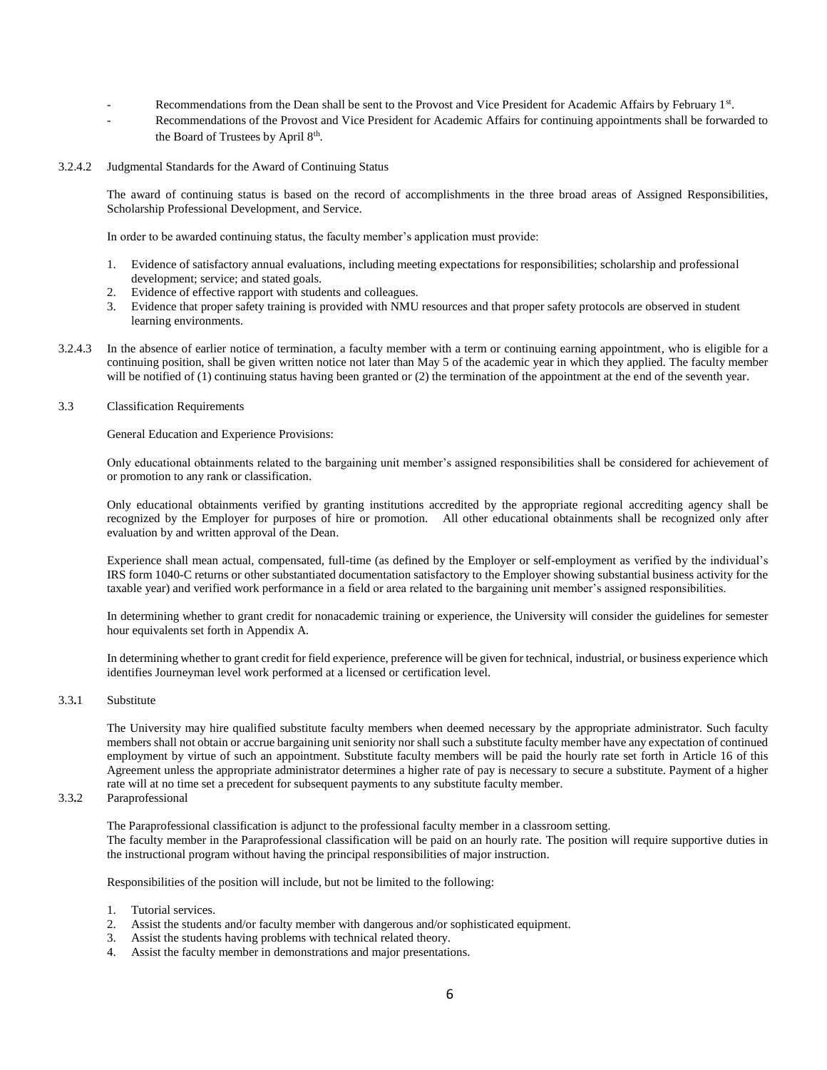- Recommendations from the Dean shall be sent to the Provost and Vice President for Academic Affairs by February 1st.
- Recommendations of the Provost and Vice President for Academic Affairs for continuing appointments shall be forwarded to the Board of Trustees by April 8th.

3.2.4.2 Judgmental Standards for the Award of Continuing Status

The award of continuing status is based on the record of accomplishments in the three broad areas of Assigned Responsibilities, Scholarship Professional Development, and Service.

In order to be awarded continuing status, the faculty member's application must provide:

1. Evidence of satisfactory annual evaluations, including meeting expectations for responsibilities; scholarship and professional development; service; and stated goals.
2. Evidence of effective rapport with students and colleagues.
3. Evidence that proper safety training is provided with NMU resources and that proper safety protocols are observed in student learning environments.

3.2.4.3 In the absence of earlier notice of termination, a faculty member with a term or continuing earning appointment, who is eligible for a continuing position, shall be given written notice not later than May 5 of the academic year in which they applied. The faculty member will be notified of (1) continuing status having been granted or (2) the termination of the appointment at the end of the seventh year.

3.3 Classification Requirements

General Education and Experience Provisions:

Only educational obtainments related to the bargaining unit member's assigned responsibilities shall be considered for achievement of or promotion to any rank or classification.

Only educational obtainments verified by granting institutions accredited by the appropriate regional accrediting agency shall be recognized by the Employer for purposes of hire or promotion. All other educational obtainments shall be recognized only after evaluation by and written approval of the Dean.

Experience shall mean actual, compensated, full-time (as defined by the Employer or self-employment as verified by the individual's IRS form 1040-C returns or other substantiated documentation satisfactory to the Employer showing substantial business activity for the taxable year) and verified work performance in a field or area related to the bargaining unit member's assigned responsibilities.

In determining whether to grant credit for nonacademic training or experience, the University will consider the guidelines for semester hour equivalents set forth in Appendix A.

In determining whether to grant credit for field experience, preference will be given for technical, industrial, or business experience which identifies Journeyman level work performed at a licensed or certification level.

3.3.1 Substitute

The University may hire qualified substitute faculty members when deemed necessary by the appropriate administrator. Such faculty members shall not obtain or accrue bargaining unit seniority nor shall such a substitute faculty member have any expectation of continued employment by virtue of such an appointment. Substitute faculty members will be paid the hourly rate set forth in Article 16 of this Agreement unless the appropriate administrator determines a higher rate of pay is necessary to secure a substitute. Payment of a higher rate will at no time set a precedent for subsequent payments to any substitute faculty member.

3.3.2 Paraprofessional

The Paraprofessional classification is adjunct to the professional faculty member in a classroom setting.
The faculty member in the Paraprofessional classification will be paid on an hourly rate. The position will require supportive duties in the instructional program without having the principal responsibilities of major instruction.

Responsibilities of the position will include, but not be limited to the following:

1. Tutorial services.
2. Assist the students and/or faculty member with dangerous and/or sophisticated equipment.
3. Assist the students having problems with technical related theory.
4. Assist the faculty member in demonstrations and major presentations.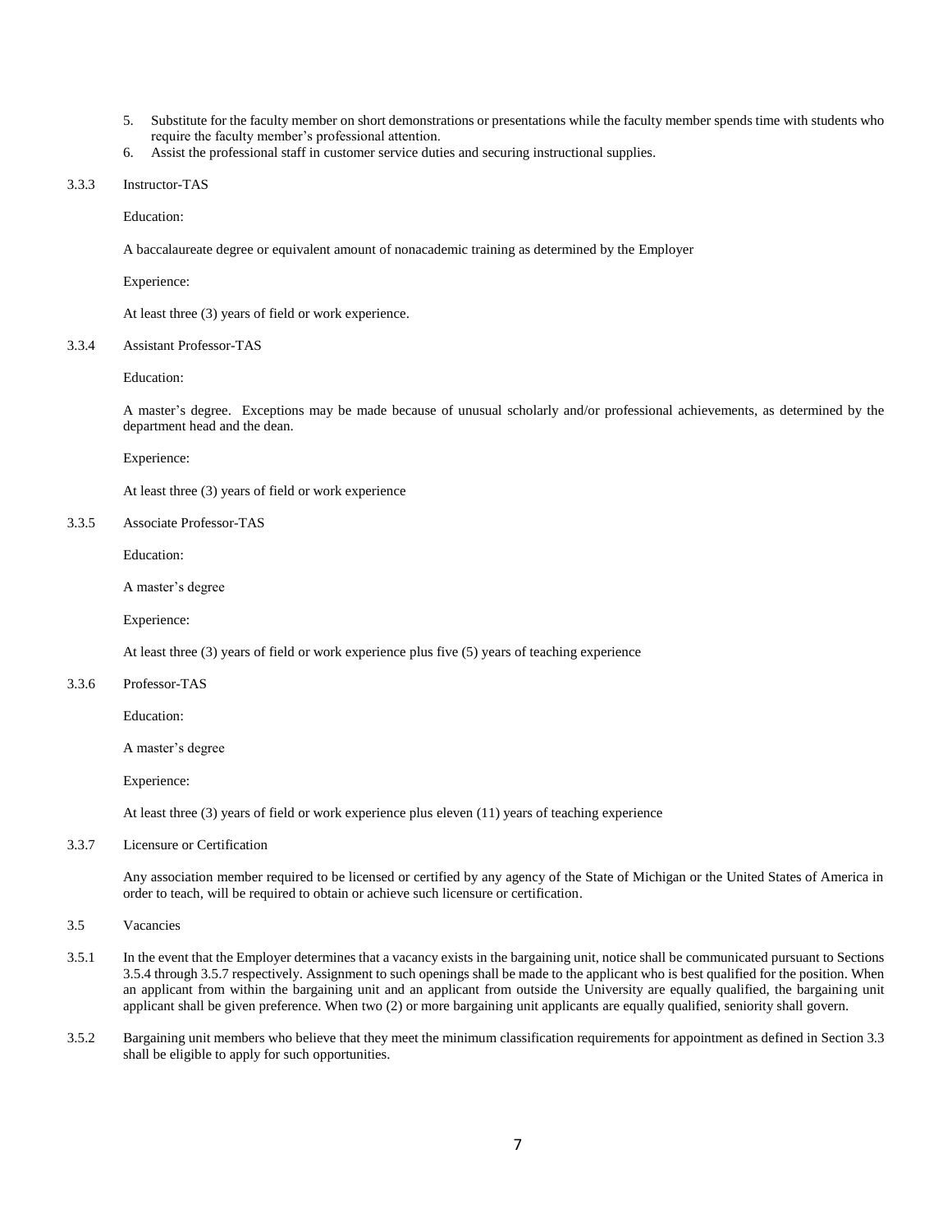5. Substitute for the faculty member on short demonstrations or presentations while the faculty member spends time with students who require the faculty member's professional attention.
6. Assist the professional staff in customer service duties and securing instructional supplies.

3.3.3 Instructor-TAS

Education:

A baccalaureate degree or equivalent amount of nonacademic training as determined by the Employer

Experience:

At least three (3) years of field or work experience.

3.3.4 Assistant Professor-TAS

Education:

A master's degree. Exceptions may be made because of unusual scholarly and/or professional achievements, as determined by the department head and the dean.

Experience:

At least three (3) years of field or work experience

3.3.5 Associate Professor-TAS

Education:

A master's degree

Experience:

At least three (3) years of field or work experience plus five (5) years of teaching experience

3.3.6 Professor-TAS

Education:

A master's degree

Experience:

At least three (3) years of field or work experience plus eleven (11) years of teaching experience

3.3.7 Licensure or Certification

Any association member required to be licensed or certified by any agency of the State of Michigan or the United States of America in order to teach, will be required to obtain or achieve such licensure or certification.

3.5 Vacancies

3.5.1 In the event that the Employer determines that a vacancy exists in the bargaining unit, notice shall be communicated pursuant to Sections 3.5.4 through 3.5.7 respectively. Assignment to such openings shall be made to the applicant who is best qualified for the position. When an applicant from within the bargaining unit and an applicant from outside the University are equally qualified, the bargaining unit applicant shall be given preference. When two (2) or more bargaining unit applicants are equally qualified, seniority shall govern.

3.5.2 Bargaining unit members who believe that they meet the minimum classification requirements for appointment as defined in Section 3.3 shall be eligible to apply for such opportunities.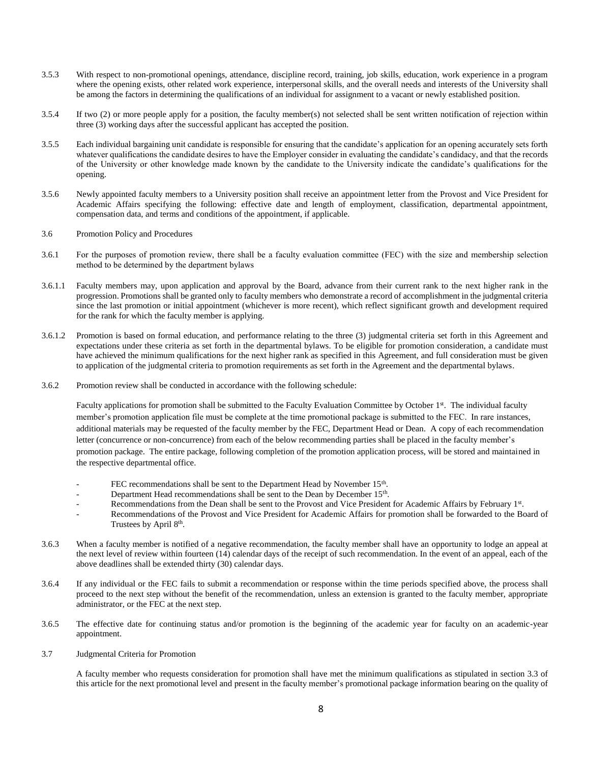3.5.3 With respect to non-promotional openings, attendance, discipline record, training, job skills, education, work experience in a program where the opening exists, other related work experience, interpersonal skills, and the overall needs and interests of the University shall be among the factors in determining the qualifications of an individual for assignment to a vacant or newly established position.

3.5.4 If two (2) or more people apply for a position, the faculty member(s) not selected shall be sent written notification of rejection within three (3) working days after the successful applicant has accepted the position.

3.5.5 Each individual bargaining unit candidate is responsible for ensuring that the candidate's application for an opening accurately sets forth whatever qualifications the candidate desires to have the Employer consider in evaluating the candidate's candidacy, and that the records of the University or other knowledge made known by the candidate to the University indicate the candidate's qualifications for the opening.

3.5.6 Newly appointed faculty members to a University position shall receive an appointment letter from the Provost and Vice President for Academic Affairs specifying the following: effective date and length of employment, classification, departmental appointment, compensation data, and terms and conditions of the appointment, if applicable.

3.6 Promotion Policy and Procedures

3.6.1 For the purposes of promotion review, there shall be a faculty evaluation committee (FEC) with the size and membership selection method to be determined by the department bylaws

3.6.1.1 Faculty members may, upon application and approval by the Board, advance from their current rank to the next higher rank in the progression. Promotions shall be granted only to faculty members who demonstrate a record of accomplishment in the judgmental criteria since the last promotion or initial appointment (whichever is more recent), which reflect significant growth and development required for the rank for which the faculty member is applying.

3.6.1.2 Promotion is based on formal education, and performance relating to the three (3) judgmental criteria set forth in this Agreement and expectations under these criteria as set forth in the departmental bylaws. To be eligible for promotion consideration, a candidate must have achieved the minimum qualifications for the next higher rank as specified in this Agreement, and full consideration must be given to application of the judgmental criteria to promotion requirements as set forth in the Agreement and the departmental bylaws.

3.6.2 Promotion review shall be conducted in accordance with the following schedule:

Faculty applications for promotion shall be submitted to the Faculty Evaluation Committee by October 1st. The individual faculty member's promotion application file must be complete at the time promotional package is submitted to the FEC. In rare instances, additional materials may be requested of the faculty member by the FEC, Department Head or Dean. A copy of each recommendation letter (concurrence or non-concurrence) from each of the below recommending parties shall be placed in the faculty member's promotion package. The entire package, following completion of the promotion application process, will be stored and maintained in the respective departmental office.

- FEC recommendations shall be sent to the Department Head by November 15th.
- Department Head recommendations shall be sent to the Dean by December 15th.
- Recommendations from the Dean shall be sent to the Provost and Vice President for Academic Affairs by February 1st.
- Recommendations of the Provost and Vice President for Academic Affairs for promotion shall be forwarded to the Board of Trustees by April 8th.

3.6.3 When a faculty member is notified of a negative recommendation, the faculty member shall have an opportunity to lodge an appeal at the next level of review within fourteen (14) calendar days of the receipt of such recommendation. In the event of an appeal, each of the above deadlines shall be extended thirty (30) calendar days.

3.6.4 If any individual or the FEC fails to submit a recommendation or response within the time periods specified above, the process shall proceed to the next step without the benefit of the recommendation, unless an extension is granted to the faculty member, appropriate administrator, or the FEC at the next step.

3.6.5 The effective date for continuing status and/or promotion is the beginning of the academic year for faculty on an academic-year appointment.

3.7 Judgmental Criteria for Promotion

A faculty member who requests consideration for promotion shall have met the minimum qualifications as stipulated in section 3.3 of this article for the next promotional level and present in the faculty member's promotional package information bearing on the quality of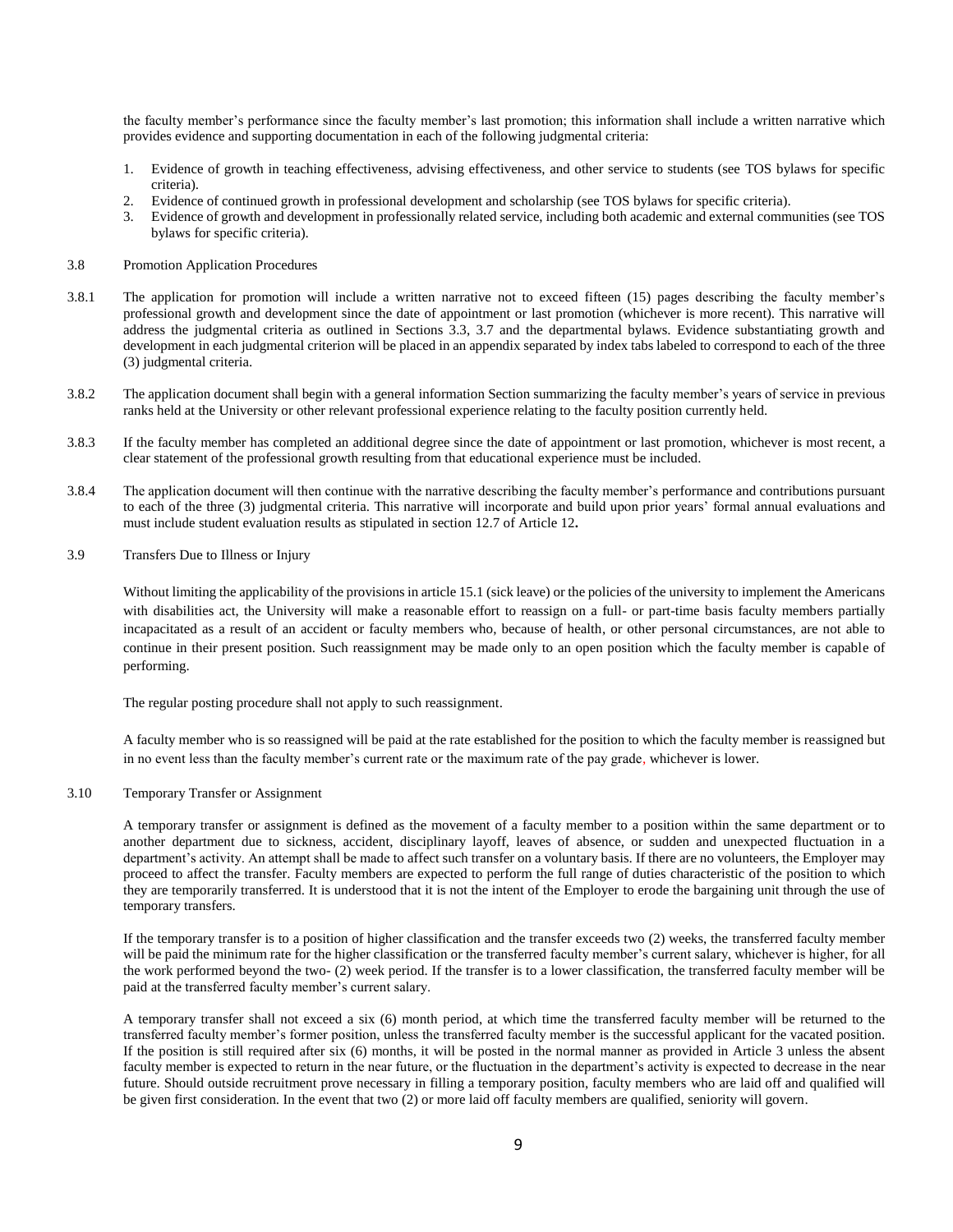the faculty member's performance since the faculty member's last promotion; this information shall include a written narrative which provides evidence and supporting documentation in each of the following judgmental criteria:

1. Evidence of growth in teaching effectiveness, advising effectiveness, and other service to students (see TOS bylaws for specific criteria).
2. Evidence of continued growth in professional development and scholarship (see TOS bylaws for specific criteria).
3. Evidence of growth and development in professionally related service, including both academic and external communities (see TOS bylaws for specific criteria).

3.8 Promotion Application Procedures

3.8.1 The application for promotion will include a written narrative not to exceed fifteen (15) pages describing the faculty member's professional growth and development since the date of appointment or last promotion (whichever is more recent). This narrative will address the judgmental criteria as outlined in Sections 3.3, 3.7 and the departmental bylaws. Evidence substantiating growth and development in each judgmental criterion will be placed in an appendix separated by index tabs labeled to correspond to each of the three (3) judgmental criteria.

3.8.2 The application document shall begin with a general information Section summarizing the faculty member's years of service in previous ranks held at the University or other relevant professional experience relating to the faculty position currently held.

3.8.3 If the faculty member has completed an additional degree since the date of appointment or last promotion, whichever is most recent, a clear statement of the professional growth resulting from that educational experience must be included.

3.8.4 The application document will then continue with the narrative describing the faculty member's performance and contributions pursuant to each of the three (3) judgmental criteria. This narrative will incorporate and build upon prior years' formal annual evaluations and must include student evaluation results as stipulated in section 12.7 of Article 12**.**

3.9 Transfers Due to Illness or Injury

Without limiting the applicability of the provisions in article 15.1 (sick leave) or the policies of the university to implement the Americans with disabilities act, the University will make a reasonable effort to reassign on a full- or part-time basis faculty members partially incapacitated as a result of an accident or faculty members who, because of health, or other personal circumstances, are not able to continue in their present position. Such reassignment may be made only to an open position which the faculty member is capable of performing.

The regular posting procedure shall not apply to such reassignment.

A faculty member who is so reassigned will be paid at the rate established for the position to which the faculty member is reassigned but in no event less than the faculty member's current rate or the maximum rate of the pay grade, whichever is lower.

3.10 Temporary Transfer or Assignment

A temporary transfer or assignment is defined as the movement of a faculty member to a position within the same department or to another department due to sickness, accident, disciplinary layoff, leaves of absence, or sudden and unexpected fluctuation in a department's activity. An attempt shall be made to affect such transfer on a voluntary basis. If there are no volunteers, the Employer may proceed to affect the transfer. Faculty members are expected to perform the full range of duties characteristic of the position to which they are temporarily transferred. It is understood that it is not the intent of the Employer to erode the bargaining unit through the use of temporary transfers.

If the temporary transfer is to a position of higher classification and the transfer exceeds two (2) weeks, the transferred faculty member will be paid the minimum rate for the higher classification or the transferred faculty member's current salary, whichever is higher, for all the work performed beyond the two- (2) week period. If the transfer is to a lower classification, the transferred faculty member will be paid at the transferred faculty member's current salary.

A temporary transfer shall not exceed a six (6) month period, at which time the transferred faculty member will be returned to the transferred faculty member's former position, unless the transferred faculty member is the successful applicant for the vacated position. If the position is still required after six (6) months, it will be posted in the normal manner as provided in Article 3 unless the absent faculty member is expected to return in the near future, or the fluctuation in the department's activity is expected to decrease in the near future. Should outside recruitment prove necessary in filling a temporary position, faculty members who are laid off and qualified will be given first consideration. In the event that two (2) or more laid off faculty members are qualified, seniority will govern.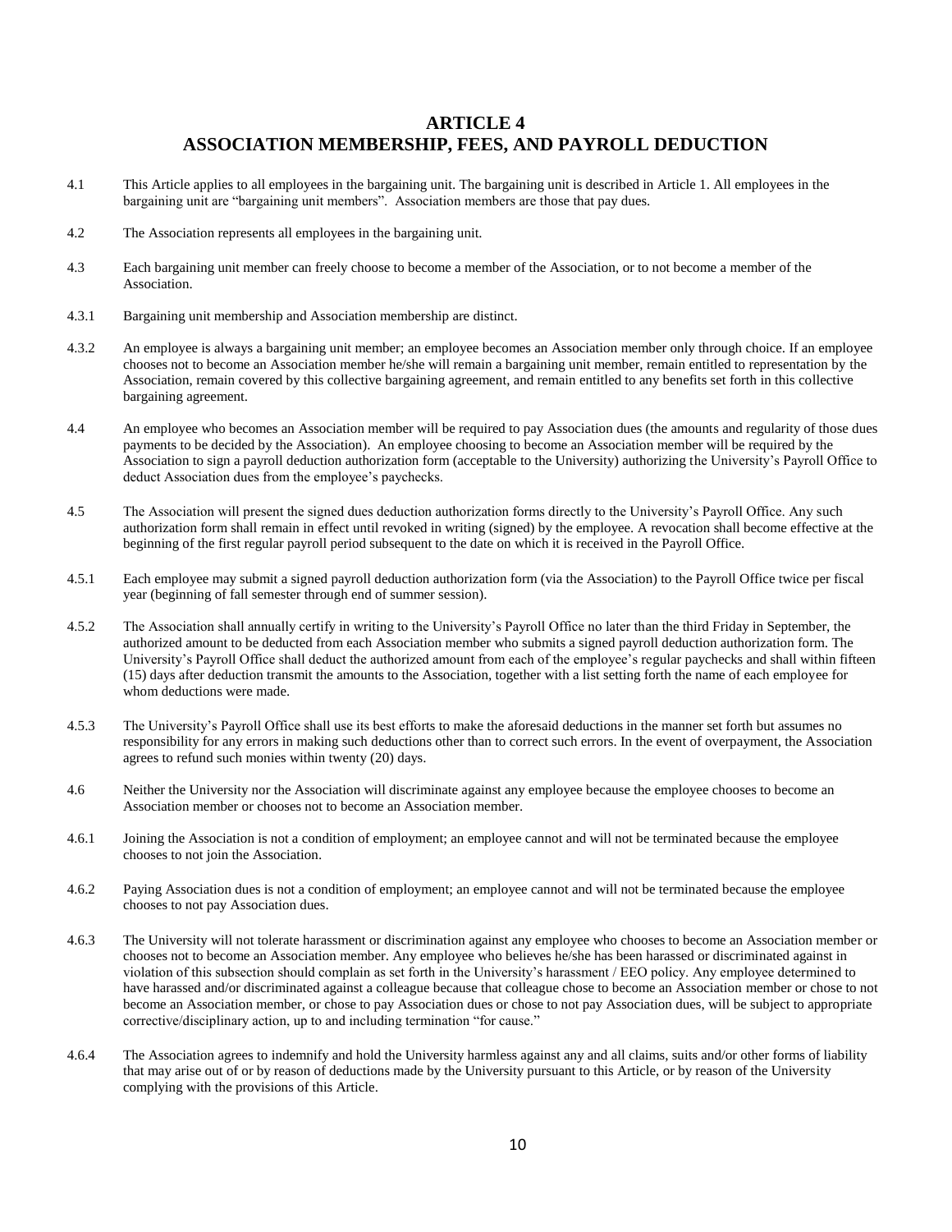# ARTICLE 4
# ASSOCIATION MEMBERSHIP, FEES, AND PAYROLL DEDUCTION

4.1 This Article applies to all employees in the bargaining unit. The bargaining unit is described in Article 1. All employees in the bargaining unit are "bargaining unit members". Association members are those that pay dues.

4.2 The Association represents all employees in the bargaining unit.

4.3 Each bargaining unit member can freely choose to become a member of the Association, or to not become a member of the Association.

4.3.1 Bargaining unit membership and Association membership are distinct.

4.3.2 An employee is always a bargaining unit member; an employee becomes an Association member only through choice. If an employee chooses not to become an Association member he/she will remain a bargaining unit member, remain entitled to representation by the Association, remain covered by this collective bargaining agreement, and remain entitled to any benefits set forth in this collective bargaining agreement.

4.4 An employee who becomes an Association member will be required to pay Association dues (the amounts and regularity of those dues payments to be decided by the Association). An employee choosing to become an Association member will be required by the Association to sign a payroll deduction authorization form (acceptable to the University) authorizing the University's Payroll Office to deduct Association dues from the employee's paychecks.

4.5 The Association will present the signed dues deduction authorization forms directly to the University's Payroll Office. Any such authorization form shall remain in effect until revoked in writing (signed) by the employee. A revocation shall become effective at the beginning of the first regular payroll period subsequent to the date on which it is received in the Payroll Office.

4.5.1 Each employee may submit a signed payroll deduction authorization form (via the Association) to the Payroll Office twice per fiscal year (beginning of fall semester through end of summer session).

4.5.2 The Association shall annually certify in writing to the University's Payroll Office no later than the third Friday in September, the authorized amount to be deducted from each Association member who submits a signed payroll deduction authorization form. The University's Payroll Office shall deduct the authorized amount from each of the employee's regular paychecks and shall within fifteen (15) days after deduction transmit the amounts to the Association, together with a list setting forth the name of each employee for whom deductions were made.

4.5.3 The University's Payroll Office shall use its best efforts to make the aforesaid deductions in the manner set forth but assumes no responsibility for any errors in making such deductions other than to correct such errors. In the event of overpayment, the Association agrees to refund such monies within twenty (20) days.

4.6 Neither the University nor the Association will discriminate against any employee because the employee chooses to become an Association member or chooses not to become an Association member.

4.6.1 Joining the Association is not a condition of employment; an employee cannot and will not be terminated because the employee chooses to not join the Association.

4.6.2 Paying Association dues is not a condition of employment; an employee cannot and will not be terminated because the employee chooses to not pay Association dues.

4.6.3 The University will not tolerate harassment or discrimination against any employee who chooses to become an Association member or chooses not to become an Association member. Any employee who believes he/she has been harassed or discriminated against in violation of this subsection should complain as set forth in the University's harassment / EEO policy. Any employee determined to have harassed and/or discriminated against a colleague because that colleague chose to become an Association member or chose to not become an Association member, or chose to pay Association dues or chose to not pay Association dues, will be subject to appropriate corrective/disciplinary action, up to and including termination "for cause."

4.6.4 The Association agrees to indemnify and hold the University harmless against any and all claims, suits and/or other forms of liability that may arise out of or by reason of deductions made by the University pursuant to this Article, or by reason of the University complying with the provisions of this Article.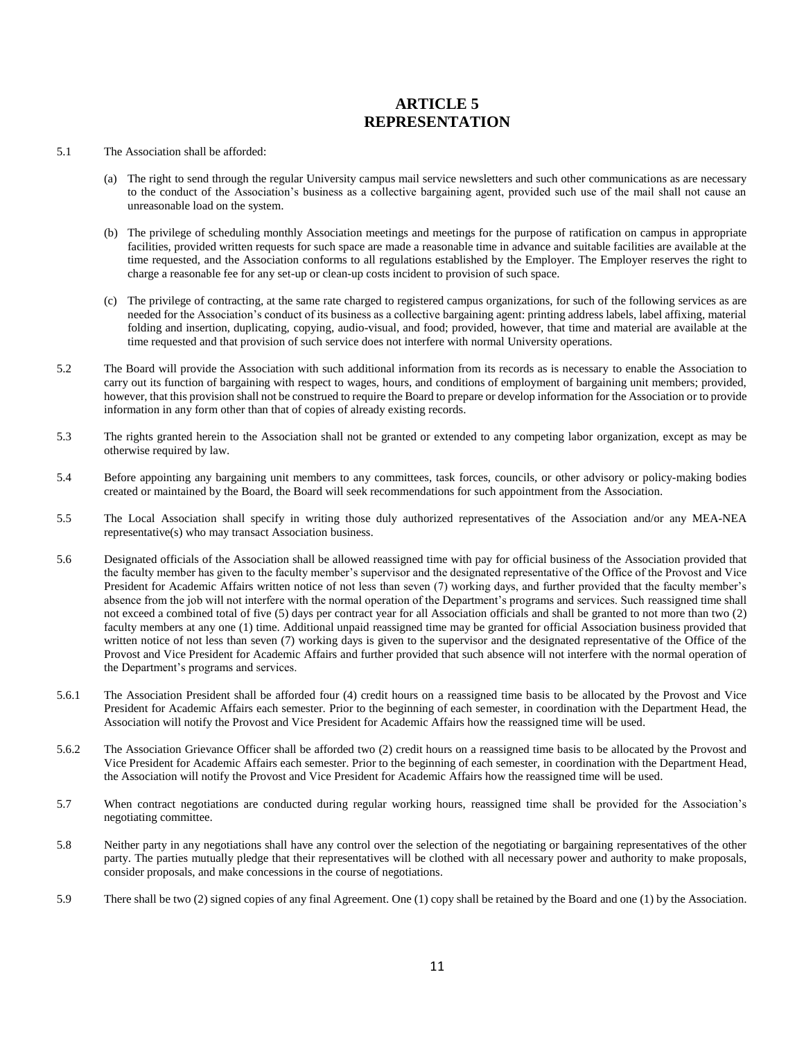# ARTICLE 5
# REPRESENTATION

5.1 The Association shall be afforded:

(a) The right to send through the regular University campus mail service newsletters and such other communications as are necessary to the conduct of the Association's business as a collective bargaining agent, provided such use of the mail shall not cause an unreasonable load on the system.

(b) The privilege of scheduling monthly Association meetings and meetings for the purpose of ratification on campus in appropriate facilities, provided written requests for such space are made a reasonable time in advance and suitable facilities are available at the time requested, and the Association conforms to all regulations established by the Employer. The Employer reserves the right to charge a reasonable fee for any set-up or clean-up costs incident to provision of such space.

(c) The privilege of contracting, at the same rate charged to registered campus organizations, for such of the following services as are needed for the Association's conduct of its business as a collective bargaining agent: printing address labels, label affixing, material folding and insertion, duplicating, copying, audio-visual, and food; provided, however, that time and material are available at the time requested and that provision of such service does not interfere with normal University operations.

5.2 The Board will provide the Association with such additional information from its records as is necessary to enable the Association to carry out its function of bargaining with respect to wages, hours, and conditions of employment of bargaining unit members; provided, however, that this provision shall not be construed to require the Board to prepare or develop information for the Association or to provide information in any form other than that of copies of already existing records.

5.3 The rights granted herein to the Association shall not be granted or extended to any competing labor organization, except as may be otherwise required by law.

5.4 Before appointing any bargaining unit members to any committees, task forces, councils, or other advisory or policy-making bodies created or maintained by the Board, the Board will seek recommendations for such appointment from the Association.

5.5 The Local Association shall specify in writing those duly authorized representatives of the Association and/or any MEA-NEA representative(s) who may transact Association business.

5.6 Designated officials of the Association shall be allowed reassigned time with pay for official business of the Association provided that the faculty member has given to the faculty member's supervisor and the designated representative of the Office of the Provost and Vice President for Academic Affairs written notice of not less than seven (7) working days, and further provided that the faculty member's absence from the job will not interfere with the normal operation of the Department's programs and services. Such reassigned time shall not exceed a combined total of five (5) days per contract year for all Association officials and shall be granted to not more than two (2) faculty members at any one (1) time. Additional unpaid reassigned time may be granted for official Association business provided that written notice of not less than seven (7) working days is given to the supervisor and the designated representative of the Office of the Provost and Vice President for Academic Affairs and further provided that such absence will not interfere with the normal operation of the Department's programs and services.

5.6.1 The Association President shall be afforded four (4) credit hours on a reassigned time basis to be allocated by the Provost and Vice President for Academic Affairs each semester. Prior to the beginning of each semester, in coordination with the Department Head, the Association will notify the Provost and Vice President for Academic Affairs how the reassigned time will be used.

5.6.2 The Association Grievance Officer shall be afforded two (2) credit hours on a reassigned time basis to be allocated by the Provost and Vice President for Academic Affairs each semester. Prior to the beginning of each semester, in coordination with the Department Head, the Association will notify the Provost and Vice President for Academic Affairs how the reassigned time will be used.

5.7 When contract negotiations are conducted during regular working hours, reassigned time shall be provided for the Association's negotiating committee.

5.8 Neither party in any negotiations shall have any control over the selection of the negotiating or bargaining representatives of the other party. The parties mutually pledge that their representatives will be clothed with all necessary power and authority to make proposals, consider proposals, and make concessions in the course of negotiations.

5.9 There shall be two (2) signed copies of any final Agreement. One (1) copy shall be retained by the Board and one (1) by the Association.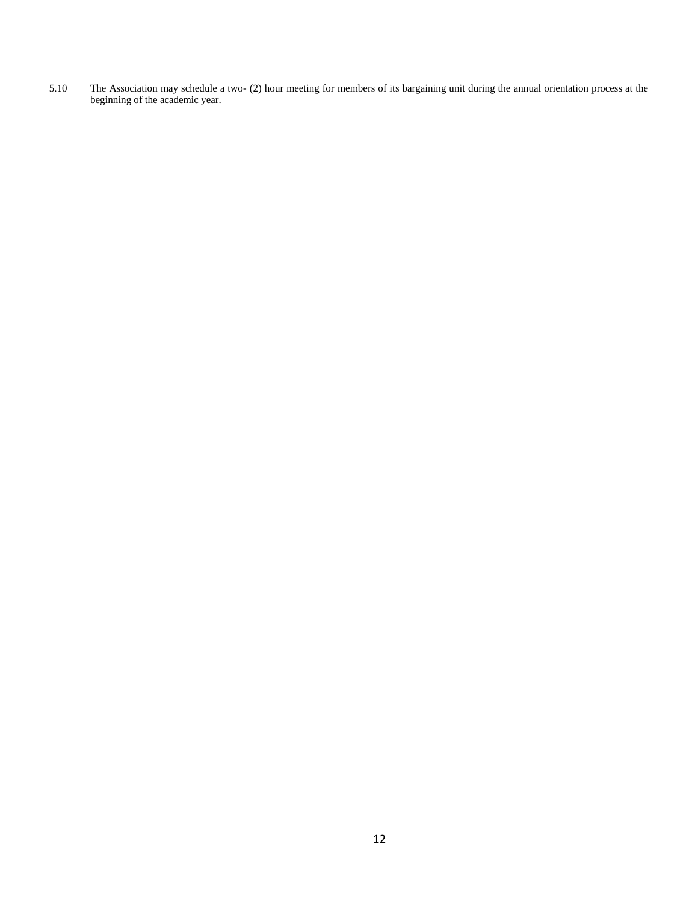5.10 The Association may schedule a two- (2) hour meeting for members of its bargaining unit during the annual orientation process at the beginning of the academic year.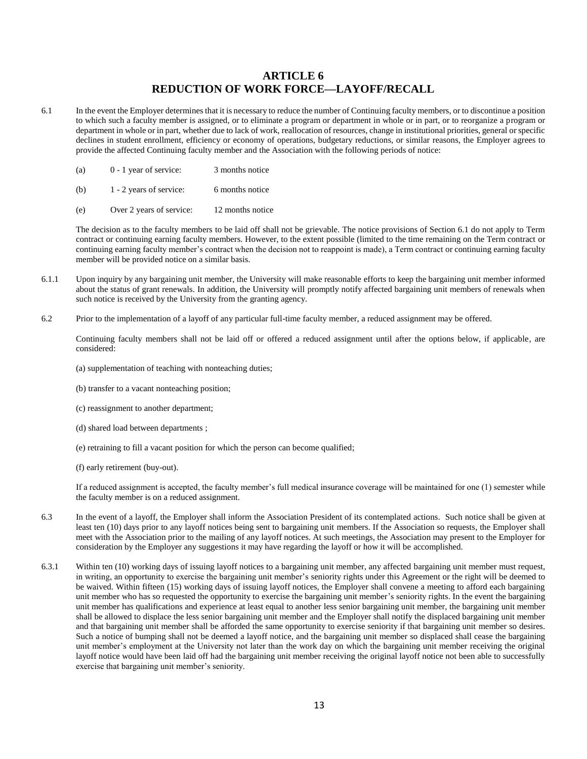# ARTICLE 6
# REDUCTION OF WORK FORCE—LAYOFF/RECALL

6.1 In the event the Employer determines that it is necessary to reduce the number of Continuing faculty members, or to discontinue a position to which such a faculty member is assigned, or to eliminate a program or department in whole or in part, or to reorganize a program or department in whole or in part, whether due to lack of work, reallocation of resources, change in institutional priorities, general or specific declines in student enrollment, efficiency or economy of operations, budgetary reductions, or similar reasons, the Employer agrees to provide the affected Continuing faculty member and the Association with the following periods of notice:

(a) 0 - 1 year of service: 3 months notice

(b) 1 - 2 years of service: 6 months notice

(e) Over 2 years of service: 12 months notice

The decision as to the faculty members to be laid off shall not be grievable. The notice provisions of Section 6.1 do not apply to Term contract or continuing earning faculty members. However, to the extent possible (limited to the time remaining on the Term contract or continuing earning faculty member's contract when the decision not to reappoint is made), a Term contract or continuing earning faculty member will be provided notice on a similar basis.

6.1.1 Upon inquiry by any bargaining unit member, the University will make reasonable efforts to keep the bargaining unit member informed about the status of grant renewals. In addition, the University will promptly notify affected bargaining unit members of renewals when such notice is received by the University from the granting agency.

6.2 Prior to the implementation of a layoff of any particular full-time faculty member, a reduced assignment may be offered.

Continuing faculty members shall not be laid off or offered a reduced assignment until after the options below, if applicable, are considered:

(a) supplementation of teaching with nonteaching duties;

(b) transfer to a vacant nonteaching position;

(c) reassignment to another department;

(d) shared load between departments ;

(e) retraining to fill a vacant position for which the person can become qualified;

(f) early retirement (buy-out).

If a reduced assignment is accepted, the faculty member's full medical insurance coverage will be maintained for one (1) semester while the faculty member is on a reduced assignment.

6.3 In the event of a layoff, the Employer shall inform the Association President of its contemplated actions. Such notice shall be given at least ten (10) days prior to any layoff notices being sent to bargaining unit members. If the Association so requests, the Employer shall meet with the Association prior to the mailing of any layoff notices. At such meetings, the Association may present to the Employer for consideration by the Employer any suggestions it may have regarding the layoff or how it will be accomplished.

6.3.1 Within ten (10) working days of issuing layoff notices to a bargaining unit member, any affected bargaining unit member must request, in writing, an opportunity to exercise the bargaining unit member's seniority rights under this Agreement or the right will be deemed to be waived. Within fifteen (15) working days of issuing layoff notices, the Employer shall convene a meeting to afford each bargaining unit member who has so requested the opportunity to exercise the bargaining unit member's seniority rights. In the event the bargaining unit member has qualifications and experience at least equal to another less senior bargaining unit member, the bargaining unit member shall be allowed to displace the less senior bargaining unit member and the Employer shall notify the displaced bargaining unit member and that bargaining unit member shall be afforded the same opportunity to exercise seniority if that bargaining unit member so desires. Such a notice of bumping shall not be deemed a layoff notice, and the bargaining unit member so displaced shall cease the bargaining unit member's employment at the University not later than the work day on which the bargaining unit member receiving the original layoff notice would have been laid off had the bargaining unit member receiving the original layoff notice not been able to successfully exercise that bargaining unit member's seniority.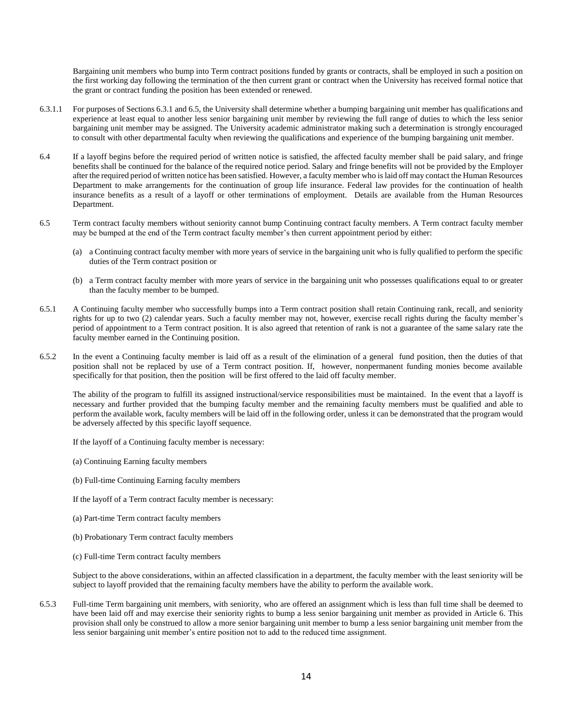Bargaining unit members who bump into Term contract positions funded by grants or contracts, shall be employed in such a position on the first working day following the termination of the then current grant or contract when the University has received formal notice that the grant or contract funding the position has been extended or renewed.

6.3.1.1 For purposes of Sections 6.3.1 and 6.5, the University shall determine whether a bumping bargaining unit member has qualifications and experience at least equal to another less senior bargaining unit member by reviewing the full range of duties to which the less senior bargaining unit member may be assigned. The University academic administrator making such a determination is strongly encouraged to consult with other departmental faculty when reviewing the qualifications and experience of the bumping bargaining unit member.

6.4 If a layoff begins before the required period of written notice is satisfied, the affected faculty member shall be paid salary, and fringe benefits shall be continued for the balance of the required notice period. Salary and fringe benefits will not be provided by the Employer after the required period of written notice has been satisfied. However, a faculty member who is laid off may contact the Human Resources Department to make arrangements for the continuation of group life insurance. Federal law provides for the continuation of health insurance benefits as a result of a layoff or other terminations of employment. Details are available from the Human Resources Department.

6.5 Term contract faculty members without seniority cannot bump Continuing contract faculty members. A Term contract faculty member may be bumped at the end of the Term contract faculty member's then current appointment period by either:

(a) a Continuing contract faculty member with more years of service in the bargaining unit who is fully qualified to perform the specific duties of the Term contract position or

(b) a Term contract faculty member with more years of service in the bargaining unit who possesses qualifications equal to or greater than the faculty member to be bumped.

6.5.1 A Continuing faculty member who successfully bumps into a Term contract position shall retain Continuing rank, recall, and seniority rights for up to two (2) calendar years. Such a faculty member may not, however, exercise recall rights during the faculty member's period of appointment to a Term contract position. It is also agreed that retention of rank is not a guarantee of the same salary rate the faculty member earned in the Continuing position.

6.5.2 In the event a Continuing faculty member is laid off as a result of the elimination of a general fund position, then the duties of that position shall not be replaced by use of a Term contract position. If, however, nonpermanent funding monies become available specifically for that position, then the position will be first offered to the laid off faculty member.

The ability of the program to fulfill its assigned instructional/service responsibilities must be maintained. In the event that a layoff is necessary and further provided that the bumping faculty member and the remaining faculty members must be qualified and able to perform the available work, faculty members will be laid off in the following order, unless it can be demonstrated that the program would be adversely affected by this specific layoff sequence.

If the layoff of a Continuing faculty member is necessary:

(a) Continuing Earning faculty members

(b) Full-time Continuing Earning faculty members

If the layoff of a Term contract faculty member is necessary:

(a) Part-time Term contract faculty members

(b) Probationary Term contract faculty members

(c) Full-time Term contract faculty members

Subject to the above considerations, within an affected classification in a department, the faculty member with the least seniority will be subject to layoff provided that the remaining faculty members have the ability to perform the available work.

6.5.3 Full-time Term bargaining unit members, with seniority, who are offered an assignment which is less than full time shall be deemed to have been laid off and may exercise their seniority rights to bump a less senior bargaining unit member as provided in Article 6. This provision shall only be construed to allow a more senior bargaining unit member to bump a less senior bargaining unit member from the less senior bargaining unit member's entire position not to add to the reduced time assignment.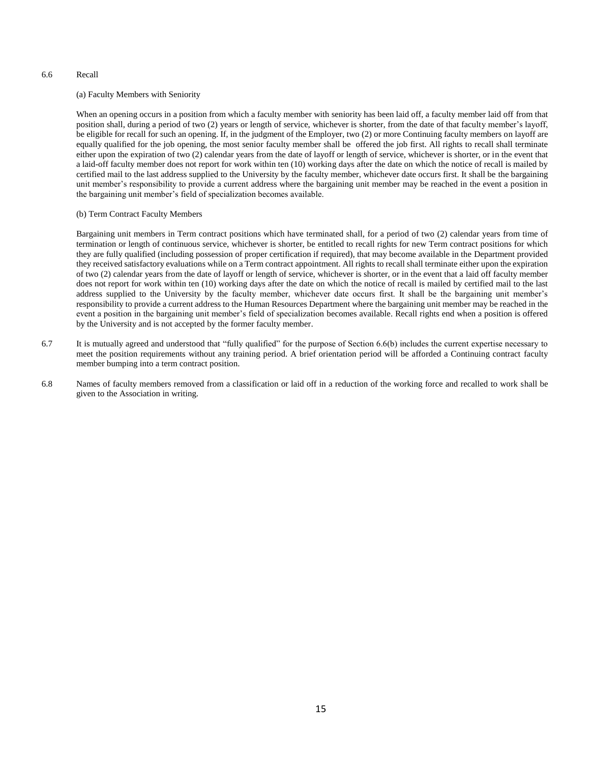6.6 Recall

(a) Faculty Members with Seniority

When an opening occurs in a position from which a faculty member with seniority has been laid off, a faculty member laid off from that position shall, during a period of two (2) years or length of service, whichever is shorter, from the date of that faculty member's layoff, be eligible for recall for such an opening. If, in the judgment of the Employer, two (2) or more Continuing faculty members on layoff are equally qualified for the job opening, the most senior faculty member shall be offered the job first. All rights to recall shall terminate either upon the expiration of two (2) calendar years from the date of layoff or length of service, whichever is shorter, or in the event that a laid-off faculty member does not report for work within ten (10) working days after the date on which the notice of recall is mailed by certified mail to the last address supplied to the University by the faculty member, whichever date occurs first. It shall be the bargaining unit member's responsibility to provide a current address where the bargaining unit member may be reached in the event a position in the bargaining unit member's field of specialization becomes available.

(b) Term Contract Faculty Members

Bargaining unit members in Term contract positions which have terminated shall, for a period of two (2) calendar years from time of termination or length of continuous service, whichever is shorter, be entitled to recall rights for new Term contract positions for which they are fully qualified (including possession of proper certification if required), that may become available in the Department provided they received satisfactory evaluations while on a Term contract appointment. All rights to recall shall terminate either upon the expiration of two (2) calendar years from the date of layoff or length of service, whichever is shorter, or in the event that a laid off faculty member does not report for work within ten (10) working days after the date on which the notice of recall is mailed by certified mail to the last address supplied to the University by the faculty member, whichever date occurs first. It shall be the bargaining unit member's responsibility to provide a current address to the Human Resources Department where the bargaining unit member may be reached in the event a position in the bargaining unit member's field of specialization becomes available. Recall rights end when a position is offered by the University and is not accepted by the former faculty member.

6.7 It is mutually agreed and understood that "fully qualified" for the purpose of Section 6.6(b) includes the current expertise necessary to meet the position requirements without any training period. A brief orientation period will be afforded a Continuing contract faculty member bumping into a term contract position.

6.8 Names of faculty members removed from a classification or laid off in a reduction of the working force and recalled to work shall be given to the Association in writing.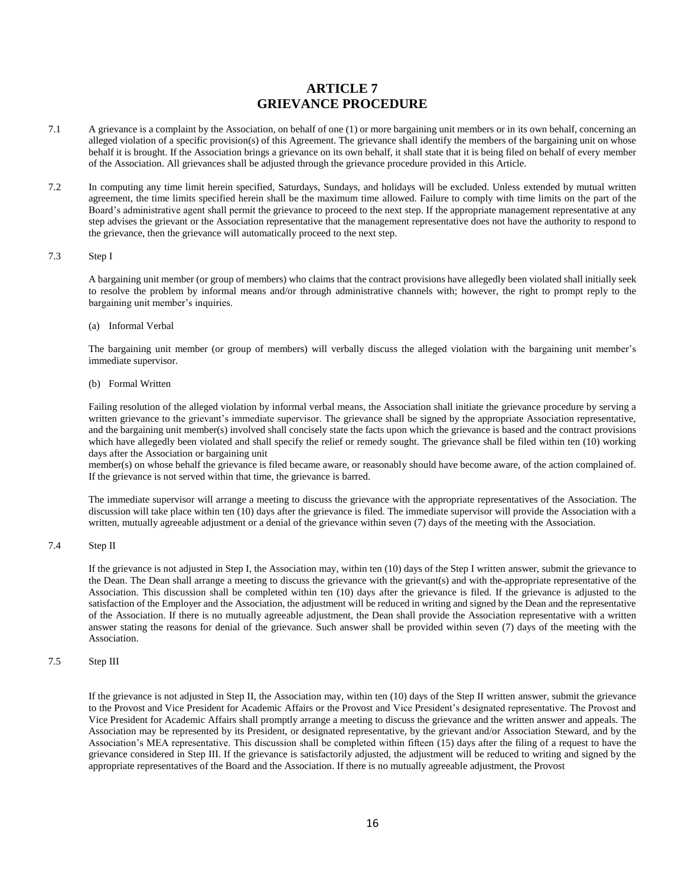# ARTICLE 7
# GRIEVANCE PROCEDURE

7.1 A grievance is a complaint by the Association, on behalf of one (1) or more bargaining unit members or in its own behalf, concerning an alleged violation of a specific provision(s) of this Agreement. The grievance shall identify the members of the bargaining unit on whose behalf it is brought. If the Association brings a grievance on its own behalf, it shall state that it is being filed on behalf of every member of the Association. All grievances shall be adjusted through the grievance procedure provided in this Article.

7.2 In computing any time limit herein specified, Saturdays, Sundays, and holidays will be excluded. Unless extended by mutual written agreement, the time limits specified herein shall be the maximum time allowed. Failure to comply with time limits on the part of the Board's administrative agent shall permit the grievance to proceed to the next step. If the appropriate management representative at any step advises the grievant or the Association representative that the management representative does not have the authority to respond to the grievance, then the grievance will automatically proceed to the next step.

7.3 Step I

A bargaining unit member (or group of members) who claims that the contract provisions have allegedly been violated shall initially seek to resolve the problem by informal means and/or through administrative channels with; however, the right to prompt reply to the bargaining unit member's inquiries.

(a) Informal Verbal

The bargaining unit member (or group of members) will verbally discuss the alleged violation with the bargaining unit member's immediate supervisor.

(b) Formal Written

Failing resolution of the alleged violation by informal verbal means, the Association shall initiate the grievance procedure by serving a written grievance to the grievant's immediate supervisor. The grievance shall be signed by the appropriate Association representative, and the bargaining unit member(s) involved shall concisely state the facts upon which the grievance is based and the contract provisions which have allegedly been violated and shall specify the relief or remedy sought. The grievance shall be filed within ten (10) working days after the Association or bargaining unit
member(s) on whose behalf the grievance is filed became aware, or reasonably should have become aware, of the action complained of. If the grievance is not served within that time, the grievance is barred.

The immediate supervisor will arrange a meeting to discuss the grievance with the appropriate representatives of the Association. The discussion will take place within ten (10) days after the grievance is filed. The immediate supervisor will provide the Association with a written, mutually agreeable adjustment or a denial of the grievance within seven (7) days of the meeting with the Association.

7.4 Step II

If the grievance is not adjusted in Step I, the Association may, within ten (10) days of the Step I written answer, submit the grievance to the Dean. The Dean shall arrange a meeting to discuss the grievance with the grievant(s) and with the appropriate representative of the Association. This discussion shall be completed within ten (10) days after the grievance is filed. If the grievance is adjusted to the satisfaction of the Employer and the Association, the adjustment will be reduced in writing and signed by the Dean and the representative of the Association. If there is no mutually agreeable adjustment, the Dean shall provide the Association representative with a written answer stating the reasons for denial of the grievance. Such answer shall be provided within seven (7) days of the meeting with the Association.

7.5 Step III

If the grievance is not adjusted in Step II, the Association may, within ten (10) days of the Step II written answer, submit the grievance to the Provost and Vice President for Academic Affairs or the Provost and Vice President's designated representative. The Provost and Vice President for Academic Affairs shall promptly arrange a meeting to discuss the grievance and the written answer and appeals. The Association may be represented by its President, or designated representative, by the grievant and/or Association Steward, and by the Association's MEA representative. This discussion shall be completed within fifteen (15) days after the filing of a request to have the grievance considered in Step III. If the grievance is satisfactorily adjusted, the adjustment will be reduced to writing and signed by the appropriate representatives of the Board and the Association. If there is no mutually agreeable adjustment, the Provost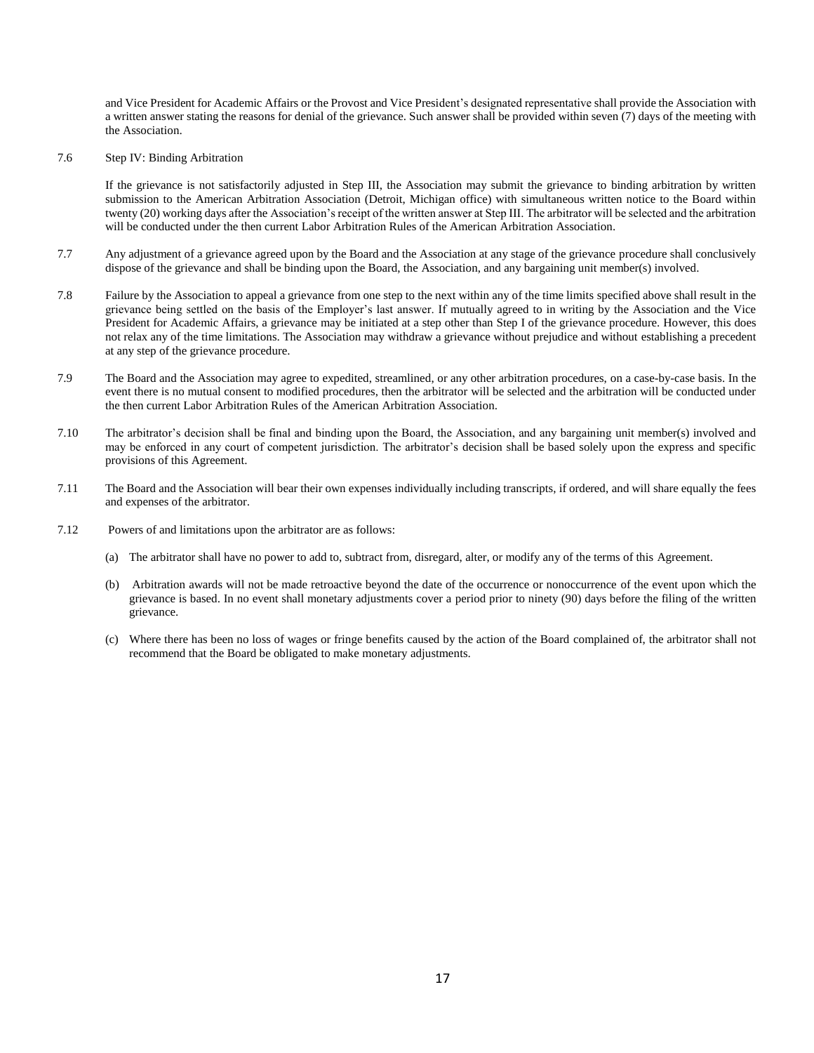and Vice President for Academic Affairs or the Provost and Vice President's designated representative shall provide the Association with a written answer stating the reasons for denial of the grievance. Such answer shall be provided within seven (7) days of the meeting with the Association.

7.6 Step IV: Binding Arbitration

If the grievance is not satisfactorily adjusted in Step III, the Association may submit the grievance to binding arbitration by written submission to the American Arbitration Association (Detroit, Michigan office) with simultaneous written notice to the Board within twenty (20) working days after the Association's receipt of the written answer at Step III. The arbitrator will be selected and the arbitration will be conducted under the then current Labor Arbitration Rules of the American Arbitration Association.

7.7 Any adjustment of a grievance agreed upon by the Board and the Association at any stage of the grievance procedure shall conclusively dispose of the grievance and shall be binding upon the Board, the Association, and any bargaining unit member(s) involved.

7.8 Failure by the Association to appeal a grievance from one step to the next within any of the time limits specified above shall result in the grievance being settled on the basis of the Employer's last answer. If mutually agreed to in writing by the Association and the Vice President for Academic Affairs, a grievance may be initiated at a step other than Step I of the grievance procedure. However, this does not relax any of the time limitations. The Association may withdraw a grievance without prejudice and without establishing a precedent at any step of the grievance procedure.

7.9 The Board and the Association may agree to expedited, streamlined, or any other arbitration procedures, on a case-by-case basis. In the event there is no mutual consent to modified procedures, then the arbitrator will be selected and the arbitration will be conducted under the then current Labor Arbitration Rules of the American Arbitration Association.

7.10 The arbitrator's decision shall be final and binding upon the Board, the Association, and any bargaining unit member(s) involved and may be enforced in any court of competent jurisdiction. The arbitrator's decision shall be based solely upon the express and specific provisions of this Agreement.

7.11 The Board and the Association will bear their own expenses individually including transcripts, if ordered, and will share equally the fees and expenses of the arbitrator.

7.12 Powers of and limitations upon the arbitrator are as follows:

(a) The arbitrator shall have no power to add to, subtract from, disregard, alter, or modify any of the terms of this Agreement.

(b) Arbitration awards will not be made retroactive beyond the date of the occurrence or nonoccurrence of the event upon which the grievance is based. In no event shall monetary adjustments cover a period prior to ninety (90) days before the filing of the written grievance.

(c) Where there has been no loss of wages or fringe benefits caused by the action of the Board complained of, the arbitrator shall not recommend that the Board be obligated to make monetary adjustments.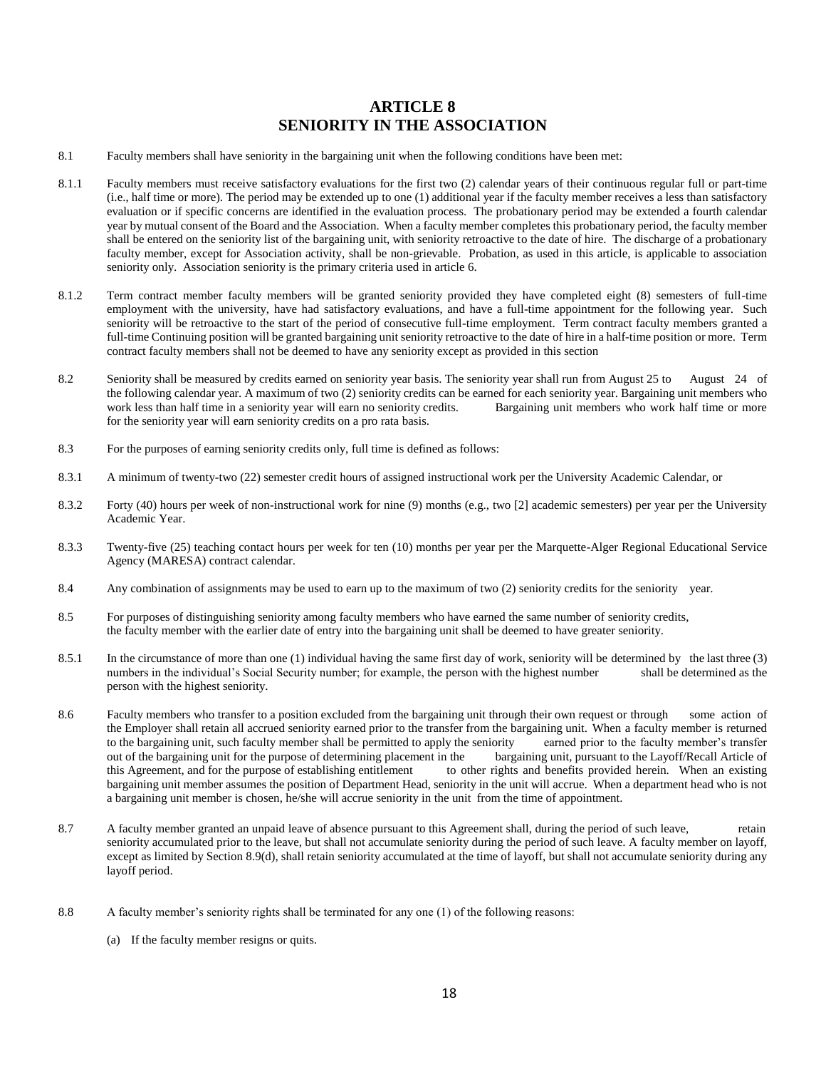# ARTICLE 8
# SENIORITY IN THE ASSOCIATION

8.1 Faculty members shall have seniority in the bargaining unit when the following conditions have been met:

8.1.1 Faculty members must receive satisfactory evaluations for the first two (2) calendar years of their continuous regular full or part-time (i.e., half time or more). The period may be extended up to one (1) additional year if the faculty member receives a less than satisfactory evaluation or if specific concerns are identified in the evaluation process. The probationary period may be extended a fourth calendar year by mutual consent of the Board and the Association. When a faculty member completes this probationary period, the faculty member shall be entered on the seniority list of the bargaining unit, with seniority retroactive to the date of hire. The discharge of a probationary faculty member, except for Association activity, shall be non-grievable. Probation, as used in this article, is applicable to association seniority only. Association seniority is the primary criteria used in article 6.

8.1.2 Term contract member faculty members will be granted seniority provided they have completed eight (8) semesters of full-time employment with the university, have had satisfactory evaluations, and have a full-time appointment for the following year. Such seniority will be retroactive to the start of the period of consecutive full-time employment. Term contract faculty members granted a full-time Continuing position will be granted bargaining unit seniority retroactive to the date of hire in a half-time position or more. Term contract faculty members shall not be deemed to have any seniority except as provided in this section

8.2 Seniority shall be measured by credits earned on seniority year basis. The seniority year shall run from August 25 to August 24 of the following calendar year. A maximum of two (2) seniority credits can be earned for each seniority year. Bargaining unit members who work less than half time in a seniority year will earn no seniority credits. Bargaining unit members who work half time or more for the seniority year will earn seniority credits on a pro rata basis.

8.3 For the purposes of earning seniority credits only, full time is defined as follows:

8.3.1 A minimum of twenty-two (22) semester credit hours of assigned instructional work per the University Academic Calendar, or

8.3.2 Forty (40) hours per week of non-instructional work for nine (9) months (e.g., two [2] academic semesters) per year per the University Academic Year.

8.3.3 Twenty-five (25) teaching contact hours per week for ten (10) months per year per the Marquette-Alger Regional Educational Service Agency (MARESA) contract calendar.

8.4 Any combination of assignments may be used to earn up to the maximum of two (2) seniority credits for the seniority year.

8.5 For purposes of distinguishing seniority among faculty members who have earned the same number of seniority credits, the faculty member with the earlier date of entry into the bargaining unit shall be deemed to have greater seniority.

8.5.1 In the circumstance of more than one (1) individual having the same first day of work, seniority will be determined by the last three (3) numbers in the individual's Social Security number; for example, the person with the highest number shall be determined as the person with the highest seniority.

8.6 Faculty members who transfer to a position excluded from the bargaining unit through their own request or through some action of the Employer shall retain all accrued seniority earned prior to the transfer from the bargaining unit. When a faculty member is returned to the bargaining unit, such faculty member shall be permitted to apply the seniority earned prior to the faculty member's transfer out of the bargaining unit for the purpose of determining placement in the bargaining unit, pursuant to the Layoff/Recall Article of this Agreement, and for the purpose of establishing entitlement to other rights and benefits provided herein. When an existing bargaining unit member assumes the position of Department Head, seniority in the unit will accrue. When a department head who is not a bargaining unit member is chosen, he/she will accrue seniority in the unit from the time of appointment.

8.7 A faculty member granted an unpaid leave of absence pursuant to this Agreement shall, during the period of such leave, retain seniority accumulated prior to the leave, but shall not accumulate seniority during the period of such leave. A faculty member on layoff, except as limited by Section 8.9(d), shall retain seniority accumulated at the time of layoff, but shall not accumulate seniority during any layoff period.

8.8 A faculty member's seniority rights shall be terminated for any one (1) of the following reasons:

(a) If the faculty member resigns or quits.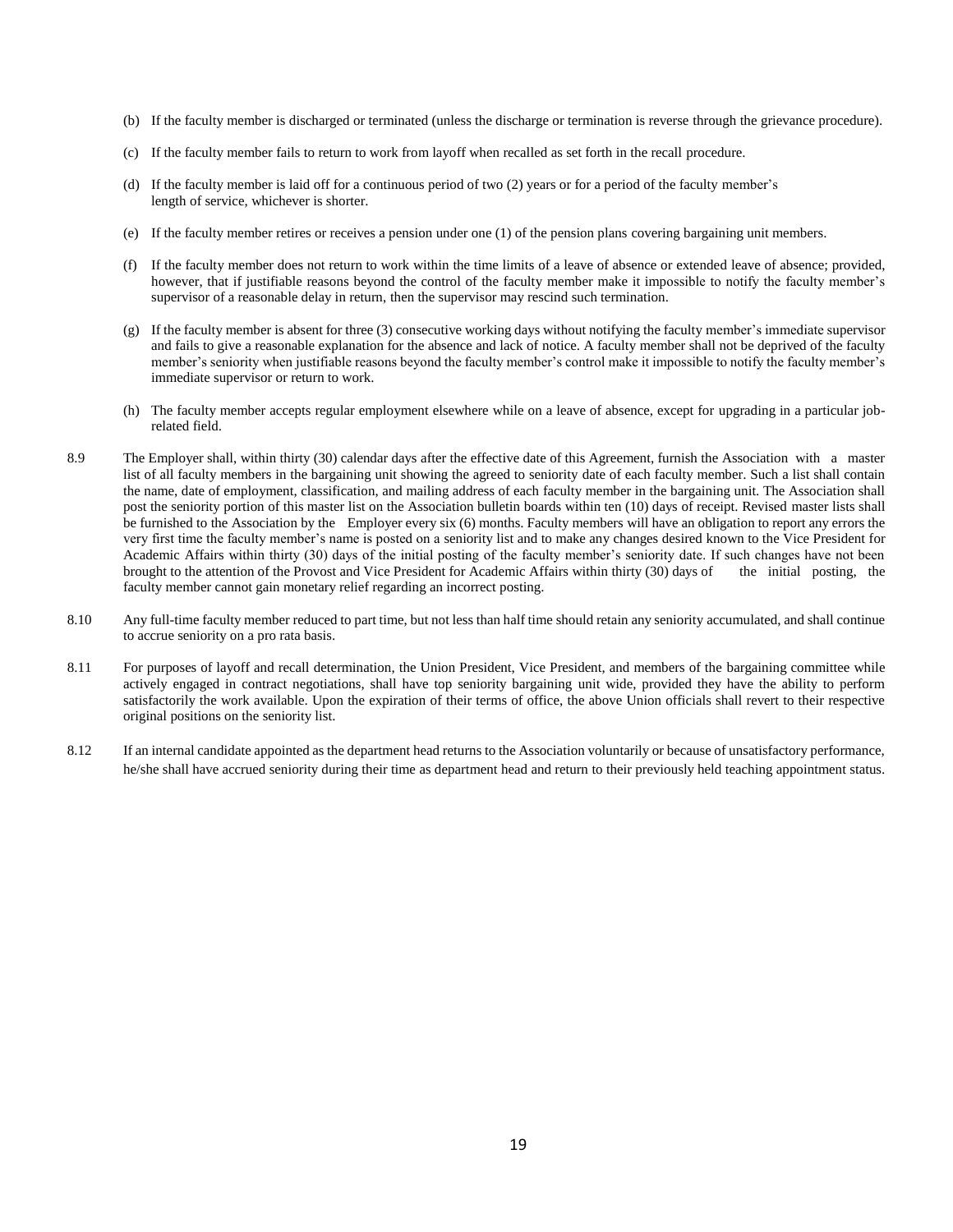(b) If the faculty member is discharged or terminated (unless the discharge or termination is reverse through the grievance procedure).

(c) If the faculty member fails to return to work from layoff when recalled as set forth in the recall procedure.

(d) If the faculty member is laid off for a continuous period of two (2) years or for a period of the faculty member's length of service, whichever is shorter.

(e) If the faculty member retires or receives a pension under one (1) of the pension plans covering bargaining unit members.

(f) If the faculty member does not return to work within the time limits of a leave of absence or extended leave of absence; provided, however, that if justifiable reasons beyond the control of the faculty member make it impossible to notify the faculty member's supervisor of a reasonable delay in return, then the supervisor may rescind such termination.

(g) If the faculty member is absent for three (3) consecutive working days without notifying the faculty member's immediate supervisor and fails to give a reasonable explanation for the absence and lack of notice. A faculty member shall not be deprived of the faculty member's seniority when justifiable reasons beyond the faculty member's control make it impossible to notify the faculty member's immediate supervisor or return to work.

(h) The faculty member accepts regular employment elsewhere while on a leave of absence, except for upgrading in a particular job-related field.

8.9 The Employer shall, within thirty (30) calendar days after the effective date of this Agreement, furnish the Association with a master list of all faculty members in the bargaining unit showing the agreed to seniority date of each faculty member. Such a list shall contain the name, date of employment, classification, and mailing address of each faculty member in the bargaining unit. The Association shall post the seniority portion of this master list on the Association bulletin boards within ten (10) days of receipt. Revised master lists shall be furnished to the Association by the Employer every six (6) months. Faculty members will have an obligation to report any errors the very first time the faculty member's name is posted on a seniority list and to make any changes desired known to the Vice President for Academic Affairs within thirty (30) days of the initial posting of the faculty member's seniority date. If such changes have not been brought to the attention of the Provost and Vice President for Academic Affairs within thirty (30) days of the initial posting, the faculty member cannot gain monetary relief regarding an incorrect posting.

8.10 Any full-time faculty member reduced to part time, but not less than half time should retain any seniority accumulated, and shall continue to accrue seniority on a pro rata basis.

8.11 For purposes of layoff and recall determination, the Union President, Vice President, and members of the bargaining committee while actively engaged in contract negotiations, shall have top seniority bargaining unit wide, provided they have the ability to perform satisfactorily the work available. Upon the expiration of their terms of office, the above Union officials shall revert to their respective original positions on the seniority list.

8.12 If an internal candidate appointed as the department head returns to the Association voluntarily or because of unsatisfactory performance, he/she shall have accrued seniority during their time as department head and return to their previously held teaching appointment status.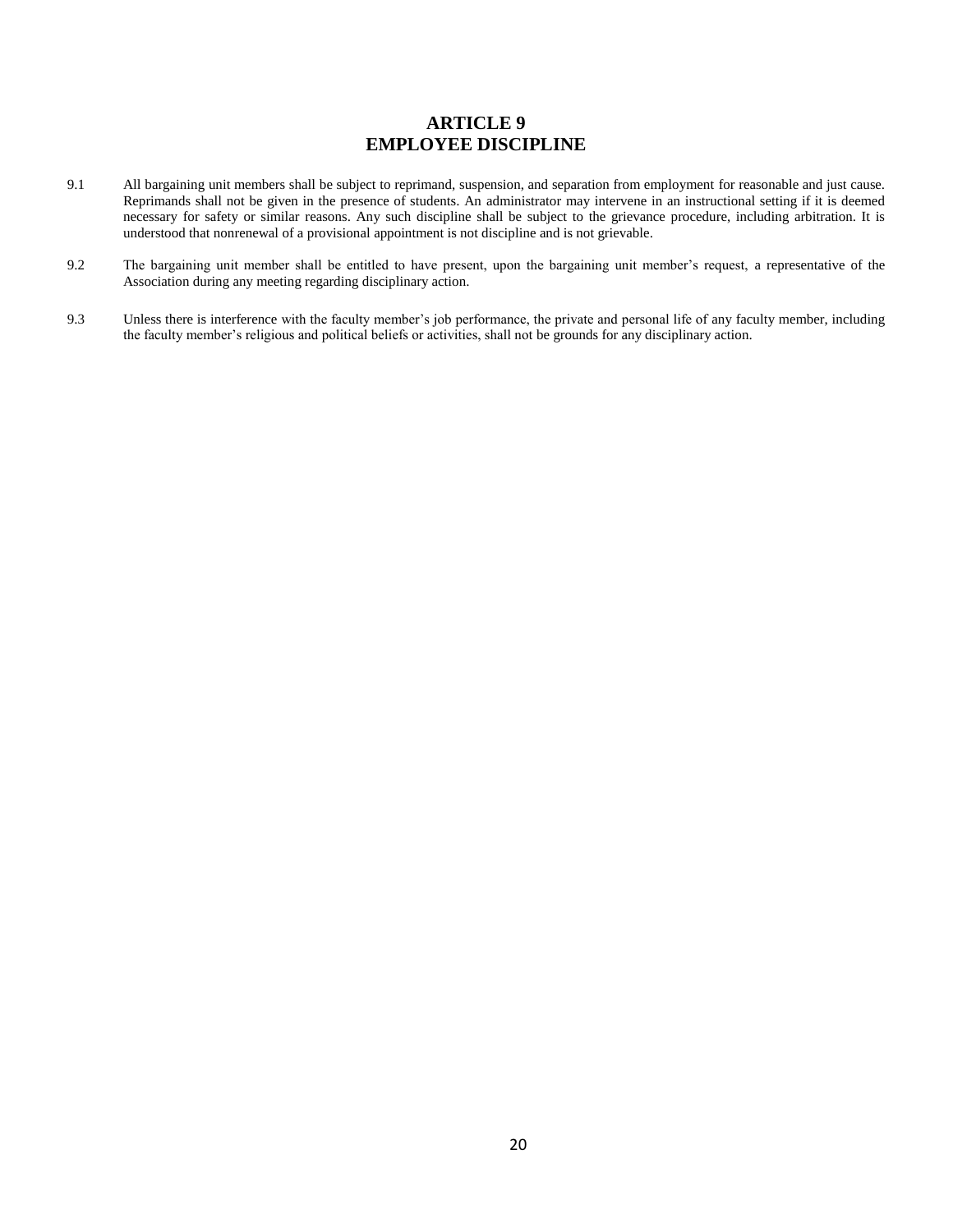# ARTICLE 9
# EMPLOYEE DISCIPLINE

9.1 All bargaining unit members shall be subject to reprimand, suspension, and separation from employment for reasonable and just cause. Reprimands shall not be given in the presence of students. An administrator may intervene in an instructional setting if it is deemed necessary for safety or similar reasons. Any such discipline shall be subject to the grievance procedure, including arbitration. It is understood that nonrenewal of a provisional appointment is not discipline and is not grievable.

9.2 The bargaining unit member shall be entitled to have present, upon the bargaining unit member's request, a representative of the Association during any meeting regarding disciplinary action.

9.3 Unless there is interference with the faculty member's job performance, the private and personal life of any faculty member, including the faculty member's religious and political beliefs or activities, shall not be grounds for any disciplinary action.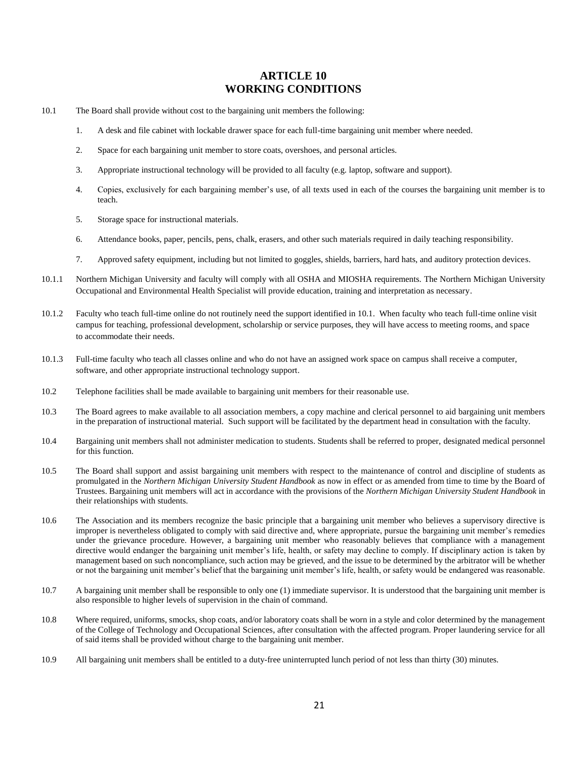# ARTICLE 10
# WORKING CONDITIONS

10.1 The Board shall provide without cost to the bargaining unit members the following:

1. A desk and file cabinet with lockable drawer space for each full-time bargaining unit member where needed.
2. Space for each bargaining unit member to store coats, overshoes, and personal articles.
3. Appropriate instructional technology will be provided to all faculty (e.g. laptop, software and support).
4. Copies, exclusively for each bargaining member's use, of all texts used in each of the courses the bargaining unit member is to teach.
5. Storage space for instructional materials.
6. Attendance books, paper, pencils, pens, chalk, erasers, and other such materials required in daily teaching responsibility.
7. Approved safety equipment, including but not limited to goggles, shields, barriers, hard hats, and auditory protection devices.

10.1.1 Northern Michigan University and faculty will comply with all OSHA and MIOSHA requirements. The Northern Michigan University Occupational and Environmental Health Specialist will provide education, training and interpretation as necessary.

10.1.2 Faculty who teach full-time online do not routinely need the support identified in 10.1. When faculty who teach full-time online visit campus for teaching, professional development, scholarship or service purposes, they will have access to meeting rooms, and space to accommodate their needs.

10.1.3 Full-time faculty who teach all classes online and who do not have an assigned work space on campus shall receive a computer, software, and other appropriate instructional technology support.

10.2 Telephone facilities shall be made available to bargaining unit members for their reasonable use.

10.3 The Board agrees to make available to all association members, a copy machine and clerical personnel to aid bargaining unit members in the preparation of instructional material. Such support will be facilitated by the department head in consultation with the faculty.

10.4 Bargaining unit members shall not administer medication to students. Students shall be referred to proper, designated medical personnel for this function.

10.5 The Board shall support and assist bargaining unit members with respect to the maintenance of control and discipline of students as promulgated in the *Northern Michigan University Student Handbook* as now in effect or as amended from time to time by the Board of Trustees. Bargaining unit members will act in accordance with the provisions of the *Northern Michigan University Student Handbook* in their relationships with students.

10.6 The Association and its members recognize the basic principle that a bargaining unit member who believes a supervisory directive is improper is nevertheless obligated to comply with said directive and, where appropriate, pursue the bargaining unit member's remedies under the grievance procedure. However, a bargaining unit member who reasonably believes that compliance with a management directive would endanger the bargaining unit member's life, health, or safety may decline to comply. If disciplinary action is taken by management based on such noncompliance, such action may be grieved, and the issue to be determined by the arbitrator will be whether or not the bargaining unit member's belief that the bargaining unit member's life, health, or safety would be endangered was reasonable.

10.7 A bargaining unit member shall be responsible to only one (1) immediate supervisor. It is understood that the bargaining unit member is also responsible to higher levels of supervision in the chain of command.

10.8 Where required, uniforms, smocks, shop coats, and/or laboratory coats shall be worn in a style and color determined by the management of the College of Technology and Occupational Sciences, after consultation with the affected program. Proper laundering service for all of said items shall be provided without charge to the bargaining unit member.

10.9 All bargaining unit members shall be entitled to a duty-free uninterrupted lunch period of not less than thirty (30) minutes.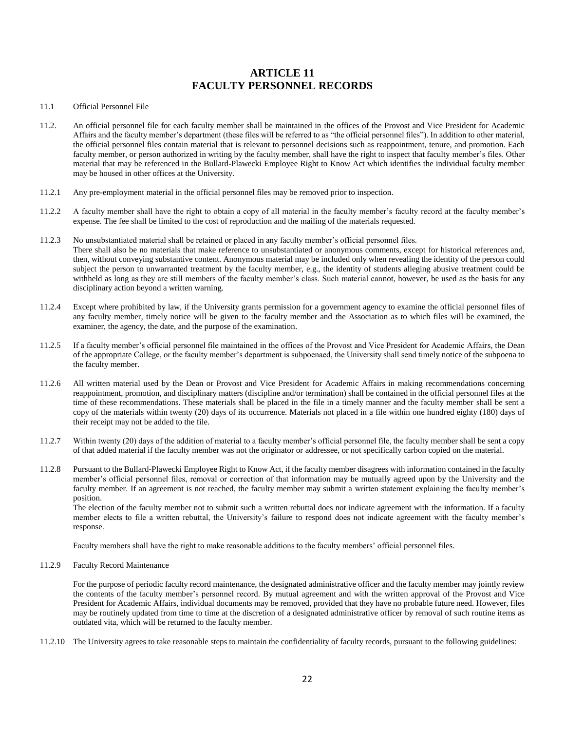# ARTICLE 11
# FACULTY PERSONNEL RECORDS

11.1 Official Personnel File

11.2. An official personnel file for each faculty member shall be maintained in the offices of the Provost and Vice President for Academic Affairs and the faculty member's department (these files will be referred to as "the official personnel files"). In addition to other material, the official personnel files contain material that is relevant to personnel decisions such as reappointment, tenure, and promotion. Each faculty member, or person authorized in writing by the faculty member, shall have the right to inspect that faculty member's files. Other material that may be referenced in the Bullard-Plawecki Employee Right to Know Act which identifies the individual faculty member may be housed in other offices at the University.

11.2.1 Any pre-employment material in the official personnel files may be removed prior to inspection.

11.2.2 A faculty member shall have the right to obtain a copy of all material in the faculty member's faculty record at the faculty member's expense. The fee shall be limited to the cost of reproduction and the mailing of the materials requested.

11.2.3 No unsubstantiated material shall be retained or placed in any faculty member's official personnel files.
There shall also be no materials that make reference to unsubstantiated or anonymous comments, except for historical references and, then, without conveying substantive content. Anonymous material may be included only when revealing the identity of the person could subject the person to unwarranted treatment by the faculty member, e.g., the identity of students alleging abusive treatment could be withheld as long as they are still members of the faculty member's class. Such material cannot, however, be used as the basis for any disciplinary action beyond a written warning.

11.2.4 Except where prohibited by law, if the University grants permission for a government agency to examine the official personnel files of any faculty member, timely notice will be given to the faculty member and the Association as to which files will be examined, the examiner, the agency, the date, and the purpose of the examination.

11.2.5 If a faculty member's official personnel file maintained in the offices of the Provost and Vice President for Academic Affairs, the Dean of the appropriate College, or the faculty member's department is subpoenaed, the University shall send timely notice of the subpoena to the faculty member.

11.2.6 All written material used by the Dean or Provost and Vice President for Academic Affairs in making recommendations concerning reappointment, promotion, and disciplinary matters (discipline and/or termination) shall be contained in the official personnel files at the time of these recommendations. These materials shall be placed in the file in a timely manner and the faculty member shall be sent a copy of the materials within twenty (20) days of its occurrence. Materials not placed in a file within one hundred eighty (180) days of their receipt may not be added to the file.

11.2.7 Within twenty (20) days of the addition of material to a faculty member's official personnel file, the faculty member shall be sent a copy of that added material if the faculty member was not the originator or addressee, or not specifically carbon copied on the material.

11.2.8 Pursuant to the Bullard-Plawecki Employee Right to Know Act, if the faculty member disagrees with information contained in the faculty member's official personnel files, removal or correction of that information may be mutually agreed upon by the University and the faculty member. If an agreement is not reached, the faculty member may submit a written statement explaining the faculty member's position.
The election of the faculty member not to submit such a written rebuttal does not indicate agreement with the information. If a faculty member elects to file a written rebuttal, the University's failure to respond does not indicate agreement with the faculty member's response.

Faculty members shall have the right to make reasonable additions to the faculty members' official personnel files.

11.2.9 Faculty Record Maintenance

For the purpose of periodic faculty record maintenance, the designated administrative officer and the faculty member may jointly review the contents of the faculty member's personnel record. By mutual agreement and with the written approval of the Provost and Vice President for Academic Affairs, individual documents may be removed, provided that they have no probable future need. However, files may be routinely updated from time to time at the discretion of a designated administrative officer by removal of such routine items as outdated vita, which will be returned to the faculty member.

11.2.10 The University agrees to take reasonable steps to maintain the confidentiality of faculty records, pursuant to the following guidelines: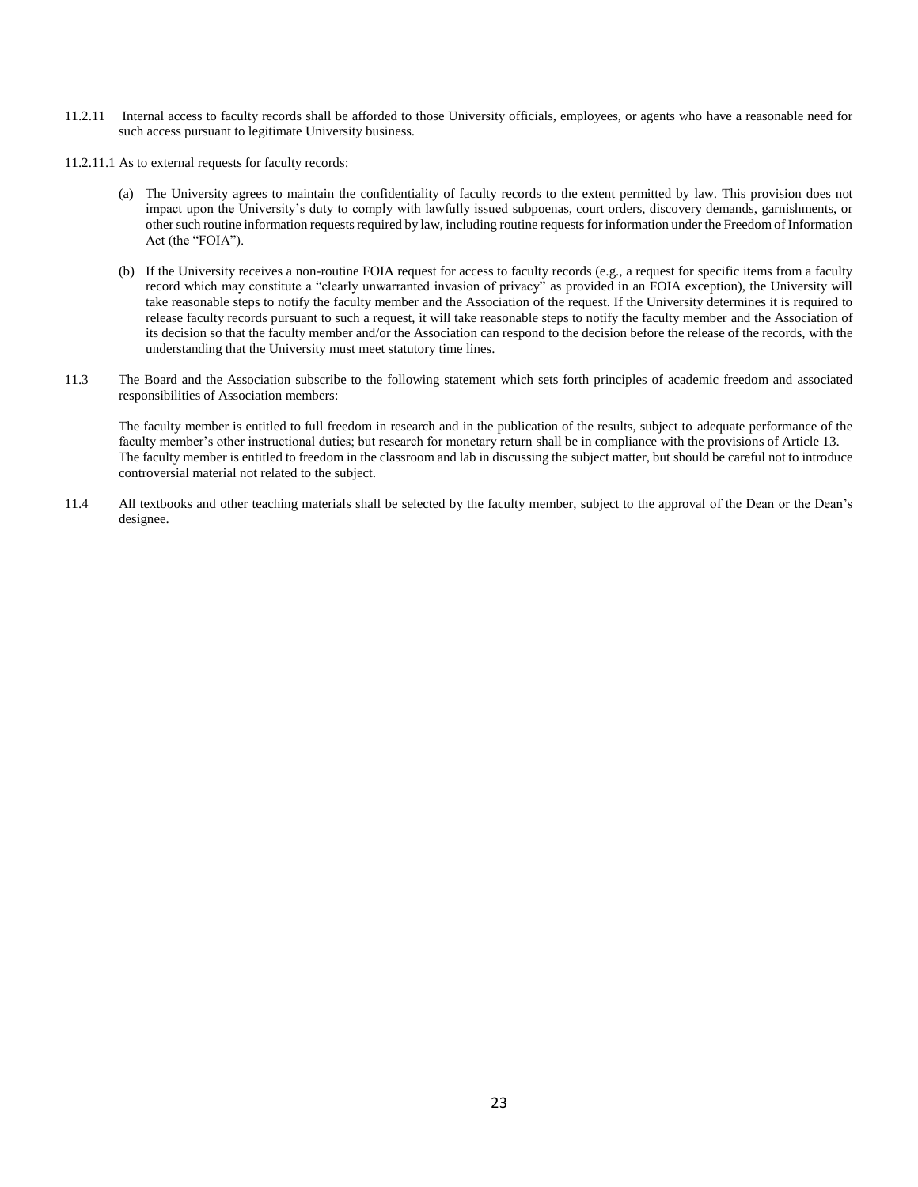11.2.11 Internal access to faculty records shall be afforded to those University officials, employees, or agents who have a reasonable need for such access pursuant to legitimate University business.

11.2.11.1 As to external requests for faculty records:

(a) The University agrees to maintain the confidentiality of faculty records to the extent permitted by law. This provision does not impact upon the University's duty to comply with lawfully issued subpoenas, court orders, discovery demands, garnishments, or other such routine information requests required by law, including routine requests for information under the Freedom of Information Act (the "FOIA").

(b) If the University receives a non-routine FOIA request for access to faculty records (e.g., a request for specific items from a faculty record which may constitute a "clearly unwarranted invasion of privacy" as provided in an FOIA exception), the University will take reasonable steps to notify the faculty member and the Association of the request. If the University determines it is required to release faculty records pursuant to such a request, it will take reasonable steps to notify the faculty member and the Association of its decision so that the faculty member and/or the Association can respond to the decision before the release of the records, with the understanding that the University must meet statutory time lines.

11.3 The Board and the Association subscribe to the following statement which sets forth principles of academic freedom and associated responsibilities of Association members:

The faculty member is entitled to full freedom in research and in the publication of the results, subject to adequate performance of the faculty member's other instructional duties; but research for monetary return shall be in compliance with the provisions of Article 13. The faculty member is entitled to freedom in the classroom and lab in discussing the subject matter, but should be careful not to introduce controversial material not related to the subject.

11.4 All textbooks and other teaching materials shall be selected by the faculty member, subject to the approval of the Dean or the Dean's designee.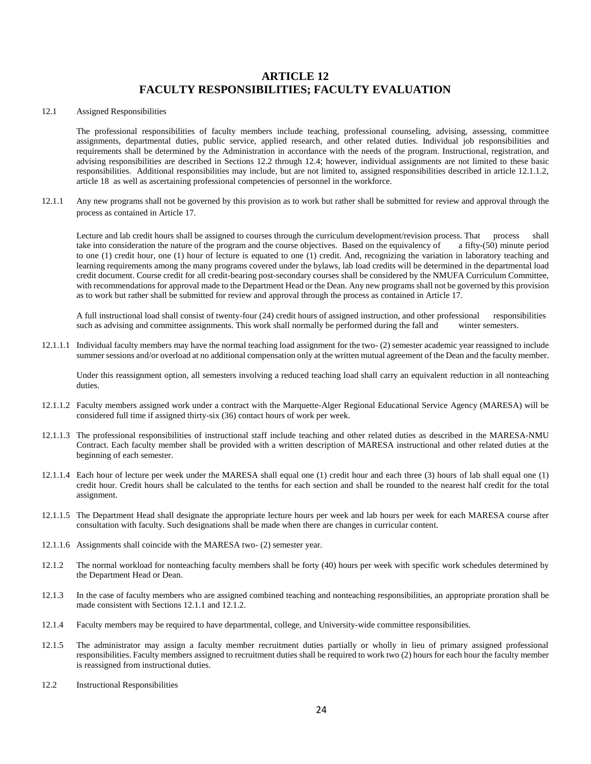# ARTICLE 12
# FACULTY RESPONSIBILITIES; FACULTY EVALUATION

12.1 Assigned Responsibilities

The professional responsibilities of faculty members include teaching, professional counseling, advising, assessing, committee assignments, departmental duties, public service, applied research, and other related duties. Individual job responsibilities and requirements shall be determined by the Administration in accordance with the needs of the program. Instructional, registration, and advising responsibilities are described in Sections 12.2 through 12.4; however, individual assignments are not limited to these basic responsibilities. Additional responsibilities may include, but are not limited to, assigned responsibilities described in article 12.1.1.2, article 18 as well as ascertaining professional competencies of personnel in the workforce.

12.1.1 Any new programs shall not be governed by this provision as to work but rather shall be submitted for review and approval through the process as contained in Article 17.

Lecture and lab credit hours shall be assigned to courses through the curriculum development/revision process. That process shall take into consideration the nature of the program and the course objectives. Based on the equivalency of a fifty-(50) minute period to one (1) credit hour, one (1) hour of lecture is equated to one (1) credit. And, recognizing the variation in laboratory teaching and learning requirements among the many programs covered under the bylaws, lab load credits will be determined in the departmental load credit document. Course credit for all credit-bearing post-secondary courses shall be considered by the NMUFA Curriculum Committee, with recommendations for approval made to the Department Head or the Dean. Any new programs shall not be governed by this provision as to work but rather shall be submitted for review and approval through the process as contained in Article 17.

A full instructional load shall consist of twenty-four (24) credit hours of assigned instruction, and other professional responsibilities such as advising and committee assignments. This work shall normally be performed during the fall and winter semesters.

12.1.1.1 Individual faculty members may have the normal teaching load assignment for the two- (2) semester academic year reassigned to include summer sessions and/or overload at no additional compensation only at the written mutual agreement of the Dean and the faculty member.

Under this reassignment option, all semesters involving a reduced teaching load shall carry an equivalent reduction in all nonteaching duties.

12.1.1.2 Faculty members assigned work under a contract with the Marquette-Alger Regional Educational Service Agency (MARESA) will be considered full time if assigned thirty-six (36) contact hours of work per week.

12.1.1.3 The professional responsibilities of instructional staff include teaching and other related duties as described in the MARESA-NMU Contract. Each faculty member shall be provided with a written description of MARESA instructional and other related duties at the beginning of each semester.

12.1.1.4 Each hour of lecture per week under the MARESA shall equal one (1) credit hour and each three (3) hours of lab shall equal one (1) credit hour. Credit hours shall be calculated to the tenths for each section and shall be rounded to the nearest half credit for the total assignment.

12.1.1.5 The Department Head shall designate the appropriate lecture hours per week and lab hours per week for each MARESA course after consultation with faculty. Such designations shall be made when there are changes in curricular content.

12.1.1.6 Assignments shall coincide with the MARESA two- (2) semester year.

12.1.2 The normal workload for nonteaching faculty members shall be forty (40) hours per week with specific work schedules determined by the Department Head or Dean.

12.1.3 In the case of faculty members who are assigned combined teaching and nonteaching responsibilities, an appropriate proration shall be made consistent with Sections 12.1.1 and 12.1.2.

12.1.4 Faculty members may be required to have departmental, college, and University-wide committee responsibilities.

12.1.5 The administrator may assign a faculty member recruitment duties partially or wholly in lieu of primary assigned professional responsibilities. Faculty members assigned to recruitment duties shall be required to work two (2) hours for each hour the faculty member is reassigned from instructional duties.

12.2 Instructional Responsibilities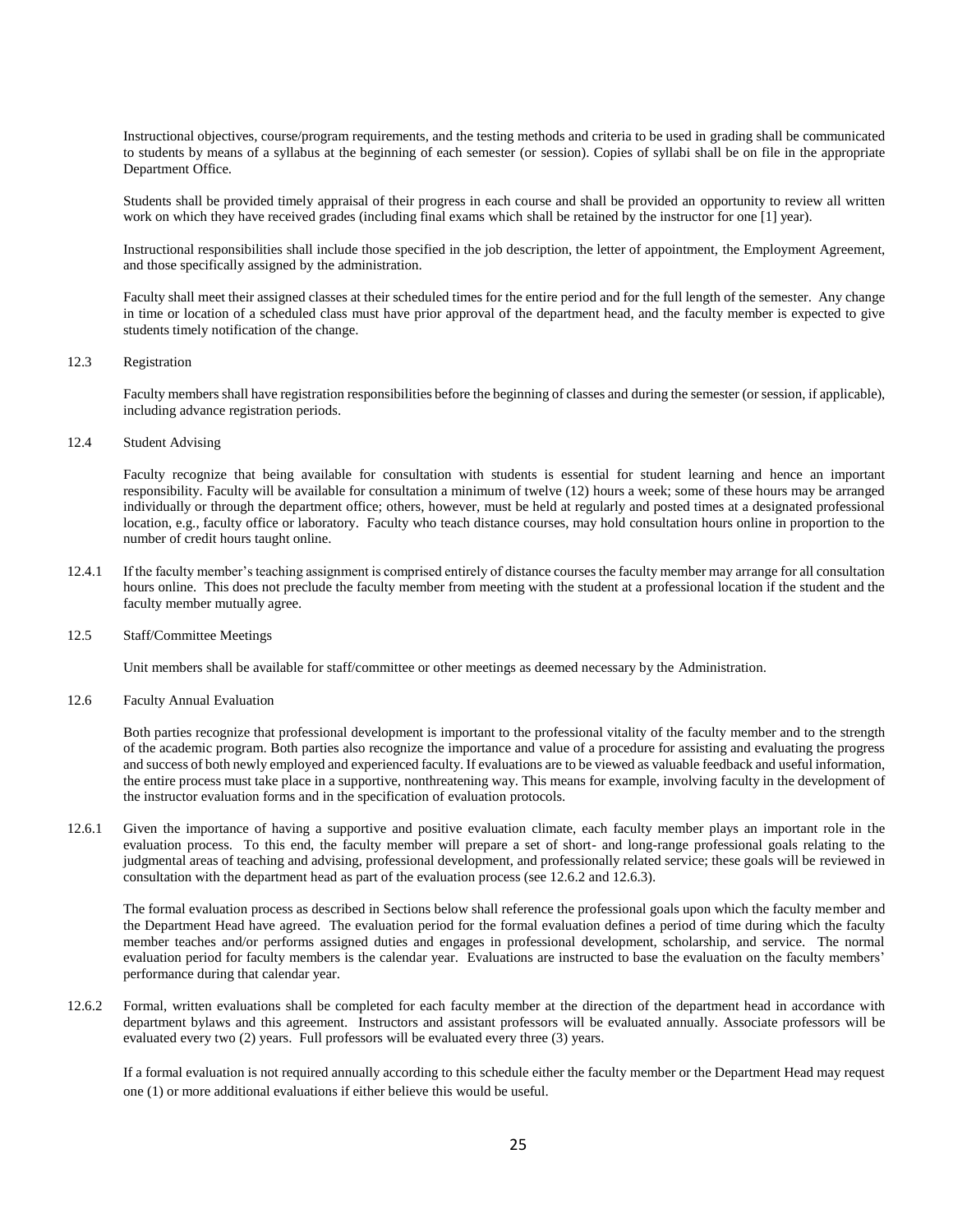Instructional objectives, course/program requirements, and the testing methods and criteria to be used in grading shall be communicated to students by means of a syllabus at the beginning of each semester (or session). Copies of syllabi shall be on file in the appropriate Department Office.

Students shall be provided timely appraisal of their progress in each course and shall be provided an opportunity to review all written work on which they have received grades (including final exams which shall be retained by the instructor for one [1] year).

Instructional responsibilities shall include those specified in the job description, the letter of appointment, the Employment Agreement, and those specifically assigned by the administration.

Faculty shall meet their assigned classes at their scheduled times for the entire period and for the full length of the semester. Any change in time or location of a scheduled class must have prior approval of the department head, and the faculty member is expected to give students timely notification of the change.

12.3 Registration

Faculty members shall have registration responsibilities before the beginning of classes and during the semester (or session, if applicable), including advance registration periods.

12.4 Student Advising

Faculty recognize that being available for consultation with students is essential for student learning and hence an important responsibility. Faculty will be available for consultation a minimum of twelve (12) hours a week; some of these hours may be arranged individually or through the department office; others, however, must be held at regularly and posted times at a designated professional location, e.g., faculty office or laboratory. Faculty who teach distance courses, may hold consultation hours online in proportion to the number of credit hours taught online.

12.4.1 If the faculty member's teaching assignment is comprised entirely of distance courses the faculty member may arrange for all consultation hours online. This does not preclude the faculty member from meeting with the student at a professional location if the student and the faculty member mutually agree.

12.5 Staff/Committee Meetings

Unit members shall be available for staff/committee or other meetings as deemed necessary by the Administration.

12.6 Faculty Annual Evaluation

Both parties recognize that professional development is important to the professional vitality of the faculty member and to the strength of the academic program. Both parties also recognize the importance and value of a procedure for assisting and evaluating the progress and success of both newly employed and experienced faculty. If evaluations are to be viewed as valuable feedback and useful information, the entire process must take place in a supportive, nonthreatening way. This means for example, involving faculty in the development of the instructor evaluation forms and in the specification of evaluation protocols.

12.6.1 Given the importance of having a supportive and positive evaluation climate, each faculty member plays an important role in the evaluation process. To this end, the faculty member will prepare a set of short- and long-range professional goals relating to the judgmental areas of teaching and advising, professional development, and professionally related service; these goals will be reviewed in consultation with the department head as part of the evaluation process (see 12.6.2 and 12.6.3).

The formal evaluation process as described in Sections below shall reference the professional goals upon which the faculty member and the Department Head have agreed. The evaluation period for the formal evaluation defines a period of time during which the faculty member teaches and/or performs assigned duties and engages in professional development, scholarship, and service. The normal evaluation period for faculty members is the calendar year. Evaluations are instructed to base the evaluation on the faculty members' performance during that calendar year.

12.6.2 Formal, written evaluations shall be completed for each faculty member at the direction of the department head in accordance with department bylaws and this agreement. Instructors and assistant professors will be evaluated annually. Associate professors will be evaluated every two (2) years. Full professors will be evaluated every three (3) years.

If a formal evaluation is not required annually according to this schedule either the faculty member or the Department Head may request one (1) or more additional evaluations if either believe this would be useful.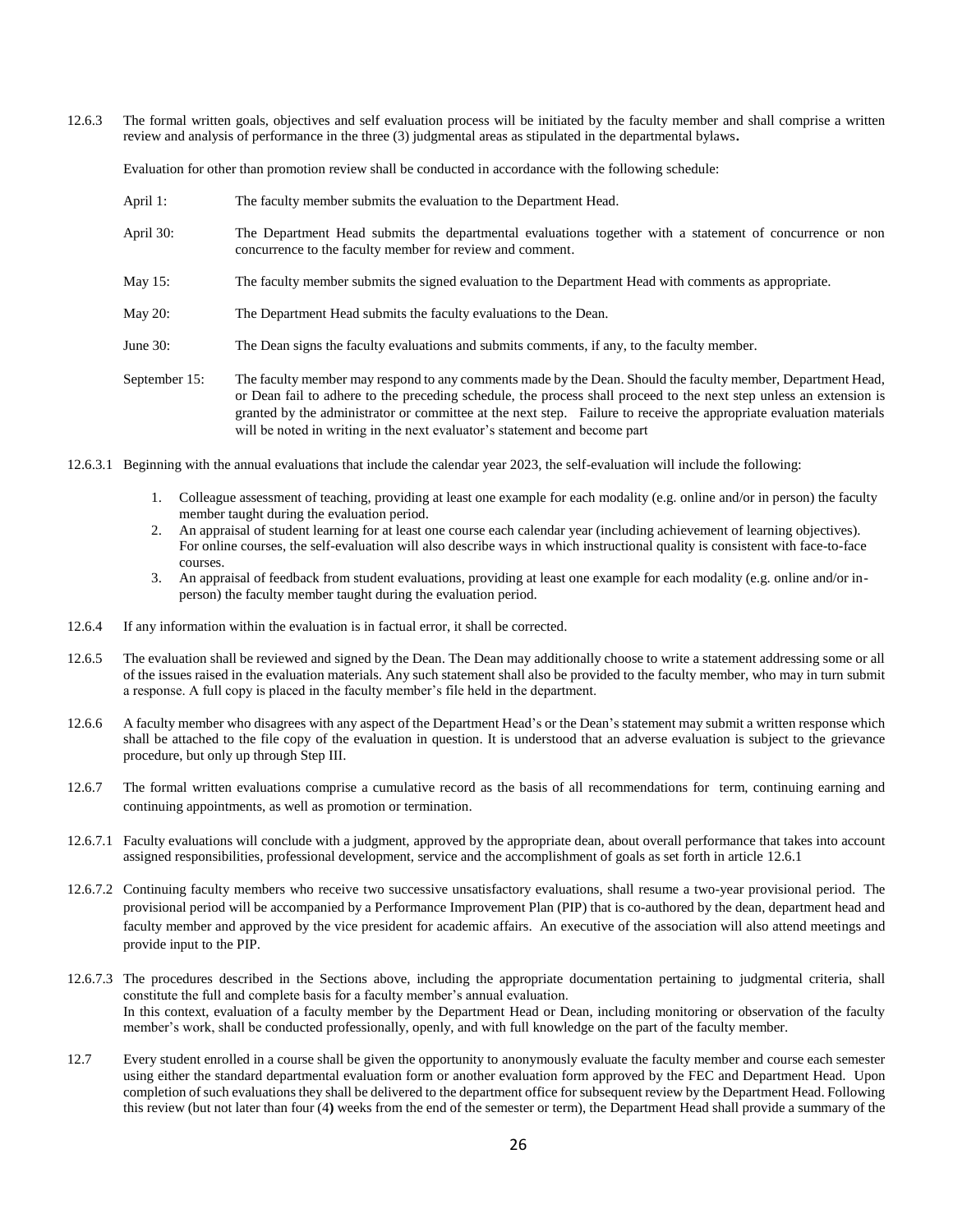12.6.3 The formal written goals, objectives and self evaluation process will be initiated by the faculty member and shall comprise a written review and analysis of performance in the three (3) judgmental areas as stipulated in the departmental bylaws**.**

Evaluation for other than promotion review shall be conducted in accordance with the following schedule:

April 1: The faculty member submits the evaluation to the Department Head.

April 30: The Department Head submits the departmental evaluations together with a statement of concurrence or non concurrence to the faculty member for review and comment.

May 15: The faculty member submits the signed evaluation to the Department Head with comments as appropriate.

May 20: The Department Head submits the faculty evaluations to the Dean.

June 30: The Dean signs the faculty evaluations and submits comments, if any, to the faculty member.

September 15: The faculty member may respond to any comments made by the Dean. Should the faculty member, Department Head, or Dean fail to adhere to the preceding schedule, the process shall proceed to the next step unless an extension is granted by the administrator or committee at the next step. Failure to receive the appropriate evaluation materials will be noted in writing in the next evaluator's statement and become part

12.6.3.1 Beginning with the annual evaluations that include the calendar year 2023, the self-evaluation will include the following:

1. Colleague assessment of teaching, providing at least one example for each modality (e.g. online and/or in person) the faculty member taught during the evaluation period.
2. An appraisal of student learning for at least one course each calendar year (including achievement of learning objectives). For online courses, the self-evaluation will also describe ways in which instructional quality is consistent with face-to-face courses.
3. An appraisal of feedback from student evaluations, providing at least one example for each modality (e.g. online and/or in-person) the faculty member taught during the evaluation period.

12.6.4 If any information within the evaluation is in factual error, it shall be corrected.

12.6.5 The evaluation shall be reviewed and signed by the Dean. The Dean may additionally choose to write a statement addressing some or all of the issues raised in the evaluation materials. Any such statement shall also be provided to the faculty member, who may in turn submit a response. A full copy is placed in the faculty member's file held in the department.

12.6.6 A faculty member who disagrees with any aspect of the Department Head's or the Dean's statement may submit a written response which shall be attached to the file copy of the evaluation in question. It is understood that an adverse evaluation is subject to the grievance procedure, but only up through Step III.

12.6.7 The formal written evaluations comprise a cumulative record as the basis of all recommendations for term, continuing earning and continuing appointments, as well as promotion or termination.

12.6.7.1 Faculty evaluations will conclude with a judgment, approved by the appropriate dean, about overall performance that takes into account assigned responsibilities, professional development, service and the accomplishment of goals as set forth in article 12.6.1

12.6.7.2 Continuing faculty members who receive two successive unsatisfactory evaluations, shall resume a two-year provisional period. The provisional period will be accompanied by a Performance Improvement Plan (PIP) that is co-authored by the dean, department head and faculty member and approved by the vice president for academic affairs. An executive of the association will also attend meetings and provide input to the PIP.

12.6.7.3 The procedures described in the Sections above, including the appropriate documentation pertaining to judgmental criteria, shall constitute the full and complete basis for a faculty member's annual evaluation.
In this context, evaluation of a faculty member by the Department Head or Dean, including monitoring or observation of the faculty member's work, shall be conducted professionally, openly, and with full knowledge on the part of the faculty member.

12.7 Every student enrolled in a course shall be given the opportunity to anonymously evaluate the faculty member and course each semester using either the standard departmental evaluation form or another evaluation form approved by the FEC and Department Head. Upon completion of such evaluations they shall be delivered to the department office for subsequent review by the Department Head. Following this review (but not later than four (4**)** weeks from the end of the semester or term), the Department Head shall provide a summary of the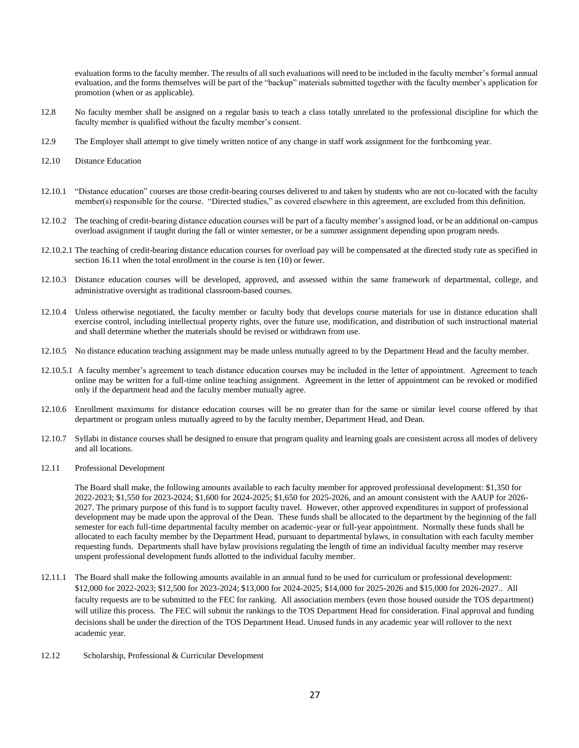evaluation forms to the faculty member. The results of all such evaluations will need to be included in the faculty member's formal annual evaluation, and the forms themselves will be part of the "backup" materials submitted together with the faculty member's application for promotion (when or as applicable).

12.8 No faculty member shall be assigned on a regular basis to teach a class totally unrelated to the professional discipline for which the faculty member is qualified without the faculty member's consent.

12.9 The Employer shall attempt to give timely written notice of any change in staff work assignment for the forthcoming year.

12.10 Distance Education

12.10.1 "Distance education" courses are those credit-bearing courses delivered to and taken by students who are not co-located with the faculty member(s) responsible for the course. "Directed studies," as covered elsewhere in this agreement, are excluded from this definition.

12.10.2 The teaching of credit-bearing distance education courses will be part of a faculty member's assigned load, or be an additional on-campus overload assignment if taught during the fall or winter semester, or be a summer assignment depending upon program needs.

12.10.2.1 The teaching of credit-bearing distance education courses for overload pay will be compensated at the directed study rate as specified in section 16.11 when the total enrollment in the course is ten (10) or fewer.

12.10.3 Distance education courses will be developed, approved, and assessed within the same framework of departmental, college, and administrative oversight as traditional classroom-based courses.

12.10.4 Unless otherwise negotiated, the faculty member or faculty body that develops course materials for use in distance education shall exercise control, including intellectual property rights, over the future use, modification, and distribution of such instructional material and shall determine whether the materials should be revised or withdrawn from use.

12.10.5 No distance education teaching assignment may be made unless mutually agreed to by the Department Head and the faculty member.

12.10.5.1 A faculty member's agreement to teach distance education courses may be included in the letter of appointment. Agreement to teach online may be written for a full-time online teaching assignment. Agreement in the letter of appointment can be revoked or modified only if the department head and the faculty member mutually agree.

12.10.6 Enrollment maximums for distance education courses will be no greater than for the same or similar level course offered by that department or program unless mutually agreed to by the faculty member, Department Head, and Dean.

12.10.7 Syllabi in distance courses shall be designed to ensure that program quality and learning goals are consistent across all modes of delivery and all locations.

12.11 Professional Development

The Board shall make, the following amounts available to each faculty member for approved professional development: $1,350 for 2022-2023; $1,550 for 2023-2024; $1,600 for 2024-2025; $1,650 for 2025-2026, and an amount consistent with the AAUP for 2026-2027. The primary purpose of this fund is to support faculty travel. However, other approved expenditures in support of professional development may be made upon the approval of the Dean. These funds shall be allocated to the department by the beginning of the fall semester for each full-time departmental faculty member on academic-year or full-year appointment. Normally these funds shall be allocated to each faculty member by the Department Head, pursuant to departmental bylaws, in consultation with each faculty member requesting funds. Departments shall have bylaw provisions regulating the length of time an individual faculty member may reserve unspent professional development funds allotted to the individual faculty member.

12.11.1 The Board shall make the following amounts available in an annual fund to be used for curriculum or professional development: $12,000 for 2022-2023; $12,500 for 2023-2024; $13,000 for 2024-2025; $14,000 for 2025-2026 and $15,000 for 2026-2027.. All faculty requests are to be submitted to the FEC for ranking. All association members (even those housed outside the TOS department) will utilize this process. The FEC will submit the rankings to the TOS Department Head for consideration. Final approval and funding decisions shall be under the direction of the TOS Department Head. Unused funds in any academic year will rollover to the next academic year.

12.12 Scholarship, Professional & Curricular Development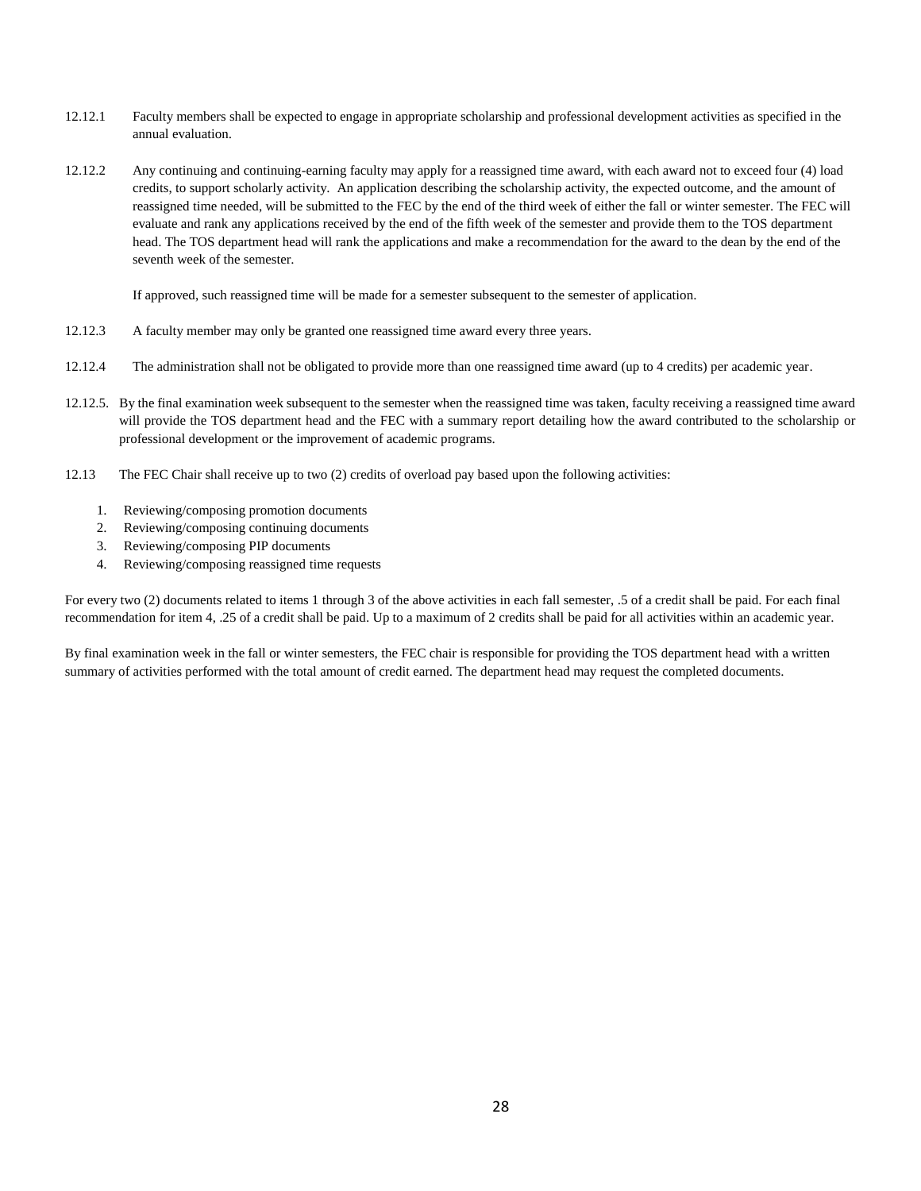12.12.1 Faculty members shall be expected to engage in appropriate scholarship and professional development activities as specified in the annual evaluation.

12.12.2 Any continuing and continuing-earning faculty may apply for a reassigned time award, with each award not to exceed four (4) load credits, to support scholarly activity. An application describing the scholarship activity, the expected outcome, and the amount of reassigned time needed, will be submitted to the FEC by the end of the third week of either the fall or winter semester. The FEC will evaluate and rank any applications received by the end of the fifth week of the semester and provide them to the TOS department head. The TOS department head will rank the applications and make a recommendation for the award to the dean by the end of the seventh week of the semester.

If approved, such reassigned time will be made for a semester subsequent to the semester of application.

12.12.3 A faculty member may only be granted one reassigned time award every three years.

12.12.4 The administration shall not be obligated to provide more than one reassigned time award (up to 4 credits) per academic year.

12.12.5. By the final examination week subsequent to the semester when the reassigned time was taken, faculty receiving a reassigned time award will provide the TOS department head and the FEC with a summary report detailing how the award contributed to the scholarship or professional development or the improvement of academic programs.

12.13 The FEC Chair shall receive up to two (2) credits of overload pay based upon the following activities:

1. Reviewing/composing promotion documents
2. Reviewing/composing continuing documents
3. Reviewing/composing PIP documents
4. Reviewing/composing reassigned time requests

For every two (2) documents related to items 1 through 3 of the above activities in each fall semester, .5 of a credit shall be paid. For each final recommendation for item 4, .25 of a credit shall be paid. Up to a maximum of 2 credits shall be paid for all activities within an academic year.

By final examination week in the fall or winter semesters, the FEC chair is responsible for providing the TOS department head with a written summary of activities performed with the total amount of credit earned. The department head may request the completed documents.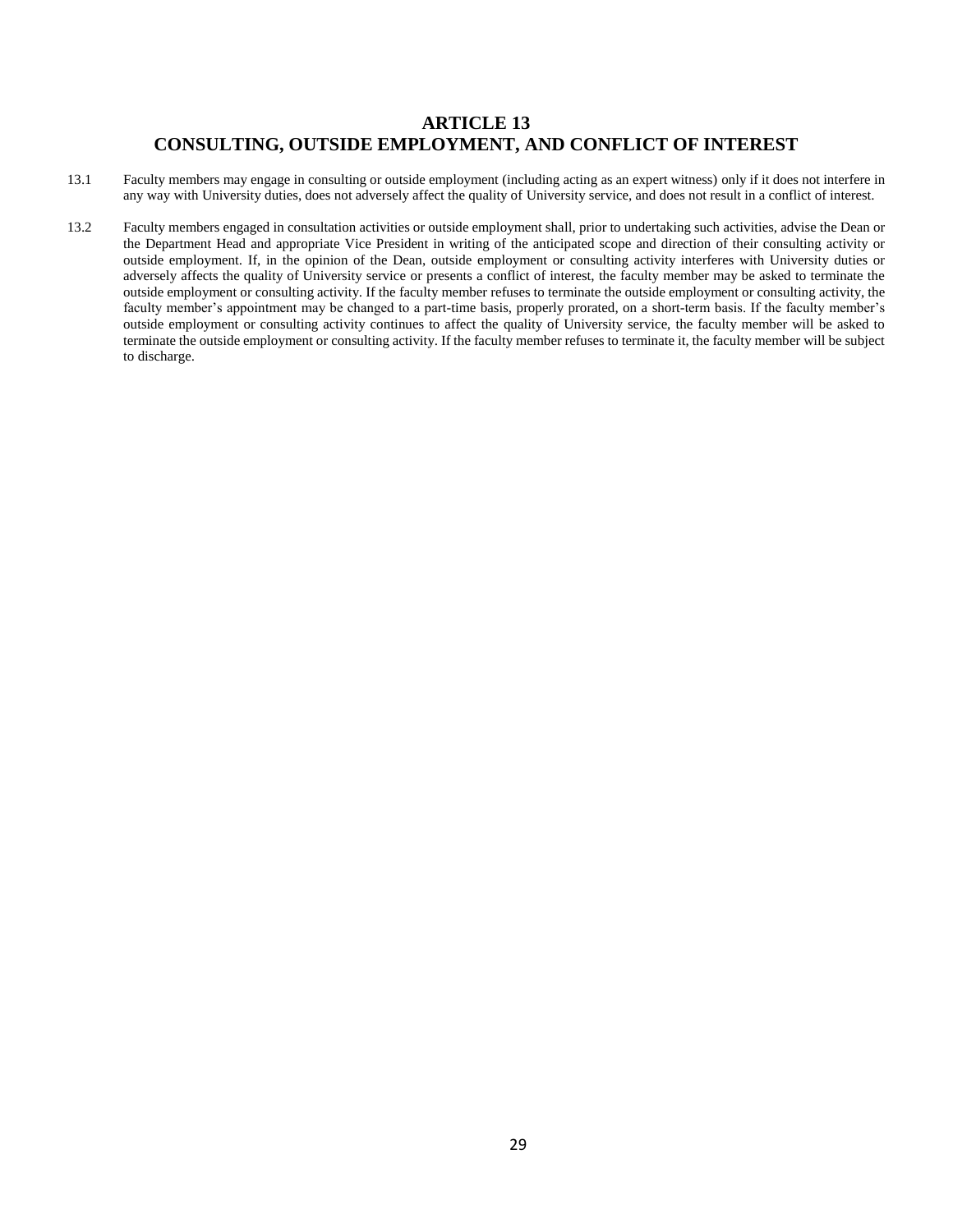# ARTICLE 13
# CONSULTING, OUTSIDE EMPLOYMENT, AND CONFLICT OF INTEREST

13.1 Faculty members may engage in consulting or outside employment (including acting as an expert witness) only if it does not interfere in any way with University duties, does not adversely affect the quality of University service, and does not result in a conflict of interest.

13.2 Faculty members engaged in consultation activities or outside employment shall, prior to undertaking such activities, advise the Dean or the Department Head and appropriate Vice President in writing of the anticipated scope and direction of their consulting activity or outside employment. If, in the opinion of the Dean, outside employment or consulting activity interferes with University duties or adversely affects the quality of University service or presents a conflict of interest, the faculty member may be asked to terminate the outside employment or consulting activity. If the faculty member refuses to terminate the outside employment or consulting activity, the faculty member's appointment may be changed to a part-time basis, properly prorated, on a short-term basis. If the faculty member's outside employment or consulting activity continues to affect the quality of University service, the faculty member will be asked to terminate the outside employment or consulting activity. If the faculty member refuses to terminate it, the faculty member will be subject to discharge.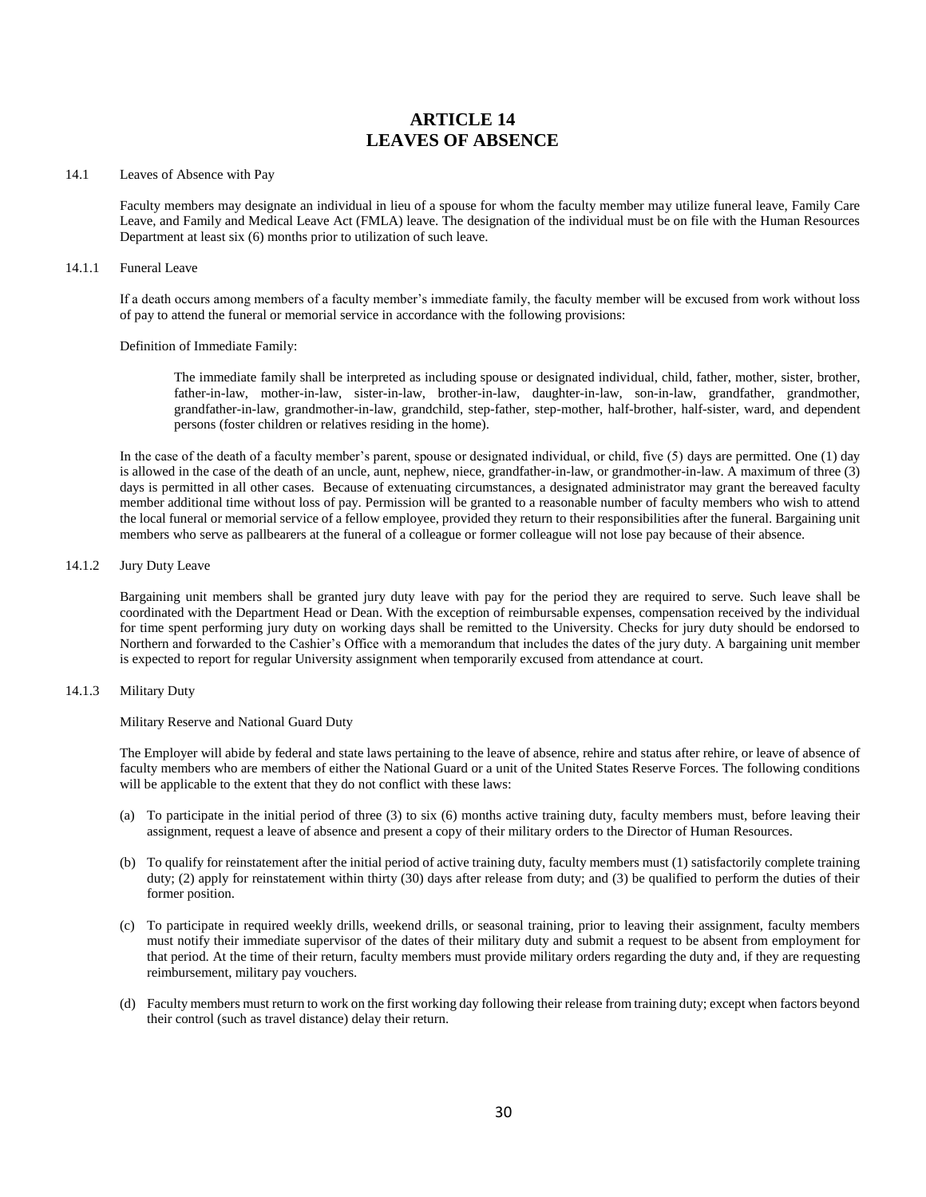# ARTICLE 14
# LEAVES OF ABSENCE

14.1 Leaves of Absence with Pay

Faculty members may designate an individual in lieu of a spouse for whom the faculty member may utilize funeral leave, Family Care Leave, and Family and Medical Leave Act (FMLA) leave. The designation of the individual must be on file with the Human Resources Department at least six (6) months prior to utilization of such leave.

14.1.1 Funeral Leave

If a death occurs among members of a faculty member's immediate family, the faculty member will be excused from work without loss of pay to attend the funeral or memorial service in accordance with the following provisions:

Definition of Immediate Family:

> The immediate family shall be interpreted as including spouse or designated individual, child, father, mother, sister, brother, father-in-law, mother-in-law, sister-in-law, brother-in-law, daughter-in-law, son-in-law, grandfather, grandmother, grandfather-in-law, grandmother-in-law, grandchild, step-father, step-mother, half-brother, half-sister, ward, and dependent persons (foster children or relatives residing in the home).

In the case of the death of a faculty member's parent, spouse or designated individual, or child, five (5) days are permitted. One (1) day is allowed in the case of the death of an uncle, aunt, nephew, niece, grandfather-in-law, or grandmother-in-law. A maximum of three (3) days is permitted in all other cases. Because of extenuating circumstances, a designated administrator may grant the bereaved faculty member additional time without loss of pay. Permission will be granted to a reasonable number of faculty members who wish to attend the local funeral or memorial service of a fellow employee, provided they return to their responsibilities after the funeral. Bargaining unit members who serve as pallbearers at the funeral of a colleague or former colleague will not lose pay because of their absence.

14.1.2 Jury Duty Leave

Bargaining unit members shall be granted jury duty leave with pay for the period they are required to serve. Such leave shall be coordinated with the Department Head or Dean. With the exception of reimbursable expenses, compensation received by the individual for time spent performing jury duty on working days shall be remitted to the University. Checks for jury duty should be endorsed to Northern and forwarded to the Cashier's Office with a memorandum that includes the dates of the jury duty. A bargaining unit member is expected to report for regular University assignment when temporarily excused from attendance at court.

14.1.3 Military Duty

Military Reserve and National Guard Duty

The Employer will abide by federal and state laws pertaining to the leave of absence, rehire and status after rehire, or leave of absence of faculty members who are members of either the National Guard or a unit of the United States Reserve Forces. The following conditions will be applicable to the extent that they do not conflict with these laws:

(a) To participate in the initial period of three (3) to six (6) months active training duty, faculty members must, before leaving their assignment, request a leave of absence and present a copy of their military orders to the Director of Human Resources.

(b) To qualify for reinstatement after the initial period of active training duty, faculty members must (1) satisfactorily complete training duty; (2) apply for reinstatement within thirty (30) days after release from duty; and (3) be qualified to perform the duties of their former position.

(c) To participate in required weekly drills, weekend drills, or seasonal training, prior to leaving their assignment, faculty members must notify their immediate supervisor of the dates of their military duty and submit a request to be absent from employment for that period. At the time of their return, faculty members must provide military orders regarding the duty and, if they are requesting reimbursement, military pay vouchers.

(d) Faculty members must return to work on the first working day following their release from training duty; except when factors beyond their control (such as travel distance) delay their return.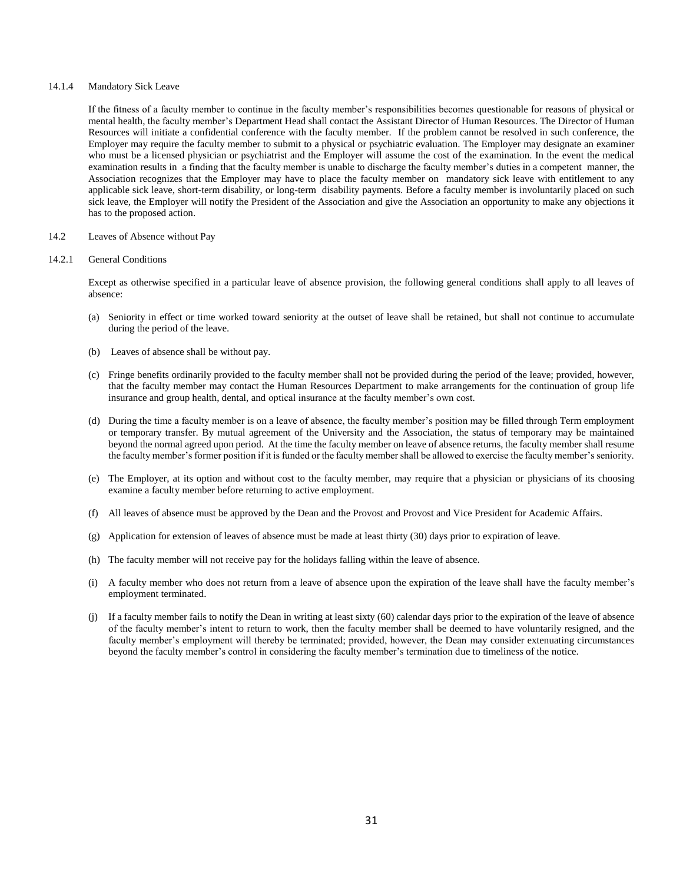### 14.1.4 Mandatory Sick Leave

If the fitness of a faculty member to continue in the faculty member's responsibilities becomes questionable for reasons of physical or mental health, the faculty member's Department Head shall contact the Assistant Director of Human Resources. The Director of Human Resources will initiate a confidential conference with the faculty member. If the problem cannot be resolved in such conference, the Employer may require the faculty member to submit to a physical or psychiatric evaluation. The Employer may designate an examiner who must be a licensed physician or psychiatrist and the Employer will assume the cost of the examination. In the event the medical examination results in a finding that the faculty member is unable to discharge the faculty member's duties in a competent manner, the Association recognizes that the Employer may have to place the faculty member on mandatory sick leave with entitlement to any applicable sick leave, short-term disability, or long-term disability payments. Before a faculty member is involuntarily placed on such sick leave, the Employer will notify the President of the Association and give the Association an opportunity to make any objections it has to the proposed action.

## 14.2 Leaves of Absence without Pay

### 14.2.1 General Conditions

Except as otherwise specified in a particular leave of absence provision, the following general conditions shall apply to all leaves of absence:

(a) Seniority in effect or time worked toward seniority at the outset of leave shall be retained, but shall not continue to accumulate during the period of the leave.

(b) Leaves of absence shall be without pay.

(c) Fringe benefits ordinarily provided to the faculty member shall not be provided during the period of the leave; provided, however, that the faculty member may contact the Human Resources Department to make arrangements for the continuation of group life insurance and group health, dental, and optical insurance at the faculty member's own cost.

(d) During the time a faculty member is on a leave of absence, the faculty member's position may be filled through Term employment or temporary transfer. By mutual agreement of the University and the Association, the status of temporary may be maintained beyond the normal agreed upon period. At the time the faculty member on leave of absence returns, the faculty member shall resume the faculty member's former position if it is funded or the faculty member shall be allowed to exercise the faculty member's seniority.

(e) The Employer, at its option and without cost to the faculty member, may require that a physician or physicians of its choosing examine a faculty member before returning to active employment.

(f) All leaves of absence must be approved by the Dean and the Provost and Provost and Vice President for Academic Affairs.

(g) Application for extension of leaves of absence must be made at least thirty (30) days prior to expiration of leave.

(h) The faculty member will not receive pay for the holidays falling within the leave of absence.

(i) A faculty member who does not return from a leave of absence upon the expiration of the leave shall have the faculty member's employment terminated.

(j) If a faculty member fails to notify the Dean in writing at least sixty (60) calendar days prior to the expiration of the leave of absence of the faculty member's intent to return to work, then the faculty member shall be deemed to have voluntarily resigned, and the faculty member's employment will thereby be terminated; provided, however, the Dean may consider extenuating circumstances beyond the faculty member's control in considering the faculty member's termination due to timeliness of the notice.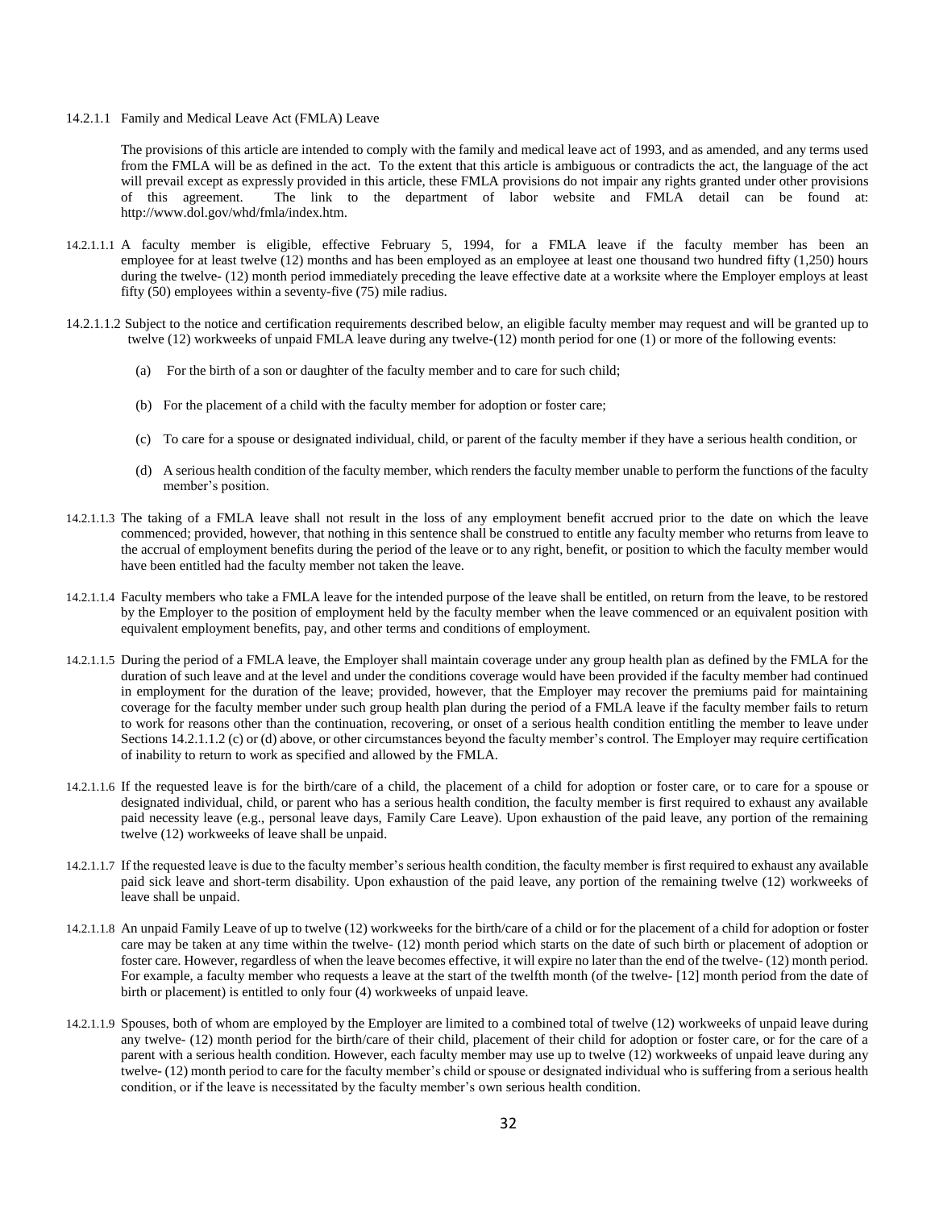14.2.1.1 Family and Medical Leave Act (FMLA) Leave

The provisions of this article are intended to comply with the family and medical leave act of 1993, and as amended, and any terms used from the FMLA will be as defined in the act. To the extent that this article is ambiguous or contradicts the act, the language of the act will prevail except as expressly provided in this article, these FMLA provisions do not impair any rights granted under other provisions of this agreement. The link to the department of labor website and FMLA detail can be found at: http://www.dol.gov/whd/fmla/index.htm.

14.2.1.1.1 A faculty member is eligible, effective February 5, 1994, for a FMLA leave if the faculty member has been an employee for at least twelve (12) months and has been employed as an employee at least one thousand two hundred fifty (1,250) hours during the twelve- (12) month period immediately preceding the leave effective date at a worksite where the Employer employs at least fifty (50) employees within a seventy-five (75) mile radius.

14.2.1.1.2 Subject to the notice and certification requirements described below, an eligible faculty member may request and will be granted up to twelve (12) workweeks of unpaid FMLA leave during any twelve-(12) month period for one (1) or more of the following events:

(a) For the birth of a son or daughter of the faculty member and to care for such child;

(b) For the placement of a child with the faculty member for adoption or foster care;

(c) To care for a spouse or designated individual, child, or parent of the faculty member if they have a serious health condition, or

(d) A serious health condition of the faculty member, which renders the faculty member unable to perform the functions of the faculty member's position.

14.2.1.1.3 The taking of a FMLA leave shall not result in the loss of any employment benefit accrued prior to the date on which the leave commenced; provided, however, that nothing in this sentence shall be construed to entitle any faculty member who returns from leave to the accrual of employment benefits during the period of the leave or to any right, benefit, or position to which the faculty member would have been entitled had the faculty member not taken the leave.

14.2.1.1.4 Faculty members who take a FMLA leave for the intended purpose of the leave shall be entitled, on return from the leave, to be restored by the Employer to the position of employment held by the faculty member when the leave commenced or an equivalent position with equivalent employment benefits, pay, and other terms and conditions of employment.

14.2.1.1.5 During the period of a FMLA leave, the Employer shall maintain coverage under any group health plan as defined by the FMLA for the duration of such leave and at the level and under the conditions coverage would have been provided if the faculty member had continued in employment for the duration of the leave; provided, however, that the Employer may recover the premiums paid for maintaining coverage for the faculty member under such group health plan during the period of a FMLA leave if the faculty member fails to return to work for reasons other than the continuation, recovering, or onset of a serious health condition entitling the member to leave under Sections 14.2.1.1.2 (c) or (d) above, or other circumstances beyond the faculty member's control. The Employer may require certification of inability to return to work as specified and allowed by the FMLA.

14.2.1.1.6 If the requested leave is for the birth/care of a child, the placement of a child for adoption or foster care, or to care for a spouse or designated individual, child, or parent who has a serious health condition, the faculty member is first required to exhaust any available paid necessity leave (e.g., personal leave days, Family Care Leave). Upon exhaustion of the paid leave, any portion of the remaining twelve (12) workweeks of leave shall be unpaid.

14.2.1.1.7 If the requested leave is due to the faculty member's serious health condition, the faculty member is first required to exhaust any available paid sick leave and short-term disability. Upon exhaustion of the paid leave, any portion of the remaining twelve (12) workweeks of leave shall be unpaid.

14.2.1.1.8 An unpaid Family Leave of up to twelve (12) workweeks for the birth/care of a child or for the placement of a child for adoption or foster care may be taken at any time within the twelve- (12) month period which starts on the date of such birth or placement of adoption or foster care. However, regardless of when the leave becomes effective, it will expire no later than the end of the twelve- (12) month period. For example, a faculty member who requests a leave at the start of the twelfth month (of the twelve- [12] month period from the date of birth or placement) is entitled to only four (4) workweeks of unpaid leave.

14.2.1.1.9 Spouses, both of whom are employed by the Employer are limited to a combined total of twelve (12) workweeks of unpaid leave during any twelve- (12) month period for the birth/care of their child, placement of their child for adoption or foster care, or for the care of a parent with a serious health condition. However, each faculty member may use up to twelve (12) workweeks of unpaid leave during any twelve- (12) month period to care for the faculty member's child or spouse or designated individual who is suffering from a serious health condition, or if the leave is necessitated by the faculty member's own serious health condition.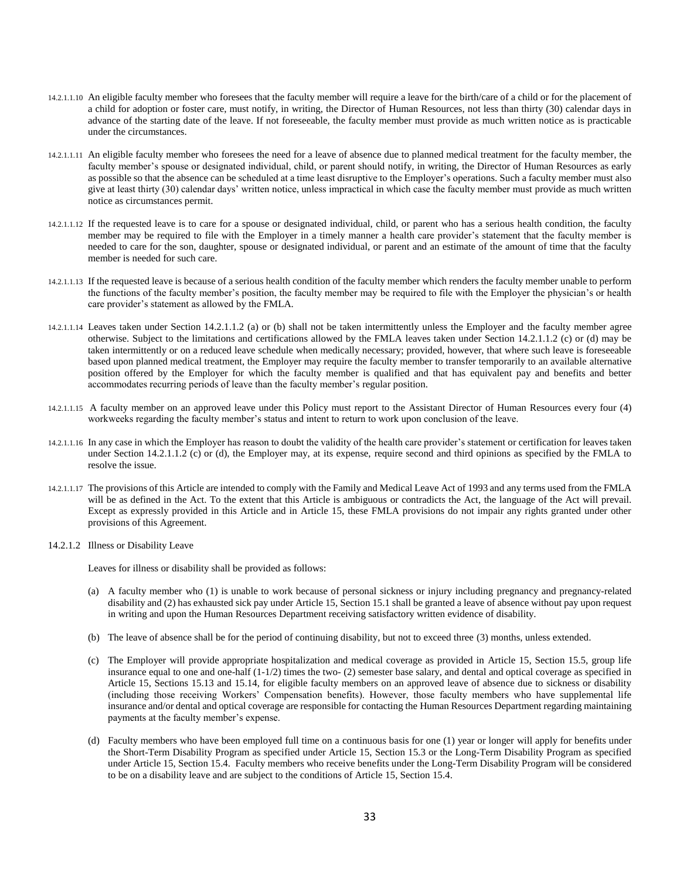14.2.1.1.10 An eligible faculty member who foresees that the faculty member will require a leave for the birth/care of a child or for the placement of a child for adoption or foster care, must notify, in writing, the Director of Human Resources, not less than thirty (30) calendar days in advance of the starting date of the leave. If not foreseeable, the faculty member must provide as much written notice as is practicable under the circumstances.

14.2.1.1.11 An eligible faculty member who foresees the need for a leave of absence due to planned medical treatment for the faculty member, the faculty member's spouse or designated individual, child, or parent should notify, in writing, the Director of Human Resources as early as possible so that the absence can be scheduled at a time least disruptive to the Employer's operations. Such a faculty member must also give at least thirty (30) calendar days' written notice, unless impractical in which case the faculty member must provide as much written notice as circumstances permit.

14.2.1.1.12 If the requested leave is to care for a spouse or designated individual, child, or parent who has a serious health condition, the faculty member may be required to file with the Employer in a timely manner a health care provider's statement that the faculty member is needed to care for the son, daughter, spouse or designated individual, or parent and an estimate of the amount of time that the faculty member is needed for such care.

14.2.1.1.13 If the requested leave is because of a serious health condition of the faculty member which renders the faculty member unable to perform the functions of the faculty member's position, the faculty member may be required to file with the Employer the physician's or health care provider's statement as allowed by the FMLA.

14.2.1.1.14 Leaves taken under Section 14.2.1.1.2 (a) or (b) shall not be taken intermittently unless the Employer and the faculty member agree otherwise. Subject to the limitations and certifications allowed by the FMLA leaves taken under Section 14.2.1.1.2 (c) or (d) may be taken intermittently or on a reduced leave schedule when medically necessary; provided, however, that where such leave is foreseeable based upon planned medical treatment, the Employer may require the faculty member to transfer temporarily to an available alternative position offered by the Employer for which the faculty member is qualified and that has equivalent pay and benefits and better accommodates recurring periods of leave than the faculty member's regular position.

14.2.1.1.15 A faculty member on an approved leave under this Policy must report to the Assistant Director of Human Resources every four (4) workweeks regarding the faculty member's status and intent to return to work upon conclusion of the leave.

14.2.1.1.16 In any case in which the Employer has reason to doubt the validity of the health care provider's statement or certification for leaves taken under Section 14.2.1.1.2 (c) or (d), the Employer may, at its expense, require second and third opinions as specified by the FMLA to resolve the issue.

14.2.1.1.17 The provisions of this Article are intended to comply with the Family and Medical Leave Act of 1993 and any terms used from the FMLA will be as defined in the Act. To the extent that this Article is ambiguous or contradicts the Act, the language of the Act will prevail. Except as expressly provided in this Article and in Article 15, these FMLA provisions do not impair any rights granted under other provisions of this Agreement.

14.2.1.2 Illness or Disability Leave

Leaves for illness or disability shall be provided as follows:

(a) A faculty member who (1) is unable to work because of personal sickness or injury including pregnancy and pregnancy-related disability and (2) has exhausted sick pay under Article 15, Section 15.1 shall be granted a leave of absence without pay upon request in writing and upon the Human Resources Department receiving satisfactory written evidence of disability.

(b) The leave of absence shall be for the period of continuing disability, but not to exceed three (3) months, unless extended.

(c) The Employer will provide appropriate hospitalization and medical coverage as provided in Article 15, Section 15.5, group life insurance equal to one and one-half (1-1/2) times the two- (2) semester base salary, and dental and optical coverage as specified in Article 15, Sections 15.13 and 15.14, for eligible faculty members on an approved leave of absence due to sickness or disability (including those receiving Workers' Compensation benefits). However, those faculty members who have supplemental life insurance and/or dental and optical coverage are responsible for contacting the Human Resources Department regarding maintaining payments at the faculty member's expense.

(d) Faculty members who have been employed full time on a continuous basis for one (1) year or longer will apply for benefits under the Short-Term Disability Program as specified under Article 15, Section 15.3 or the Long-Term Disability Program as specified under Article 15, Section 15.4. Faculty members who receive benefits under the Long-Term Disability Program will be considered to be on a disability leave and are subject to the conditions of Article 15, Section 15.4.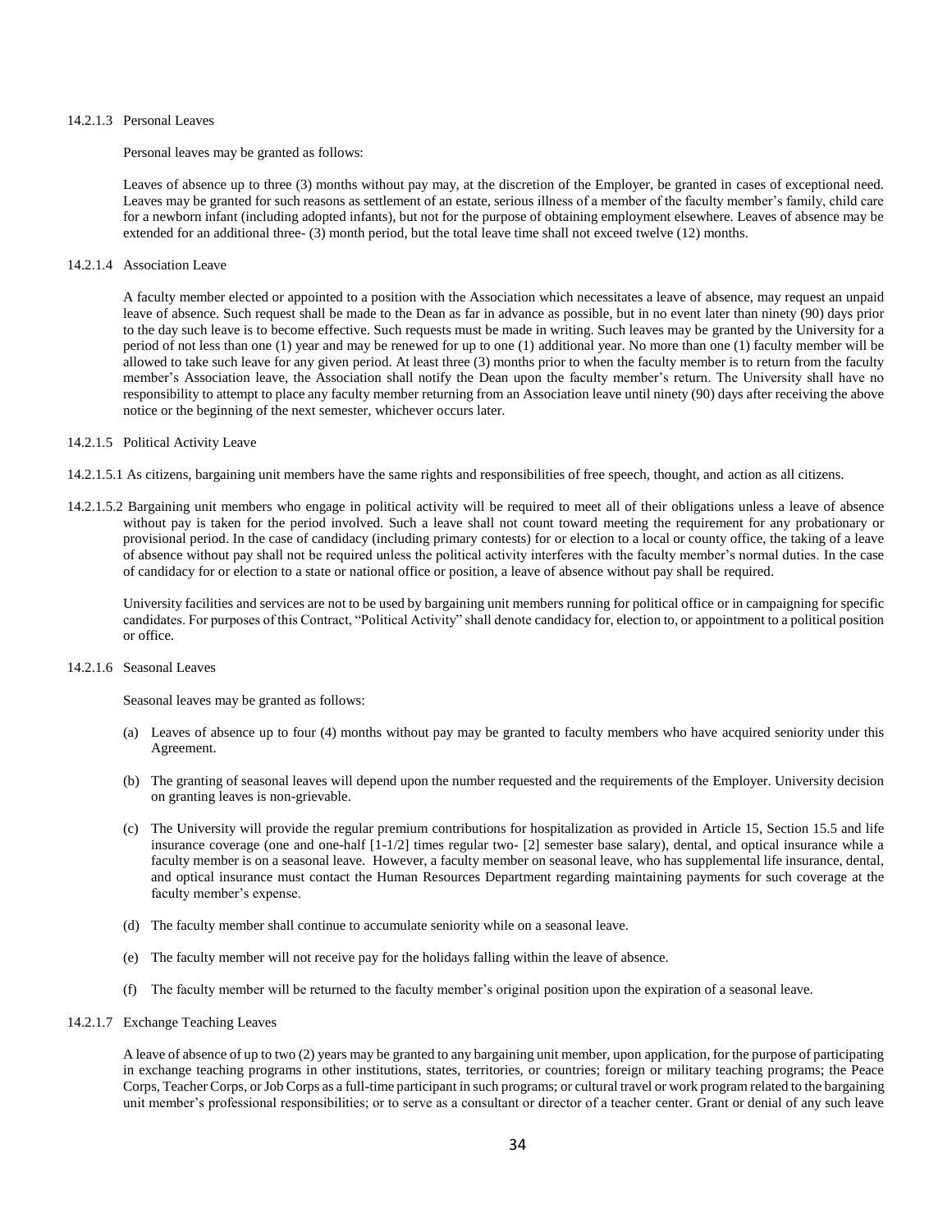#### 14.2.1.3 Personal Leaves

Personal leaves may be granted as follows:

Leaves of absence up to three (3) months without pay may, at the discretion of the Employer, be granted in cases of exceptional need. Leaves may be granted for such reasons as settlement of an estate, serious illness of a member of the faculty member's family, child care for a newborn infant (including adopted infants), but not for the purpose of obtaining employment elsewhere. Leaves of absence may be extended for an additional three- (3) month period, but the total leave time shall not exceed twelve (12) months.

#### 14.2.1.4 Association Leave

A faculty member elected or appointed to a position with the Association which necessitates a leave of absence, may request an unpaid leave of absence. Such request shall be made to the Dean as far in advance as possible, but in no event later than ninety (90) days prior to the day such leave is to become effective. Such requests must be made in writing. Such leaves may be granted by the University for a period of not less than one (1) year and may be renewed for up to one (1) additional year. No more than one (1) faculty member will be allowed to take such leave for any given period. At least three (3) months prior to when the faculty member is to return from the faculty member's Association leave, the Association shall notify the Dean upon the faculty member's return. The University shall have no responsibility to attempt to place any faculty member returning from an Association leave until ninety (90) days after receiving the above notice or the beginning of the next semester, whichever occurs later.

#### 14.2.1.5 Political Activity Leave

14.2.1.5.1 As citizens, bargaining unit members have the same rights and responsibilities of free speech, thought, and action as all citizens.

14.2.1.5.2 Bargaining unit members who engage in political activity will be required to meet all of their obligations unless a leave of absence without pay is taken for the period involved. Such a leave shall not count toward meeting the requirement for any probationary or provisional period. In the case of candidacy (including primary contests) for or election to a local or county office, the taking of a leave of absence without pay shall not be required unless the political activity interferes with the faculty member's normal duties. In the case of candidacy for or election to a state or national office or position, a leave of absence without pay shall be required.

University facilities and services are not to be used by bargaining unit members running for political office or in campaigning for specific candidates. For purposes of this Contract, "Political Activity" shall denote candidacy for, election to, or appointment to a political position or office.

#### 14.2.1.6 Seasonal Leaves

Seasonal leaves may be granted as follows:

(a) Leaves of absence up to four (4) months without pay may be granted to faculty members who have acquired seniority under this Agreement.

(b) The granting of seasonal leaves will depend upon the number requested and the requirements of the Employer. University decision on granting leaves is non-grievable.

(c) The University will provide the regular premium contributions for hospitalization as provided in Article 15, Section 15.5 and life insurance coverage (one and one-half [1-1/2] times regular two- [2] semester base salary), dental, and optical insurance while a faculty member is on a seasonal leave. However, a faculty member on seasonal leave, who has supplemental life insurance, dental, and optical insurance must contact the Human Resources Department regarding maintaining payments for such coverage at the faculty member's expense.

(d) The faculty member shall continue to accumulate seniority while on a seasonal leave.

(e) The faculty member will not receive pay for the holidays falling within the leave of absence.

(f) The faculty member will be returned to the faculty member's original position upon the expiration of a seasonal leave.

#### 14.2.1.7 Exchange Teaching Leaves

A leave of absence of up to two (2) years may be granted to any bargaining unit member, upon application, for the purpose of participating in exchange teaching programs in other institutions, states, territories, or countries; foreign or military teaching programs; the Peace Corps, Teacher Corps, or Job Corps as a full-time participant in such programs; or cultural travel or work program related to the bargaining unit member's professional responsibilities; or to serve as a consultant or director of a teacher center. Grant or denial of any such leave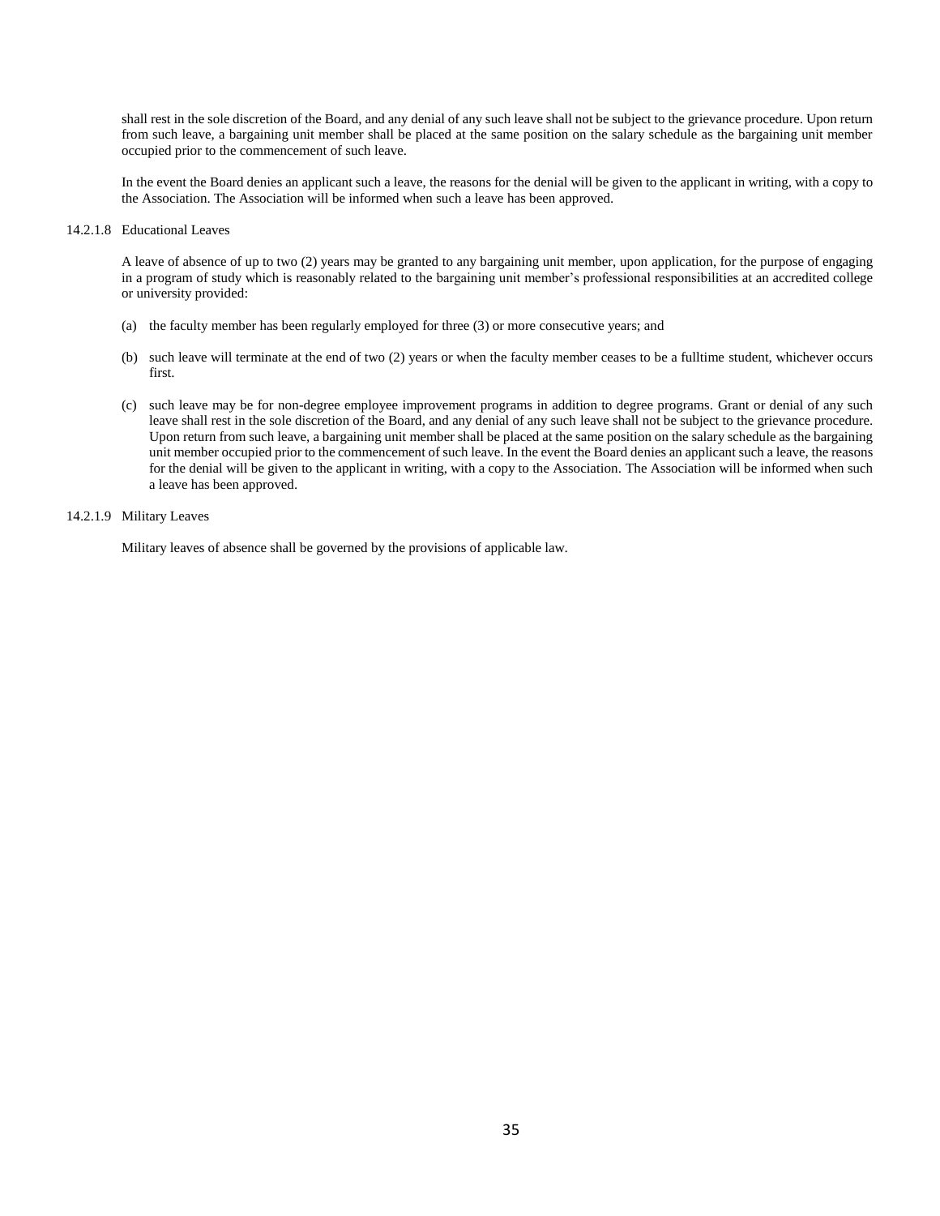shall rest in the sole discretion of the Board, and any denial of any such leave shall not be subject to the grievance procedure. Upon return from such leave, a bargaining unit member shall be placed at the same position on the salary schedule as the bargaining unit member occupied prior to the commencement of such leave.

In the event the Board denies an applicant such a leave, the reasons for the denial will be given to the applicant in writing, with a copy to the Association. The Association will be informed when such a leave has been approved.

14.2.1.8 Educational Leaves

A leave of absence of up to two (2) years may be granted to any bargaining unit member, upon application, for the purpose of engaging in a program of study which is reasonably related to the bargaining unit member's professional responsibilities at an accredited college or university provided:

(a) the faculty member has been regularly employed for three (3) or more consecutive years; and

(b) such leave will terminate at the end of two (2) years or when the faculty member ceases to be a fulltime student, whichever occurs first.

(c) such leave may be for non-degree employee improvement programs in addition to degree programs. Grant or denial of any such leave shall rest in the sole discretion of the Board, and any denial of any such leave shall not be subject to the grievance procedure. Upon return from such leave, a bargaining unit member shall be placed at the same position on the salary schedule as the bargaining unit member occupied prior to the commencement of such leave. In the event the Board denies an applicant such a leave, the reasons for the denial will be given to the applicant in writing, with a copy to the Association. The Association will be informed when such a leave has been approved.

14.2.1.9 Military Leaves

Military leaves of absence shall be governed by the provisions of applicable law.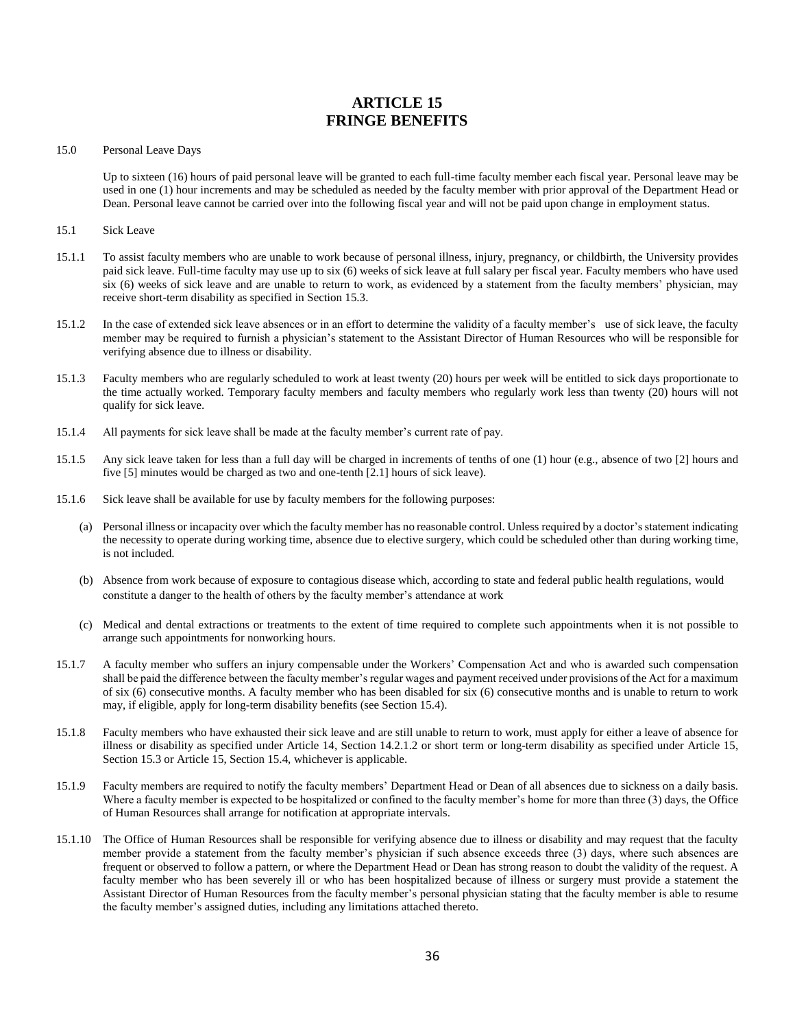# ARTICLE 15
# FRINGE BENEFITS

15.0 Personal Leave Days

Up to sixteen (16) hours of paid personal leave will be granted to each full-time faculty member each fiscal year. Personal leave may be used in one (1) hour increments and may be scheduled as needed by the faculty member with prior approval of the Department Head or Dean. Personal leave cannot be carried over into the following fiscal year and will not be paid upon change in employment status.

15.1 Sick Leave

15.1.1 To assist faculty members who are unable to work because of personal illness, injury, pregnancy, or childbirth, the University provides paid sick leave. Full-time faculty may use up to six (6) weeks of sick leave at full salary per fiscal year. Faculty members who have used six (6) weeks of sick leave and are unable to return to work, as evidenced by a statement from the faculty members' physician, may receive short-term disability as specified in Section 15.3.

15.1.2 In the case of extended sick leave absences or in an effort to determine the validity of a faculty member's use of sick leave, the faculty member may be required to furnish a physician's statement to the Assistant Director of Human Resources who will be responsible for verifying absence due to illness or disability.

15.1.3 Faculty members who are regularly scheduled to work at least twenty (20) hours per week will be entitled to sick days proportionate to the time actually worked. Temporary faculty members and faculty members who regularly work less than twenty (20) hours will not qualify for sick leave.

15.1.4 All payments for sick leave shall be made at the faculty member's current rate of pay.

15.1.5 Any sick leave taken for less than a full day will be charged in increments of tenths of one (1) hour (e.g., absence of two [2] hours and five [5] minutes would be charged as two and one-tenth [2.1] hours of sick leave).

15.1.6 Sick leave shall be available for use by faculty members for the following purposes:

(a) Personal illness or incapacity over which the faculty member has no reasonable control. Unless required by a doctor's statement indicating the necessity to operate during working time, absence due to elective surgery, which could be scheduled other than during working time, is not included.

(b) Absence from work because of exposure to contagious disease which, according to state and federal public health regulations, would constitute a danger to the health of others by the faculty member's attendance at work

(c) Medical and dental extractions or treatments to the extent of time required to complete such appointments when it is not possible to arrange such appointments for nonworking hours.

15.1.7 A faculty member who suffers an injury compensable under the Workers' Compensation Act and who is awarded such compensation shall be paid the difference between the faculty member's regular wages and payment received under provisions of the Act for a maximum of six (6) consecutive months. A faculty member who has been disabled for six (6) consecutive months and is unable to return to work may, if eligible, apply for long-term disability benefits (see Section 15.4).

15.1.8 Faculty members who have exhausted their sick leave and are still unable to return to work, must apply for either a leave of absence for illness or disability as specified under Article 14, Section 14.2.1.2 or short term or long-term disability as specified under Article 15, Section 15.3 or Article 15, Section 15.4, whichever is applicable.

15.1.9 Faculty members are required to notify the faculty members' Department Head or Dean of all absences due to sickness on a daily basis. Where a faculty member is expected to be hospitalized or confined to the faculty member's home for more than three (3) days, the Office of Human Resources shall arrange for notification at appropriate intervals.

15.1.10 The Office of Human Resources shall be responsible for verifying absence due to illness or disability and may request that the faculty member provide a statement from the faculty member's physician if such absence exceeds three (3) days, where such absences are frequent or observed to follow a pattern, or where the Department Head or Dean has strong reason to doubt the validity of the request. A faculty member who has been severely ill or who has been hospitalized because of illness or surgery must provide a statement the Assistant Director of Human Resources from the faculty member's personal physician stating that the faculty member is able to resume the faculty member's assigned duties, including any limitations attached thereto.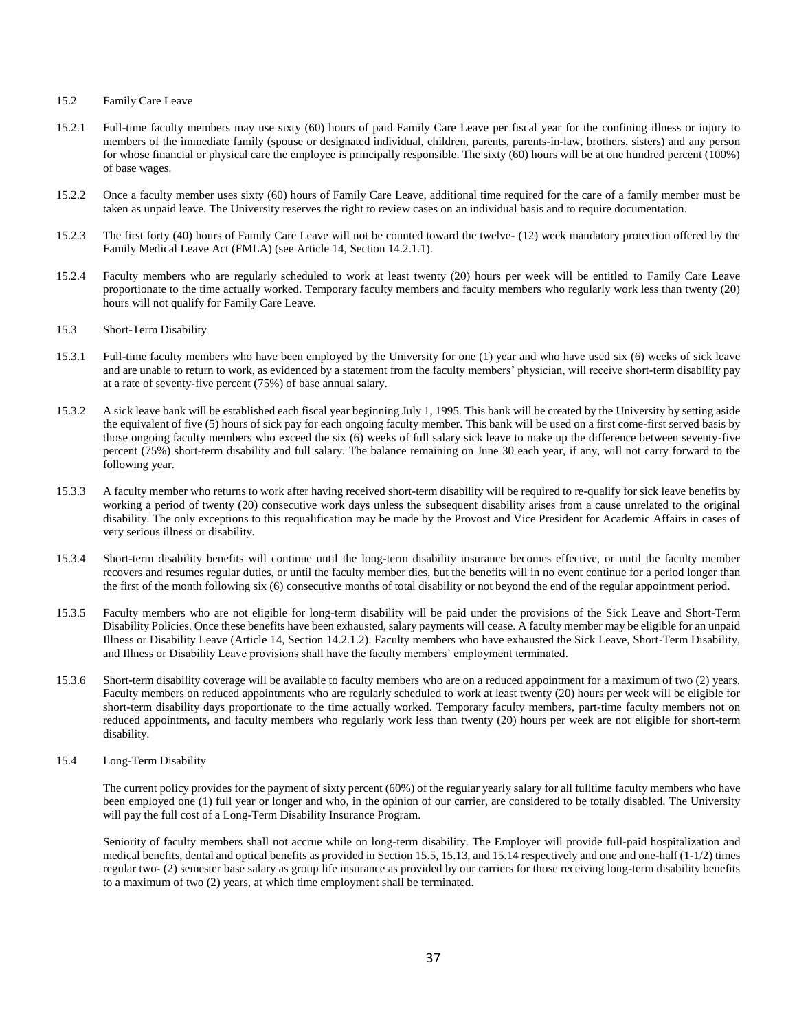15.2 Family Care Leave

15.2.1 Full-time faculty members may use sixty (60) hours of paid Family Care Leave per fiscal year for the confining illness or injury to members of the immediate family (spouse or designated individual, children, parents, parents-in-law, brothers, sisters) and any person for whose financial or physical care the employee is principally responsible. The sixty (60) hours will be at one hundred percent (100%) of base wages.

15.2.2 Once a faculty member uses sixty (60) hours of Family Care Leave, additional time required for the care of a family member must be taken as unpaid leave. The University reserves the right to review cases on an individual basis and to require documentation.

15.2.3 The first forty (40) hours of Family Care Leave will not be counted toward the twelve- (12) week mandatory protection offered by the Family Medical Leave Act (FMLA) (see Article 14, Section 14.2.1.1).

15.2.4 Faculty members who are regularly scheduled to work at least twenty (20) hours per week will be entitled to Family Care Leave proportionate to the time actually worked. Temporary faculty members and faculty members who regularly work less than twenty (20) hours will not qualify for Family Care Leave.

15.3 Short-Term Disability

15.3.1 Full-time faculty members who have been employed by the University for one (1) year and who have used six (6) weeks of sick leave and are unable to return to work, as evidenced by a statement from the faculty members' physician, will receive short-term disability pay at a rate of seventy-five percent (75%) of base annual salary.

15.3.2 A sick leave bank will be established each fiscal year beginning July 1, 1995. This bank will be created by the University by setting aside the equivalent of five (5) hours of sick pay for each ongoing faculty member. This bank will be used on a first come-first served basis by those ongoing faculty members who exceed the six (6) weeks of full salary sick leave to make up the difference between seventy-five percent (75%) short-term disability and full salary. The balance remaining on June 30 each year, if any, will not carry forward to the following year.

15.3.3 A faculty member who returns to work after having received short-term disability will be required to re-qualify for sick leave benefits by working a period of twenty (20) consecutive work days unless the subsequent disability arises from a cause unrelated to the original disability. The only exceptions to this requalification may be made by the Provost and Vice President for Academic Affairs in cases of very serious illness or disability.

15.3.4 Short-term disability benefits will continue until the long-term disability insurance becomes effective, or until the faculty member recovers and resumes regular duties, or until the faculty member dies, but the benefits will in no event continue for a period longer than the first of the month following six (6) consecutive months of total disability or not beyond the end of the regular appointment period.

15.3.5 Faculty members who are not eligible for long-term disability will be paid under the provisions of the Sick Leave and Short-Term Disability Policies. Once these benefits have been exhausted, salary payments will cease. A faculty member may be eligible for an unpaid Illness or Disability Leave (Article 14, Section 14.2.1.2). Faculty members who have exhausted the Sick Leave, Short-Term Disability, and Illness or Disability Leave provisions shall have the faculty members' employment terminated.

15.3.6 Short-term disability coverage will be available to faculty members who are on a reduced appointment for a maximum of two (2) years. Faculty members on reduced appointments who are regularly scheduled to work at least twenty (20) hours per week will be eligible for short-term disability days proportionate to the time actually worked. Temporary faculty members, part-time faculty members not on reduced appointments, and faculty members who regularly work less than twenty (20) hours per week are not eligible for short-term disability.

15.4 Long-Term Disability

The current policy provides for the payment of sixty percent (60%) of the regular yearly salary for all fulltime faculty members who have been employed one (1) full year or longer and who, in the opinion of our carrier, are considered to be totally disabled. The University will pay the full cost of a Long-Term Disability Insurance Program.

Seniority of faculty members shall not accrue while on long-term disability. The Employer will provide full-paid hospitalization and medical benefits, dental and optical benefits as provided in Section 15.5, 15.13, and 15.14 respectively and one and one-half (1-1/2) times regular two- (2) semester base salary as group life insurance as provided by our carriers for those receiving long-term disability benefits to a maximum of two (2) years, at which time employment shall be terminated.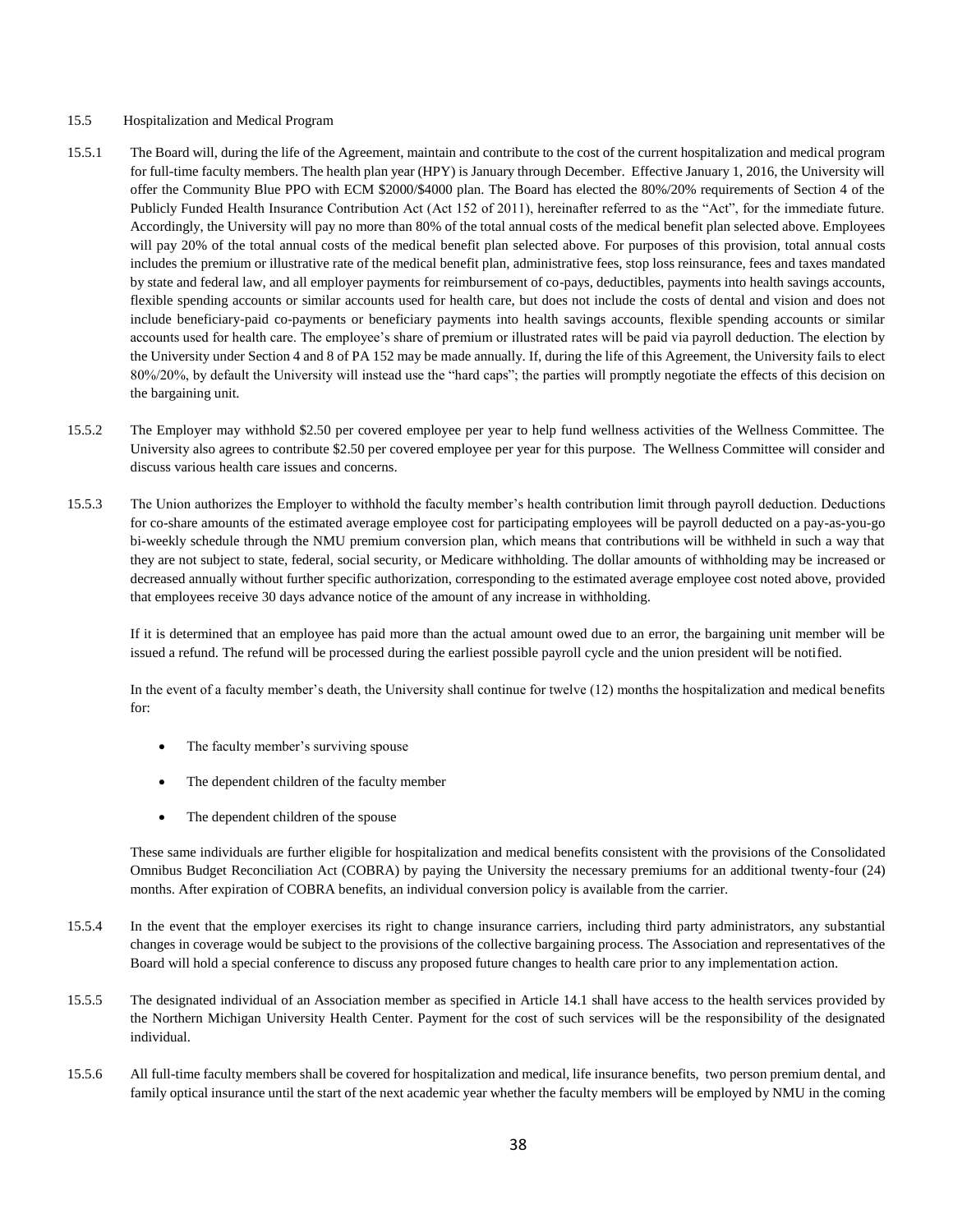15.5 Hospitalization and Medical Program

15.5.1 The Board will, during the life of the Agreement, maintain and contribute to the cost of the current hospitalization and medical program for full-time faculty members. The health plan year (HPY) is January through December. Effective January 1, 2016, the University will offer the Community Blue PPO with ECM $2000/$4000 plan. The Board has elected the 80%/20% requirements of Section 4 of the Publicly Funded Health Insurance Contribution Act (Act 152 of 2011), hereinafter referred to as the "Act", for the immediate future. Accordingly, the University will pay no more than 80% of the total annual costs of the medical benefit plan selected above. Employees will pay 20% of the total annual costs of the medical benefit plan selected above. For purposes of this provision, total annual costs includes the premium or illustrative rate of the medical benefit plan, administrative fees, stop loss reinsurance, fees and taxes mandated by state and federal law, and all employer payments for reimbursement of co-pays, deductibles, payments into health savings accounts, flexible spending accounts or similar accounts used for health care, but does not include the costs of dental and vision and does not include beneficiary-paid co-payments or beneficiary payments into health savings accounts, flexible spending accounts or similar accounts used for health care. The employee's share of premium or illustrated rates will be paid via payroll deduction. The election by the University under Section 4 and 8 of PA 152 may be made annually. If, during the life of this Agreement, the University fails to elect 80%/20%, by default the University will instead use the "hard caps"; the parties will promptly negotiate the effects of this decision on the bargaining unit.

15.5.2 The Employer may withhold $2.50 per covered employee per year to help fund wellness activities of the Wellness Committee. The University also agrees to contribute $2.50 per covered employee per year for this purpose. The Wellness Committee will consider and discuss various health care issues and concerns.

15.5.3 The Union authorizes the Employer to withhold the faculty member's health contribution limit through payroll deduction. Deductions for co-share amounts of the estimated average employee cost for participating employees will be payroll deducted on a pay-as-you-go bi-weekly schedule through the NMU premium conversion plan, which means that contributions will be withheld in such a way that they are not subject to state, federal, social security, or Medicare withholding. The dollar amounts of withholding may be increased or decreased annually without further specific authorization, corresponding to the estimated average employee cost noted above, provided that employees receive 30 days advance notice of the amount of any increase in withholding.

If it is determined that an employee has paid more than the actual amount owed due to an error, the bargaining unit member will be issued a refund. The refund will be processed during the earliest possible payroll cycle and the union president will be notified.

In the event of a faculty member's death, the University shall continue for twelve (12) months the hospitalization and medical benefits for:

- The faculty member's surviving spouse
- The dependent children of the faculty member
- The dependent children of the spouse

These same individuals are further eligible for hospitalization and medical benefits consistent with the provisions of the Consolidated Omnibus Budget Reconciliation Act (COBRA) by paying the University the necessary premiums for an additional twenty-four (24) months. After expiration of COBRA benefits, an individual conversion policy is available from the carrier.

15.5.4 In the event that the employer exercises its right to change insurance carriers, including third party administrators, any substantial changes in coverage would be subject to the provisions of the collective bargaining process. The Association and representatives of the Board will hold a special conference to discuss any proposed future changes to health care prior to any implementation action.

15.5.5 The designated individual of an Association member as specified in Article 14.1 shall have access to the health services provided by the Northern Michigan University Health Center. Payment for the cost of such services will be the responsibility of the designated individual.

15.5.6 All full-time faculty members shall be covered for hospitalization and medical, life insurance benefits, two person premium dental, and family optical insurance until the start of the next academic year whether the faculty members will be employed by NMU in the coming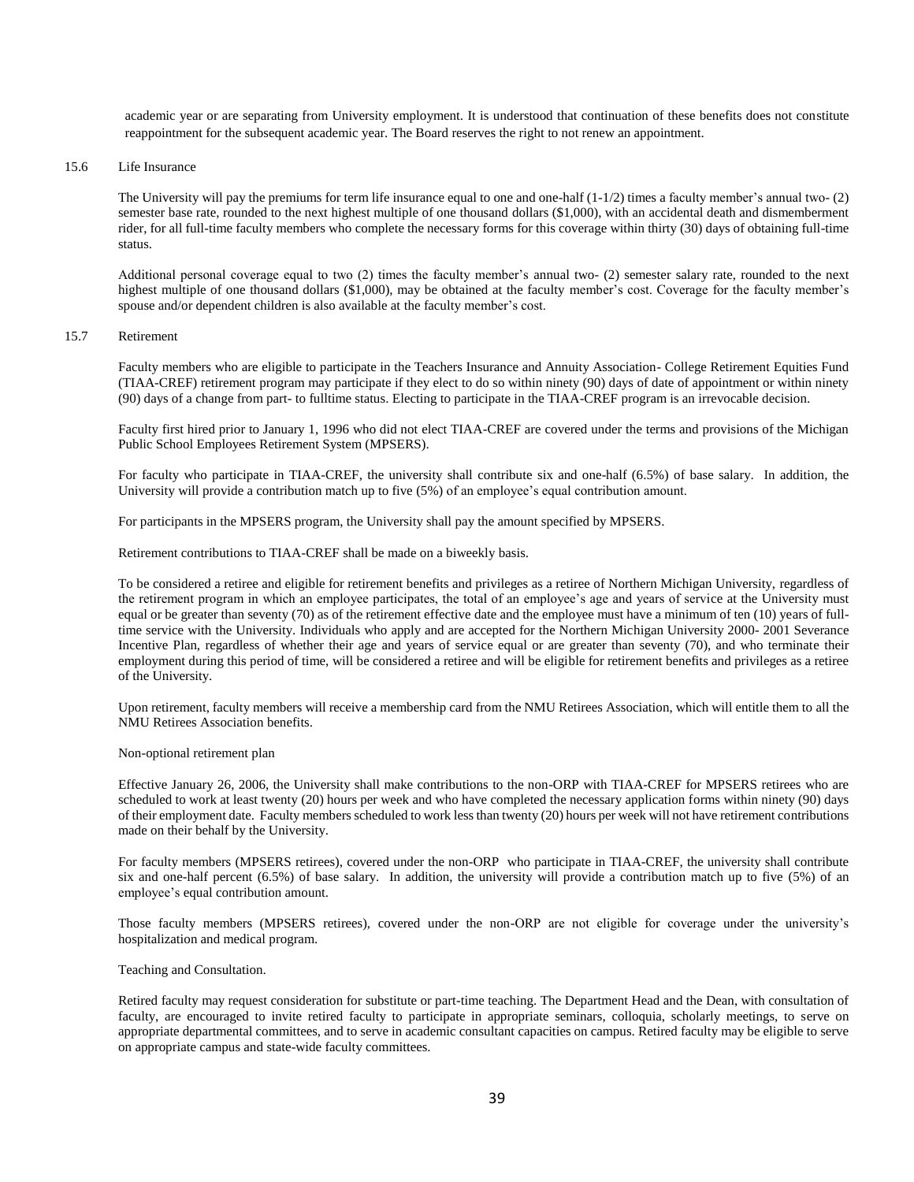academic year or are separating from University employment. It is understood that continuation of these benefits does not constitute reappointment for the subsequent academic year. The Board reserves the right to not renew an appointment.

### 15.6 Life Insurance

The University will pay the premiums for term life insurance equal to one and one-half (1-1/2) times a faculty member's annual two- (2) semester base rate, rounded to the next highest multiple of one thousand dollars ($1,000), with an accidental death and dismemberment rider, for all full-time faculty members who complete the necessary forms for this coverage within thirty (30) days of obtaining full-time status.

Additional personal coverage equal to two (2) times the faculty member's annual two- (2) semester salary rate, rounded to the next highest multiple of one thousand dollars ($1,000), may be obtained at the faculty member's cost. Coverage for the faculty member's spouse and/or dependent children is also available at the faculty member's cost.

### 15.7 Retirement

Faculty members who are eligible to participate in the Teachers Insurance and Annuity Association- College Retirement Equities Fund (TIAA-CREF) retirement program may participate if they elect to do so within ninety (90) days of date of appointment or within ninety (90) days of a change from part- to fulltime status. Electing to participate in the TIAA-CREF program is an irrevocable decision.

Faculty first hired prior to January 1, 1996 who did not elect TIAA-CREF are covered under the terms and provisions of the Michigan Public School Employees Retirement System (MPSERS).

For faculty who participate in TIAA-CREF, the university shall contribute six and one-half (6.5%) of base salary. In addition, the University will provide a contribution match up to five (5%) of an employee's equal contribution amount.

For participants in the MPSERS program, the University shall pay the amount specified by MPSERS.

Retirement contributions to TIAA-CREF shall be made on a biweekly basis.

To be considered a retiree and eligible for retirement benefits and privileges as a retiree of Northern Michigan University, regardless of the retirement program in which an employee participates, the total of an employee's age and years of service at the University must equal or be greater than seventy (70) as of the retirement effective date and the employee must have a minimum of ten (10) years of full-time service with the University. Individuals who apply and are accepted for the Northern Michigan University 2000- 2001 Severance Incentive Plan, regardless of whether their age and years of service equal or are greater than seventy (70), and who terminate their employment during this period of time, will be considered a retiree and will be eligible for retirement benefits and privileges as a retiree of the University.

Upon retirement, faculty members will receive a membership card from the NMU Retirees Association, which will entitle them to all the NMU Retirees Association benefits.

Non-optional retirement plan

Effective January 26, 2006, the University shall make contributions to the non-ORP with TIAA-CREF for MPSERS retirees who are scheduled to work at least twenty (20) hours per week and who have completed the necessary application forms within ninety (90) days of their employment date. Faculty members scheduled to work less than twenty (20) hours per week will not have retirement contributions made on their behalf by the University.

For faculty members (MPSERS retirees), covered under the non-ORP who participate in TIAA-CREF, the university shall contribute six and one-half percent (6.5%) of base salary. In addition, the university will provide a contribution match up to five (5%) of an employee's equal contribution amount.

Those faculty members (MPSERS retirees), covered under the non-ORP are not eligible for coverage under the university's hospitalization and medical program.

Teaching and Consultation.

Retired faculty may request consideration for substitute or part-time teaching. The Department Head and the Dean, with consultation of faculty, are encouraged to invite retired faculty to participate in appropriate seminars, colloquia, scholarly meetings, to serve on appropriate departmental committees, and to serve in academic consultant capacities on campus. Retired faculty may be eligible to serve on appropriate campus and state-wide faculty committees.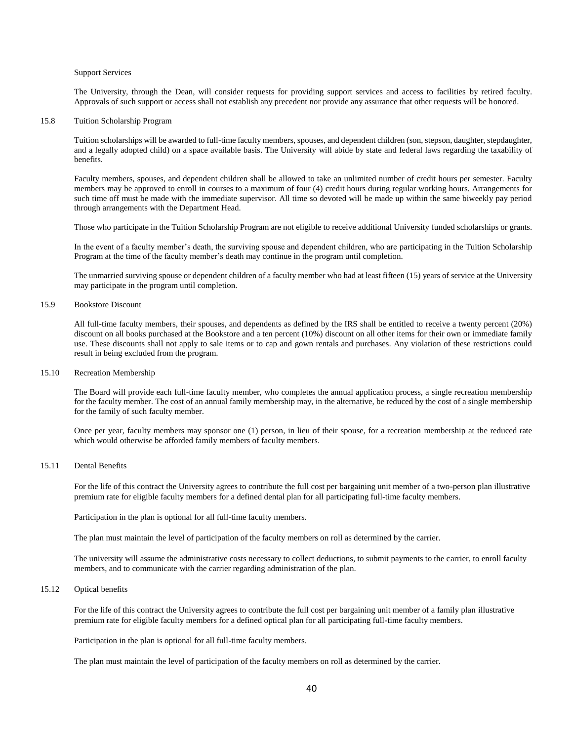Support Services

The University, through the Dean, will consider requests for providing support services and access to facilities by retired faculty. Approvals of such support or access shall not establish any precedent nor provide any assurance that other requests will be honored.

### 15.8 Tuition Scholarship Program

Tuition scholarships will be awarded to full-time faculty members, spouses, and dependent children (son, stepson, daughter, stepdaughter, and a legally adopted child) on a space available basis. The University will abide by state and federal laws regarding the taxability of benefits.

Faculty members, spouses, and dependent children shall be allowed to take an unlimited number of credit hours per semester. Faculty members may be approved to enroll in courses to a maximum of four (4) credit hours during regular working hours. Arrangements for such time off must be made with the immediate supervisor. All time so devoted will be made up within the same biweekly pay period through arrangements with the Department Head.

Those who participate in the Tuition Scholarship Program are not eligible to receive additional University funded scholarships or grants.

In the event of a faculty member's death, the surviving spouse and dependent children, who are participating in the Tuition Scholarship Program at the time of the faculty member's death may continue in the program until completion.

The unmarried surviving spouse or dependent children of a faculty member who had at least fifteen (15) years of service at the University may participate in the program until completion.

### 15.9 Bookstore Discount

All full-time faculty members, their spouses, and dependents as defined by the IRS shall be entitled to receive a twenty percent (20%) discount on all books purchased at the Bookstore and a ten percent (10%) discount on all other items for their own or immediate family use. These discounts shall not apply to sale items or to cap and gown rentals and purchases. Any violation of these restrictions could result in being excluded from the program.

### 15.10 Recreation Membership

The Board will provide each full-time faculty member, who completes the annual application process, a single recreation membership for the faculty member. The cost of an annual family membership may, in the alternative, be reduced by the cost of a single membership for the family of such faculty member.

Once per year, faculty members may sponsor one (1) person, in lieu of their spouse, for a recreation membership at the reduced rate which would otherwise be afforded family members of faculty members.

### 15.11 Dental Benefits

For the life of this contract the University agrees to contribute the full cost per bargaining unit member of a two-person plan illustrative premium rate for eligible faculty members for a defined dental plan for all participating full-time faculty members.

Participation in the plan is optional for all full-time faculty members.

The plan must maintain the level of participation of the faculty members on roll as determined by the carrier.

The university will assume the administrative costs necessary to collect deductions, to submit payments to the carrier, to enroll faculty members, and to communicate with the carrier regarding administration of the plan.

### 15.12 Optical benefits

For the life of this contract the University agrees to contribute the full cost per bargaining unit member of a family plan illustrative premium rate for eligible faculty members for a defined optical plan for all participating full-time faculty members.

Participation in the plan is optional for all full-time faculty members.

The plan must maintain the level of participation of the faculty members on roll as determined by the carrier.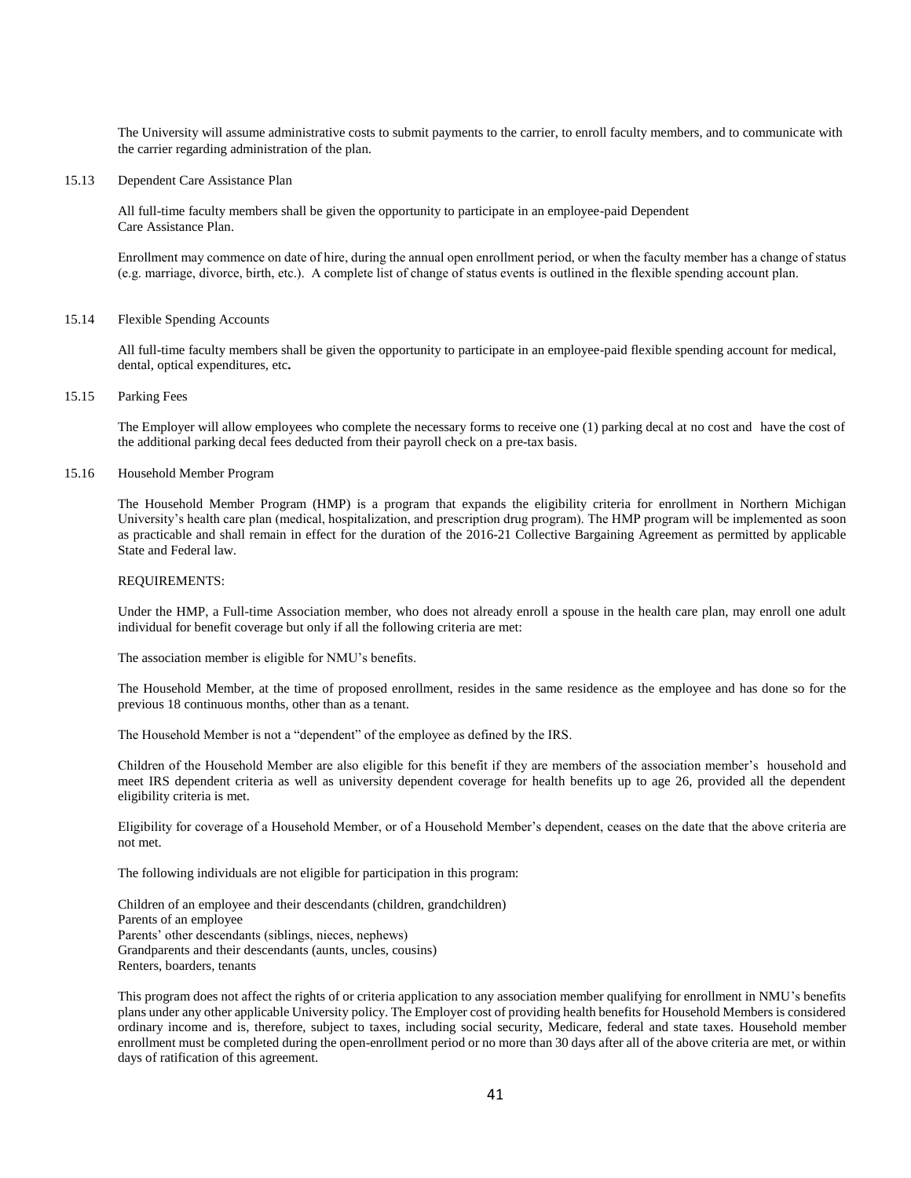The University will assume administrative costs to submit payments to the carrier, to enroll faculty members, and to communicate with the carrier regarding administration of the plan.

15.13 Dependent Care Assistance Plan

All full-time faculty members shall be given the opportunity to participate in an employee-paid Dependent Care Assistance Plan.

Enrollment may commence on date of hire, during the annual open enrollment period, or when the faculty member has a change of status (e.g. marriage, divorce, birth, etc.). A complete list of change of status events is outlined in the flexible spending account plan.

15.14 Flexible Spending Accounts

All full-time faculty members shall be given the opportunity to participate in an employee-paid flexible spending account for medical, dental, optical expenditures, etc**.**

15.15 Parking Fees

The Employer will allow employees who complete the necessary forms to receive one (1) parking decal at no cost and have the cost of the additional parking decal fees deducted from their payroll check on a pre-tax basis.

15.16 Household Member Program

The Household Member Program (HMP) is a program that expands the eligibility criteria for enrollment in Northern Michigan University's health care plan (medical, hospitalization, and prescription drug program). The HMP program will be implemented as soon as practicable and shall remain in effect for the duration of the 2016-21 Collective Bargaining Agreement as permitted by applicable State and Federal law.

REQUIREMENTS:

Under the HMP, a Full-time Association member, who does not already enroll a spouse in the health care plan, may enroll one adult individual for benefit coverage but only if all the following criteria are met:

The association member is eligible for NMU's benefits.

The Household Member, at the time of proposed enrollment, resides in the same residence as the employee and has done so for the previous 18 continuous months, other than as a tenant.

The Household Member is not a "dependent" of the employee as defined by the IRS.

Children of the Household Member are also eligible for this benefit if they are members of the association member's household and meet IRS dependent criteria as well as university dependent coverage for health benefits up to age 26, provided all the dependent eligibility criteria is met.

Eligibility for coverage of a Household Member, or of a Household Member's dependent, ceases on the date that the above criteria are not met.

The following individuals are not eligible for participation in this program:

Children of an employee and their descendants (children, grandchildren)
Parents of an employee
Parents' other descendants (siblings, nieces, nephews)
Grandparents and their descendants (aunts, uncles, cousins)
Renters, boarders, tenants

This program does not affect the rights of or criteria application to any association member qualifying for enrollment in NMU's benefits plans under any other applicable University policy. The Employer cost of providing health benefits for Household Members is considered ordinary income and is, therefore, subject to taxes, including social security, Medicare, federal and state taxes. Household member enrollment must be completed during the open-enrollment period or no more than 30 days after all of the above criteria are met, or within days of ratification of this agreement.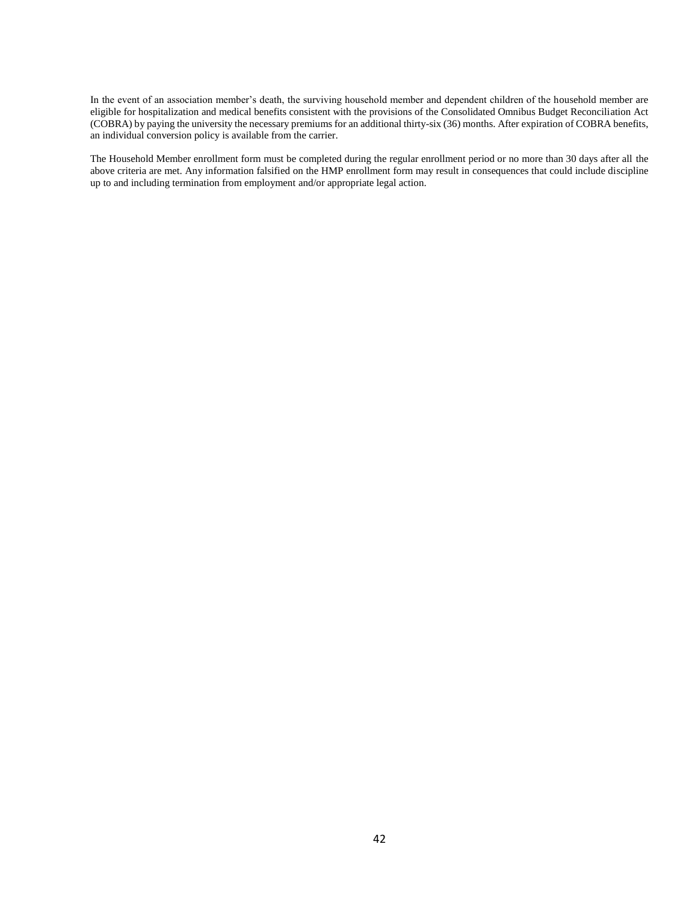In the event of an association member's death, the surviving household member and dependent children of the household member are eligible for hospitalization and medical benefits consistent with the provisions of the Consolidated Omnibus Budget Reconciliation Act (COBRA) by paying the university the necessary premiums for an additional thirty-six (36) months. After expiration of COBRA benefits, an individual conversion policy is available from the carrier.

The Household Member enrollment form must be completed during the regular enrollment period or no more than 30 days after all the above criteria are met. Any information falsified on the HMP enrollment form may result in consequences that could include discipline up to and including termination from employment and/or appropriate legal action.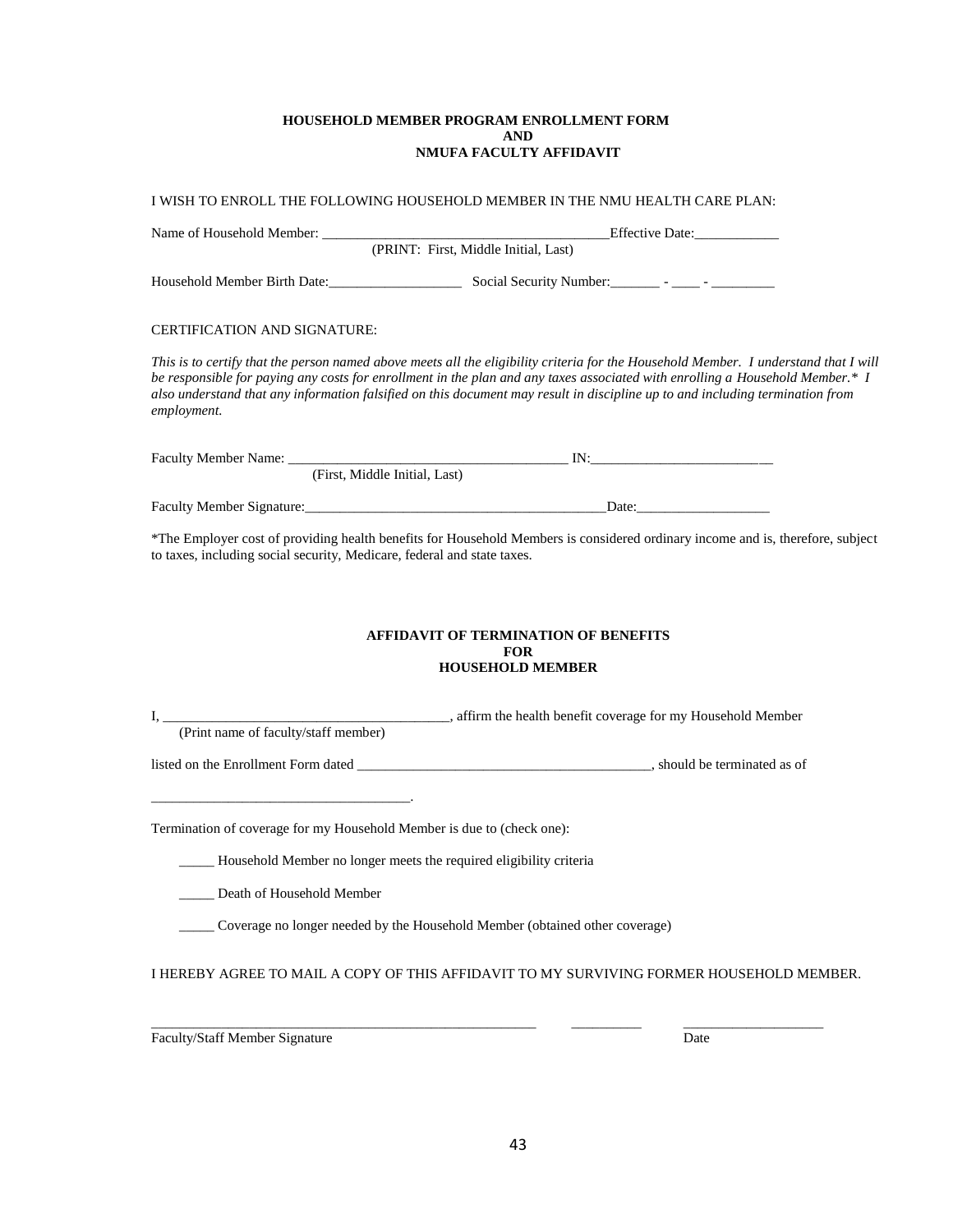**HOUSEHOLD MEMBER PROGRAM ENROLLMENT FORM**
**AND**
**NMUFA FACULTY AFFIDAVIT**

I WISH TO ENROLL THE FOLLOWING HOUSEHOLD MEMBER IN THE NMU HEALTH CARE PLAN:

Name of Household Member: ________________________________________Effective Date:____________
(PRINT: First, Middle Initial, Last)

Household Member Birth Date:___________________ Social Security Number:_______ - ____ - _________

CERTIFICATION AND SIGNATURE:

*This is to certify that the person named above meets all the eligibility criteria for the Household Member. I understand that I will be responsible for paying any costs for enrollment in the plan and any taxes associated with enrolling a Household Member.* I also understand that any information falsified on this document may result in discipline up to and including termination from employment.*

Faculty Member Name: ________________________________________ IN:__________________________
(First, Middle Initial, Last)

Faculty Member Signature:____________________________________________Date:___________________

*The Employer cost of providing health benefits for Household Members is considered ordinary income and is, therefore, subject to taxes, including social security, Medicare, federal and state taxes.

**AFFIDAVIT OF TERMINATION OF BENEFITS**
**FOR**
**HOUSEHOLD MEMBER**

I, ________________________________________, affirm the health benefit coverage for my Household Member
(Print name of faculty/staff member)

listed on the Enrollment Form dated __________________________________________, should be terminated as of

____________________________________.

Termination of coverage for my Household Member is due to (check one):

_____ Household Member no longer meets the required eligibility criteria

_____ Death of Household Member

_____ Coverage no longer needed by the Household Member (obtained other coverage)

I HEREBY AGREE TO MAIL A COPY OF THIS AFFIDAVIT TO MY SURVIVING FORMER HOUSEHOLD MEMBER.

________________________________________________________ __________ ____________________
Faculty/Staff Member Signature Date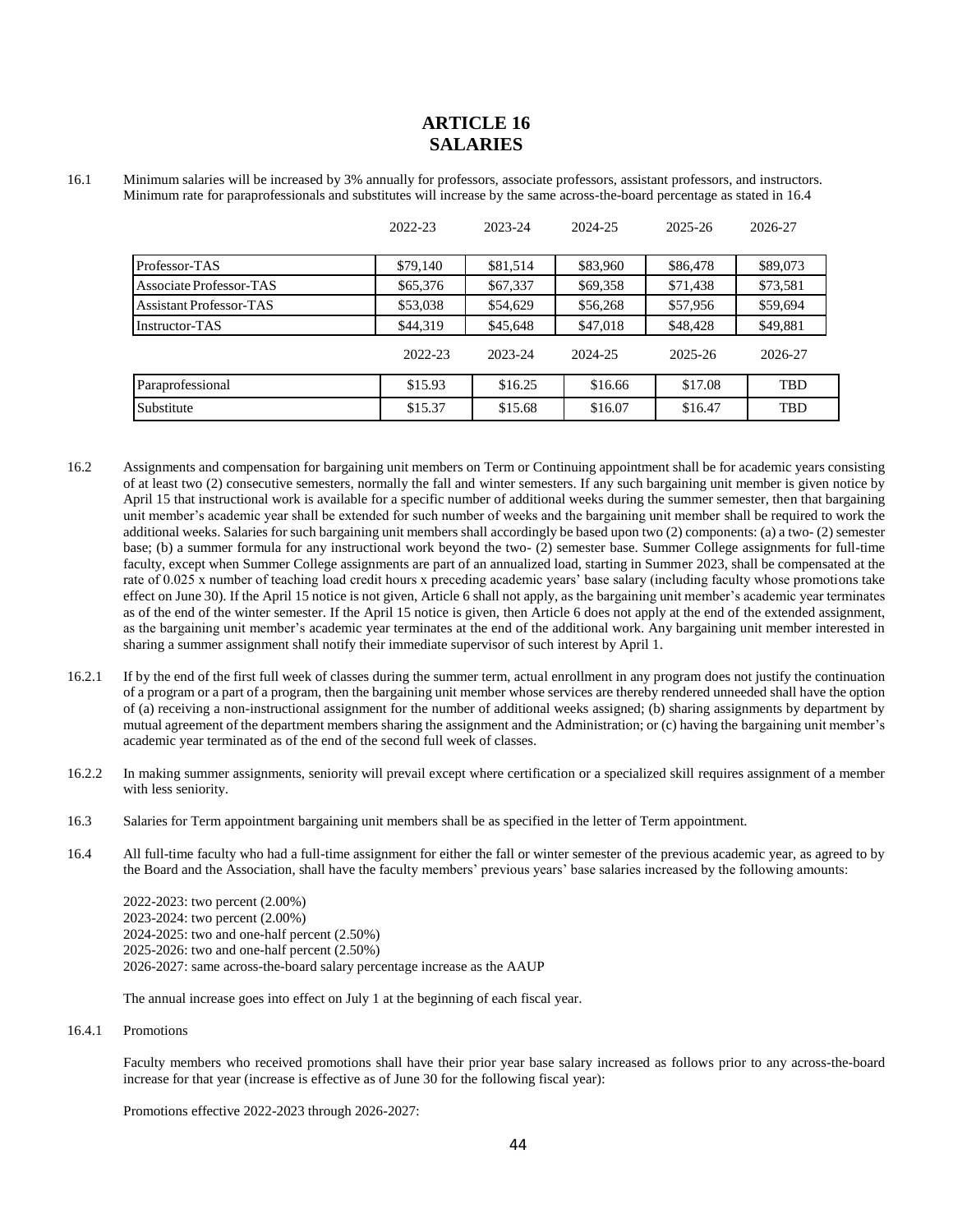# ARTICLE 16
# SALARIES

16.1 Minimum salaries will be increased by 3% annually for professors, associate professors, assistant professors, and instructors. Minimum rate for paraprofessionals and substitutes will increase by the same across-the-board percentage as stated in 16.4

| | 2022-23 | 2023-24 | 2024-25 | 2025-26 | 2026-27 |
|---|---|---|---|---|---|
| Professor-TAS | $79,140 | $81,514 | $83,960 | $86,478 | $89,073 |
| Associate Professor-TAS | $65,376 | $67,337 | $69,358 | $71,438 | $73,581 |
| Assistant Professor-TAS | $53,038 | $54,629 | $56,268 | $57,956 | $59,694 |
| Instructor-TAS | $44,319 | $45,648 | $47,018 | $48,428 | $49,881 |

| | 2022-23 | 2023-24 | 2024-25 | 2025-26 | 2026-27 |
|---|---|---|---|---|---|
| Paraprofessional | $15.93 | $16.25 | $16.66 | $17.08 | TBD |
| Substitute | $15.37 | $15.68 | $16.07 | $16.47 | TBD |

16.2 Assignments and compensation for bargaining unit members on Term or Continuing appointment shall be for academic years consisting of at least two (2) consecutive semesters, normally the fall and winter semesters. If any such bargaining unit member is given notice by April 15 that instructional work is available for a specific number of additional weeks during the summer semester, then that bargaining unit member's academic year shall be extended for such number of weeks and the bargaining unit member shall be required to work the additional weeks. Salaries for such bargaining unit members shall accordingly be based upon two (2) components: (a) a two- (2) semester base; (b) a summer formula for any instructional work beyond the two- (2) semester base. Summer College assignments for full-time faculty, except when Summer College assignments are part of an annualized load, starting in Summer 2023, shall be compensated at the rate of 0.025 x number of teaching load credit hours x preceding academic years' base salary (including faculty whose promotions take effect on June 30). If the April 15 notice is not given, Article 6 shall not apply, as the bargaining unit member's academic year terminates as of the end of the winter semester. If the April 15 notice is given, then Article 6 does not apply at the end of the extended assignment, as the bargaining unit member's academic year terminates at the end of the additional work. Any bargaining unit member interested in sharing a summer assignment shall notify their immediate supervisor of such interest by April 1.

16.2.1 If by the end of the first full week of classes during the summer term, actual enrollment in any program does not justify the continuation of a program or a part of a program, then the bargaining unit member whose services are thereby rendered unneeded shall have the option of (a) receiving a non-instructional assignment for the number of additional weeks assigned; (b) sharing assignments by department by mutual agreement of the department members sharing the assignment and the Administration; or (c) having the bargaining unit member's academic year terminated as of the end of the second full week of classes.

16.2.2 In making summer assignments, seniority will prevail except where certification or a specialized skill requires assignment of a member with less seniority.

16.3 Salaries for Term appointment bargaining unit members shall be as specified in the letter of Term appointment.

16.4 All full-time faculty who had a full-time assignment for either the fall or winter semester of the previous academic year, as agreed to by the Board and the Association, shall have the faculty members' previous years' base salaries increased by the following amounts:

2022-2023: two percent (2.00%)
2023-2024: two percent (2.00%)
2024-2025: two and one-half percent (2.50%)
2025-2026: two and one-half percent (2.50%)
2026-2027: same across-the-board salary percentage increase as the AAUP

The annual increase goes into effect on July 1 at the beginning of each fiscal year.

16.4.1 Promotions

Faculty members who received promotions shall have their prior year base salary increased as follows prior to any across-the-board increase for that year (increase is effective as of June 30 for the following fiscal year):

Promotions effective 2022-2023 through 2026-2027: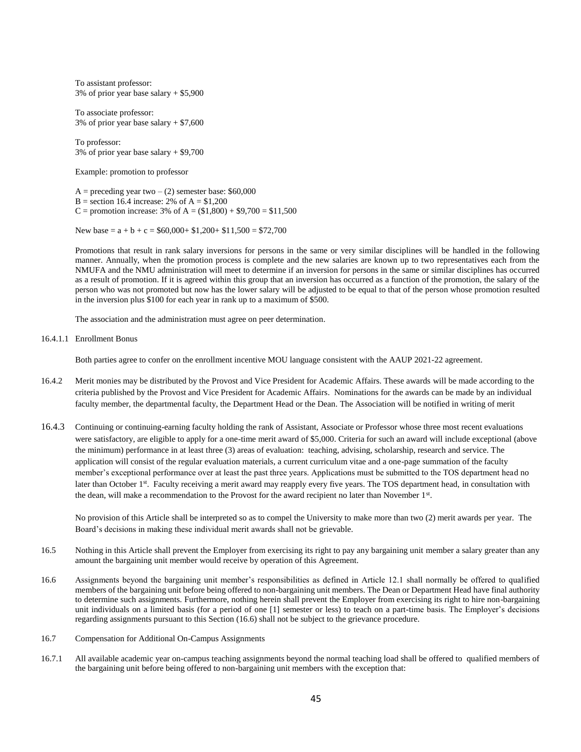To assistant professor:
3% of prior year base salary + $5,900

To associate professor:
3% of prior year base salary + $7,600

To professor:
3% of prior year base salary + $9,700

Example: promotion to professor

A = preceding year two – (2) semester base: $60,000
B = section 16.4 increase: 2% of A = $1,200
C = promotion increase: 3% of A = ($1,800) + $9,700 = $11,500

New base = a + b + c = $60,000+ $1,200+ $11,500 = $72,700

Promotions that result in rank salary inversions for persons in the same or very similar disciplines will be handled in the following manner. Annually, when the promotion process is complete and the new salaries are known up to two representatives each from the NMUFA and the NMU administration will meet to determine if an inversion for persons in the same or similar disciplines has occurred as a result of promotion. If it is agreed within this group that an inversion has occurred as a function of the promotion, the salary of the person who was not promoted but now has the lower salary will be adjusted to be equal to that of the person whose promotion resulted in the inversion plus $100 for each year in rank up to a maximum of $500.

The association and the administration must agree on peer determination.

16.4.1.1 Enrollment Bonus

Both parties agree to confer on the enrollment incentive MOU language consistent with the AAUP 2021-22 agreement.

16.4.2 Merit monies may be distributed by the Provost and Vice President for Academic Affairs. These awards will be made according to the criteria published by the Provost and Vice President for Academic Affairs. Nominations for the awards can be made by an individual faculty member, the departmental faculty, the Department Head or the Dean. The Association will be notified in writing of merit

16.4.3 Continuing or continuing-earning faculty holding the rank of Assistant, Associate or Professor whose three most recent evaluations were satisfactory, are eligible to apply for a one-time merit award of $5,000. Criteria for such an award will include exceptional (above the minimum) performance in at least three (3) areas of evaluation: teaching, advising, scholarship, research and service. The application will consist of the regular evaluation materials, a current curriculum vitae and a one-page summation of the faculty member's exceptional performance over at least the past three years. Applications must be submitted to the TOS department head no later than October 1st. Faculty receiving a merit award may reapply every five years. The TOS department head, in consultation with the dean, will make a recommendation to the Provost for the award recipient no later than November 1st.

No provision of this Article shall be interpreted so as to compel the University to make more than two (2) merit awards per year. The Board's decisions in making these individual merit awards shall not be grievable.

16.5 Nothing in this Article shall prevent the Employer from exercising its right to pay any bargaining unit member a salary greater than any amount the bargaining unit member would receive by operation of this Agreement.

16.6 Assignments beyond the bargaining unit member's responsibilities as defined in Article 12.1 shall normally be offered to qualified members of the bargaining unit before being offered to non-bargaining unit members. The Dean or Department Head have final authority to determine such assignments. Furthermore, nothing herein shall prevent the Employer from exercising its right to hire non-bargaining unit individuals on a limited basis (for a period of one [1] semester or less) to teach on a part-time basis. The Employer's decisions regarding assignments pursuant to this Section (16.6) shall not be subject to the grievance procedure.

16.7 Compensation for Additional On-Campus Assignments

16.7.1 All available academic year on-campus teaching assignments beyond the normal teaching load shall be offered to qualified members of the bargaining unit before being offered to non-bargaining unit members with the exception that: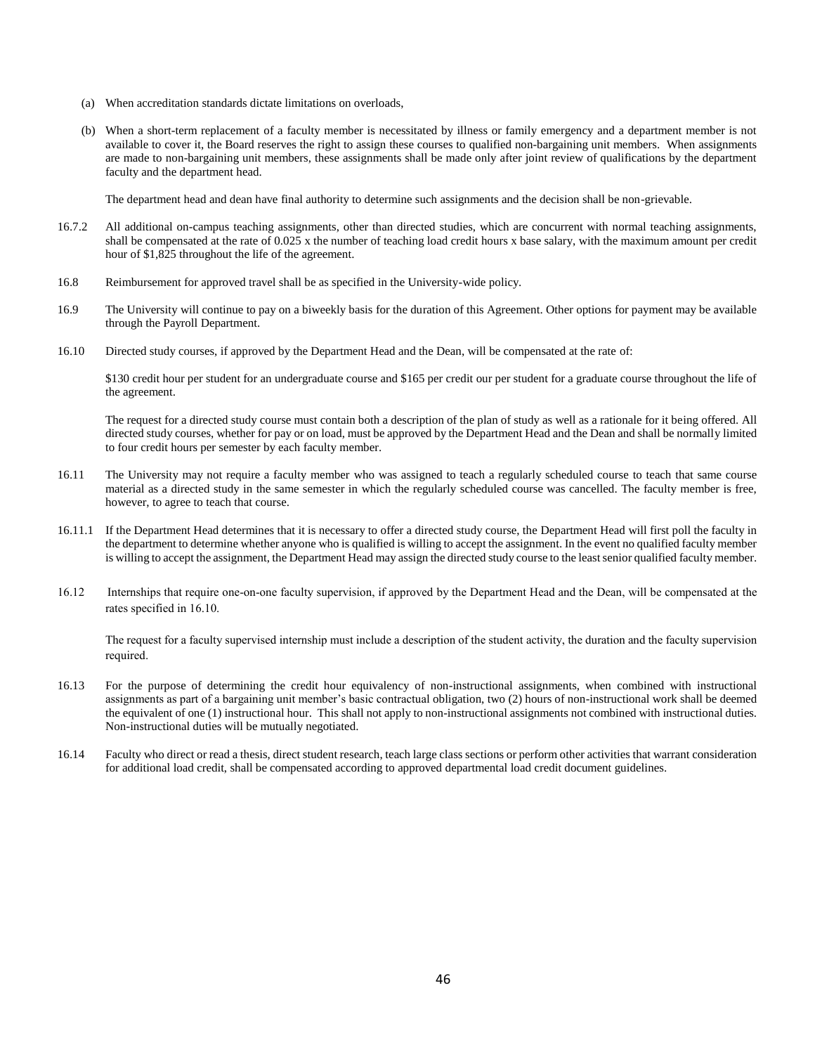(a) When accreditation standards dictate limitations on overloads,

(b) When a short-term replacement of a faculty member is necessitated by illness or family emergency and a department member is not available to cover it, the Board reserves the right to assign these courses to qualified non-bargaining unit members. When assignments are made to non-bargaining unit members, these assignments shall be made only after joint review of qualifications by the department faculty and the department head.

The department head and dean have final authority to determine such assignments and the decision shall be non-grievable.

16.7.2 All additional on-campus teaching assignments, other than directed studies, which are concurrent with normal teaching assignments, shall be compensated at the rate of 0.025 x the number of teaching load credit hours x base salary, with the maximum amount per credit hour of $1,825 throughout the life of the agreement.

16.8 Reimbursement for approved travel shall be as specified in the University-wide policy.

16.9 The University will continue to pay on a biweekly basis for the duration of this Agreement. Other options for payment may be available through the Payroll Department.

16.10 Directed study courses, if approved by the Department Head and the Dean, will be compensated at the rate of:

$130 credit hour per student for an undergraduate course and $165 per credit our per student for a graduate course throughout the life of the agreement.

The request for a directed study course must contain both a description of the plan of study as well as a rationale for it being offered. All directed study courses, whether for pay or on load, must be approved by the Department Head and the Dean and shall be normally limited to four credit hours per semester by each faculty member.

16.11 The University may not require a faculty member who was assigned to teach a regularly scheduled course to teach that same course material as a directed study in the same semester in which the regularly scheduled course was cancelled. The faculty member is free, however, to agree to teach that course.

16.11.1 If the Department Head determines that it is necessary to offer a directed study course, the Department Head will first poll the faculty in the department to determine whether anyone who is qualified is willing to accept the assignment. In the event no qualified faculty member is willing to accept the assignment, the Department Head may assign the directed study course to the least senior qualified faculty member.

16.12 Internships that require one-on-one faculty supervision, if approved by the Department Head and the Dean, will be compensated at the rates specified in 16.10.

The request for a faculty supervised internship must include a description of the student activity, the duration and the faculty supervision required.

16.13 For the purpose of determining the credit hour equivalency of non-instructional assignments, when combined with instructional assignments as part of a bargaining unit member's basic contractual obligation, two (2) hours of non-instructional work shall be deemed the equivalent of one (1) instructional hour. This shall not apply to non-instructional assignments not combined with instructional duties. Non-instructional duties will be mutually negotiated.

16.14 Faculty who direct or read a thesis, direct student research, teach large class sections or perform other activities that warrant consideration for additional load credit, shall be compensated according to approved departmental load credit document guidelines.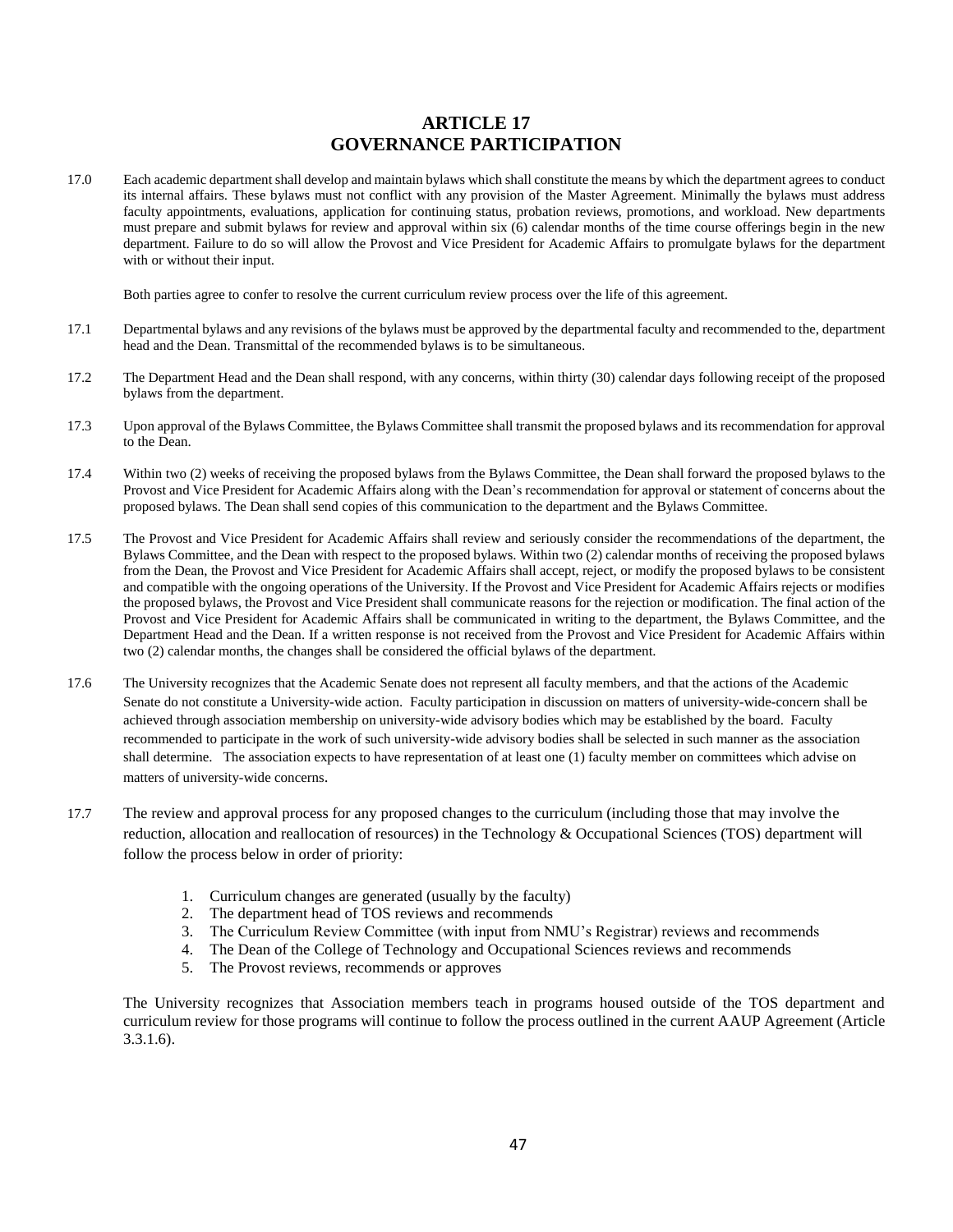# ARTICLE 17
# GOVERNANCE PARTICIPATION

17.0 Each academic department shall develop and maintain bylaws which shall constitute the means by which the department agrees to conduct its internal affairs. These bylaws must not conflict with any provision of the Master Agreement. Minimally the bylaws must address faculty appointments, evaluations, application for continuing status, probation reviews, promotions, and workload. New departments must prepare and submit bylaws for review and approval within six (6) calendar months of the time course offerings begin in the new department. Failure to do so will allow the Provost and Vice President for Academic Affairs to promulgate bylaws for the department with or without their input.

Both parties agree to confer to resolve the current curriculum review process over the life of this agreement.

17.1 Departmental bylaws and any revisions of the bylaws must be approved by the departmental faculty and recommended to the, department head and the Dean. Transmittal of the recommended bylaws is to be simultaneous.

17.2 The Department Head and the Dean shall respond, with any concerns, within thirty (30) calendar days following receipt of the proposed bylaws from the department.

17.3 Upon approval of the Bylaws Committee, the Bylaws Committee shall transmit the proposed bylaws and its recommendation for approval to the Dean.

17.4 Within two (2) weeks of receiving the proposed bylaws from the Bylaws Committee, the Dean shall forward the proposed bylaws to the Provost and Vice President for Academic Affairs along with the Dean's recommendation for approval or statement of concerns about the proposed bylaws. The Dean shall send copies of this communication to the department and the Bylaws Committee.

17.5 The Provost and Vice President for Academic Affairs shall review and seriously consider the recommendations of the department, the Bylaws Committee, and the Dean with respect to the proposed bylaws. Within two (2) calendar months of receiving the proposed bylaws from the Dean, the Provost and Vice President for Academic Affairs shall accept, reject, or modify the proposed bylaws to be consistent and compatible with the ongoing operations of the University. If the Provost and Vice President for Academic Affairs rejects or modifies the proposed bylaws, the Provost and Vice President shall communicate reasons for the rejection or modification. The final action of the Provost and Vice President for Academic Affairs shall be communicated in writing to the department, the Bylaws Committee, and the Department Head and the Dean. If a written response is not received from the Provost and Vice President for Academic Affairs within two (2) calendar months, the changes shall be considered the official bylaws of the department.

17.6 The University recognizes that the Academic Senate does not represent all faculty members, and that the actions of the Academic Senate do not constitute a University-wide action. Faculty participation in discussion on matters of university-wide-concern shall be achieved through association membership on university-wide advisory bodies which may be established by the board. Faculty recommended to participate in the work of such university-wide advisory bodies shall be selected in such manner as the association shall determine. The association expects to have representation of at least one (1) faculty member on committees which advise on matters of university-wide concerns.

17.7 The review and approval process for any proposed changes to the curriculum (including those that may involve the reduction, allocation and reallocation of resources) in the Technology & Occupational Sciences (TOS) department will follow the process below in order of priority:

1. Curriculum changes are generated (usually by the faculty)
2. The department head of TOS reviews and recommends
3. The Curriculum Review Committee (with input from NMU's Registrar) reviews and recommends
4. The Dean of the College of Technology and Occupational Sciences reviews and recommends
5. The Provost reviews, recommends or approves

The University recognizes that Association members teach in programs housed outside of the TOS department and curriculum review for those programs will continue to follow the process outlined in the current AAUP Agreement (Article 3.3.1.6).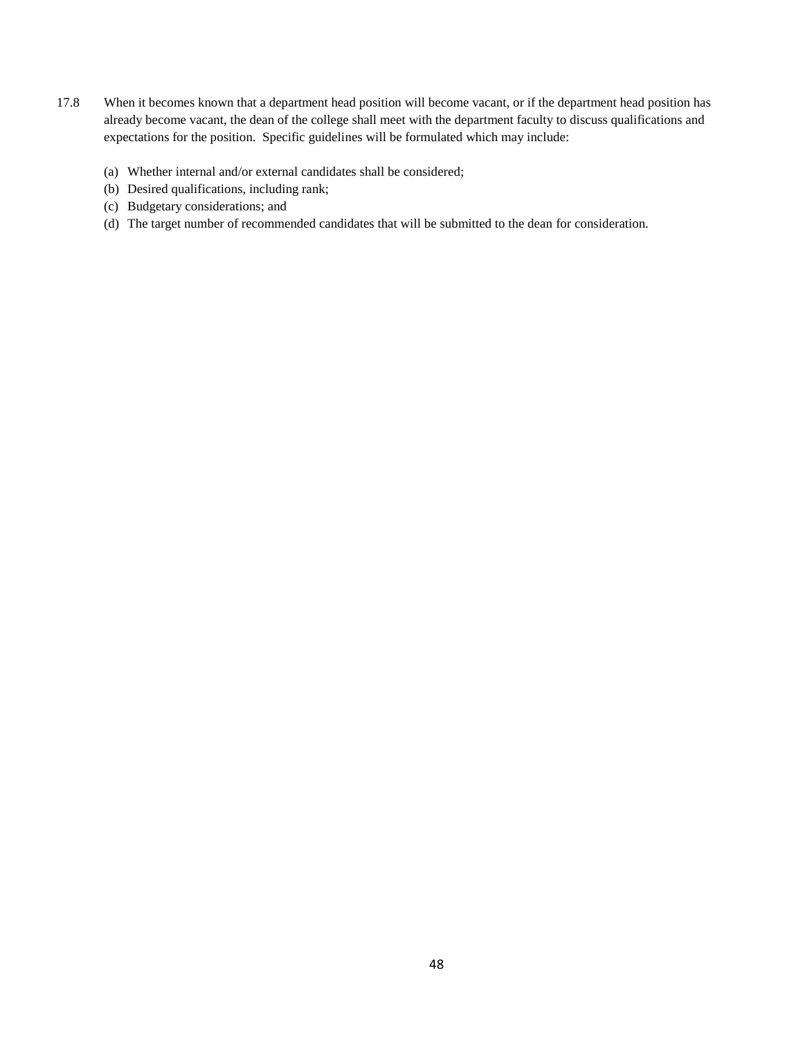17.8 When it becomes known that a department head position will become vacant, or if the department head position has already become vacant, the dean of the college shall meet with the department faculty to discuss qualifications and expectations for the position. Specific guidelines will be formulated which may include:

(a) Whether internal and/or external candidates shall be considered;
(b) Desired qualifications, including rank;
(c) Budgetary considerations; and
(d) The target number of recommended candidates that will be submitted to the dean for consideration.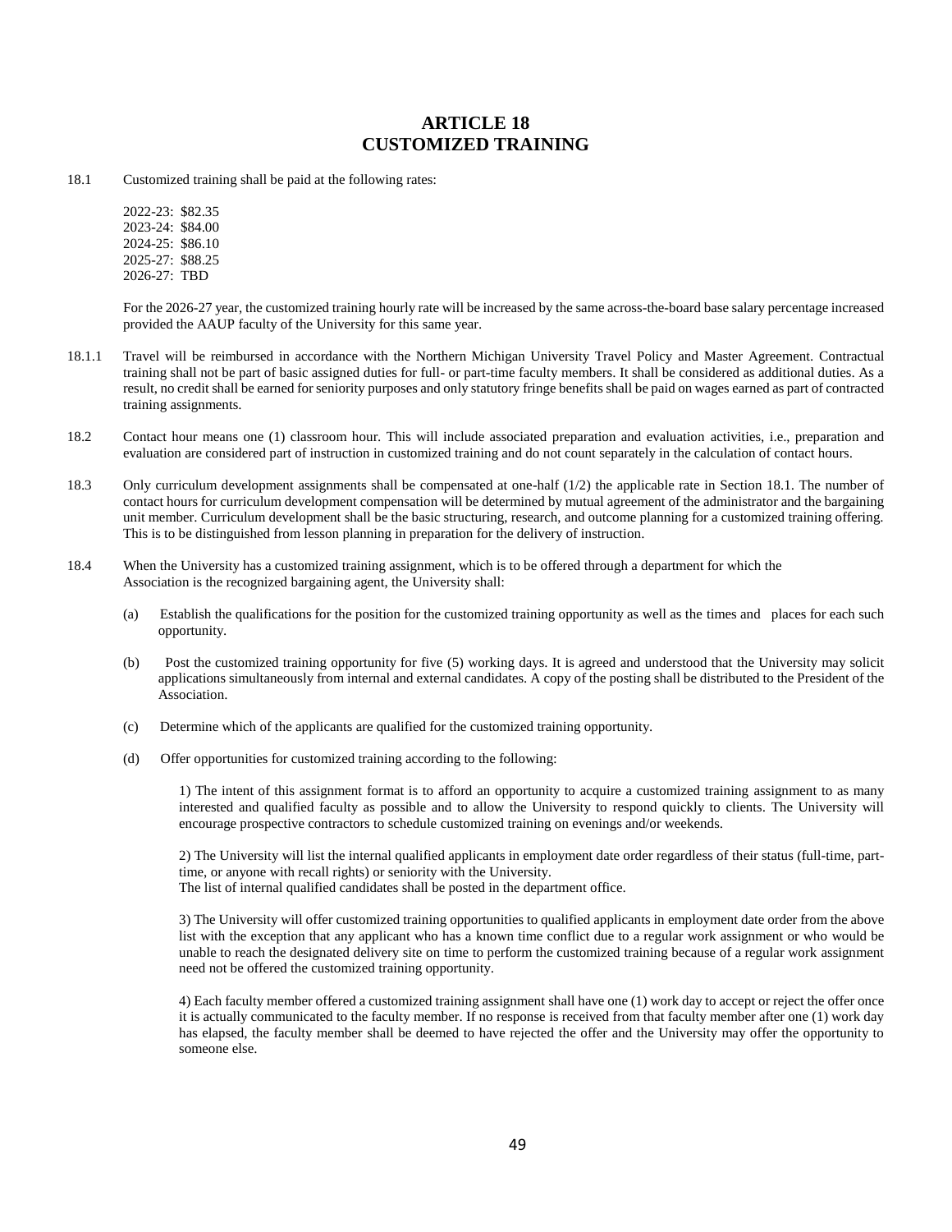# ARTICLE 18
# CUSTOMIZED TRAINING

18.1 Customized training shall be paid at the following rates:

2022-23: $82.35
2023-24: $84.00
2024-25: $86.10
2025-27: $88.25
2026-27: TBD

For the 2026-27 year, the customized training hourly rate will be increased by the same across-the-board base salary percentage increased provided the AAUP faculty of the University for this same year.

18.1.1 Travel will be reimbursed in accordance with the Northern Michigan University Travel Policy and Master Agreement. Contractual training shall not be part of basic assigned duties for full- or part-time faculty members. It shall be considered as additional duties. As a result, no credit shall be earned for seniority purposes and only statutory fringe benefits shall be paid on wages earned as part of contracted training assignments.

18.2 Contact hour means one (1) classroom hour. This will include associated preparation and evaluation activities, i.e., preparation and evaluation are considered part of instruction in customized training and do not count separately in the calculation of contact hours.

18.3 Only curriculum development assignments shall be compensated at one-half (1/2) the applicable rate in Section 18.1. The number of contact hours for curriculum development compensation will be determined by mutual agreement of the administrator and the bargaining unit member. Curriculum development shall be the basic structuring, research, and outcome planning for a customized training offering. This is to be distinguished from lesson planning in preparation for the delivery of instruction.

18.4 When the University has a customized training assignment, which is to be offered through a department for which the Association is the recognized bargaining agent, the University shall:

(a) Establish the qualifications for the position for the customized training opportunity as well as the times and places for each such opportunity.

(b) Post the customized training opportunity for five (5) working days. It is agreed and understood that the University may solicit applications simultaneously from internal and external candidates. A copy of the posting shall be distributed to the President of the Association.

(c) Determine which of the applicants are qualified for the customized training opportunity.

(d) Offer opportunities for customized training according to the following:

1) The intent of this assignment format is to afford an opportunity to acquire a customized training assignment to as many interested and qualified faculty as possible and to allow the University to respond quickly to clients. The University will encourage prospective contractors to schedule customized training on evenings and/or weekends.

2) The University will list the internal qualified applicants in employment date order regardless of their status (full-time, part-time, or anyone with recall rights) or seniority with the University.
The list of internal qualified candidates shall be posted in the department office.

3) The University will offer customized training opportunities to qualified applicants in employment date order from the above list with the exception that any applicant who has a known time conflict due to a regular work assignment or who would be unable to reach the designated delivery site on time to perform the customized training because of a regular work assignment need not be offered the customized training opportunity.

4) Each faculty member offered a customized training assignment shall have one (1) work day to accept or reject the offer once it is actually communicated to the faculty member. If no response is received from that faculty member after one (1) work day has elapsed, the faculty member shall be deemed to have rejected the offer and the University may offer the opportunity to someone else.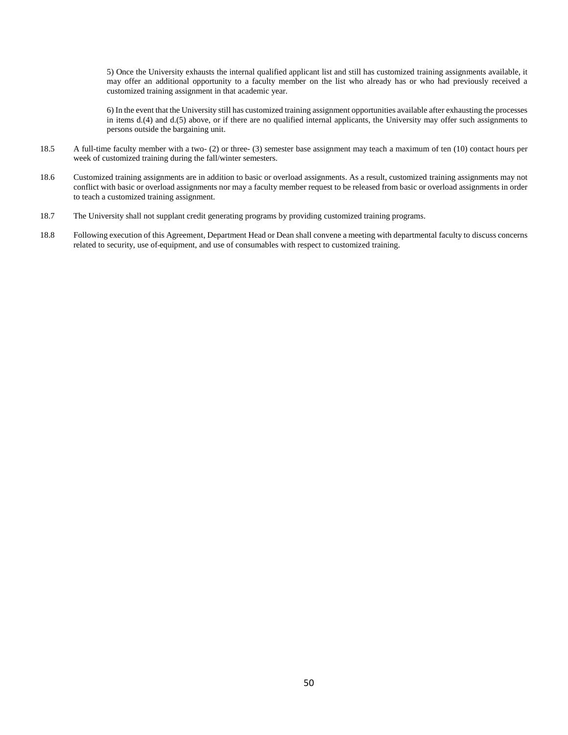5) Once the University exhausts the internal qualified applicant list and still has customized training assignments available, it may offer an additional opportunity to a faculty member on the list who already has or who had previously received a customized training assignment in that academic year.

6) In the event that the University still has customized training assignment opportunities available after exhausting the processes in items d.(4) and d.(5) above, or if there are no qualified internal applicants, the University may offer such assignments to persons outside the bargaining unit.

18.5 A full-time faculty member with a two- (2) or three- (3) semester base assignment may teach a maximum of ten (10) contact hours per week of customized training during the fall/winter semesters.

18.6 Customized training assignments are in addition to basic or overload assignments. As a result, customized training assignments may not conflict with basic or overload assignments nor may a faculty member request to be released from basic or overload assignments in order to teach a customized training assignment.

18.7 The University shall not supplant credit generating programs by providing customized training programs.

18.8 Following execution of this Agreement, Department Head or Dean shall convene a meeting with departmental faculty to discuss concerns related to security, use of-equipment, and use of consumables with respect to customized training.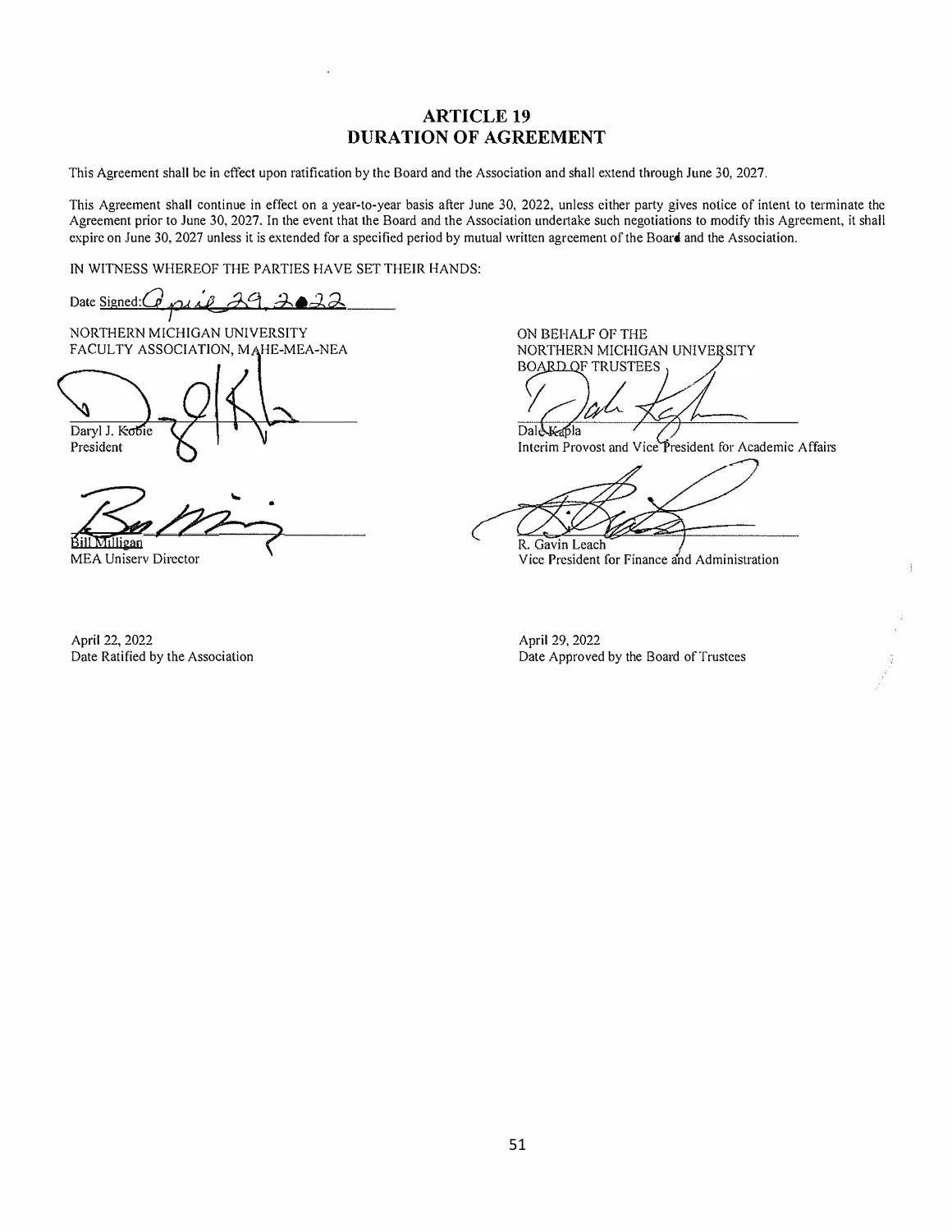# ARTICLE 19
## DURATION OF AGREEMENT

This Agreement shall be in effect upon ratification by the Board and the Association and shall extend through June 30, 2027.

This Agreement shall continue in effect on a year-to-year basis after June 30, 2022, unless either party gives notice of intent to terminate the Agreement prior to June 30, 2027. In the event that the Board and the Association undertake such negotiations to modify this Agreement, it shall expire on June 30, 2027 unless it is extended for a specified period by mutual written agreement of the Board and the Association.

IN WITNESS WHEREOF THE PARTIES HAVE SET THEIR HANDS:

Date Signed: April 29, 2022

NORTHERN MICHIGAN UNIVERSITY
FACULTY ASSOCIATION, MAHE-MEA-NEA

Daryl J. Kobie
President

Bill Milligan
MEA Uniserv Director

April 22, 2022
Date Ratified by the Association

ON BEHALF OF THE
NORTHERN MICHIGAN UNIVERSITY
BOARD OF TRUSTEES

Dale Kapla
Interim Provost and Vice President for Academic Affairs

R. Gavin Leach
Vice President for Finance and Administration

April 29, 2022
Date Approved by the Board of Trustees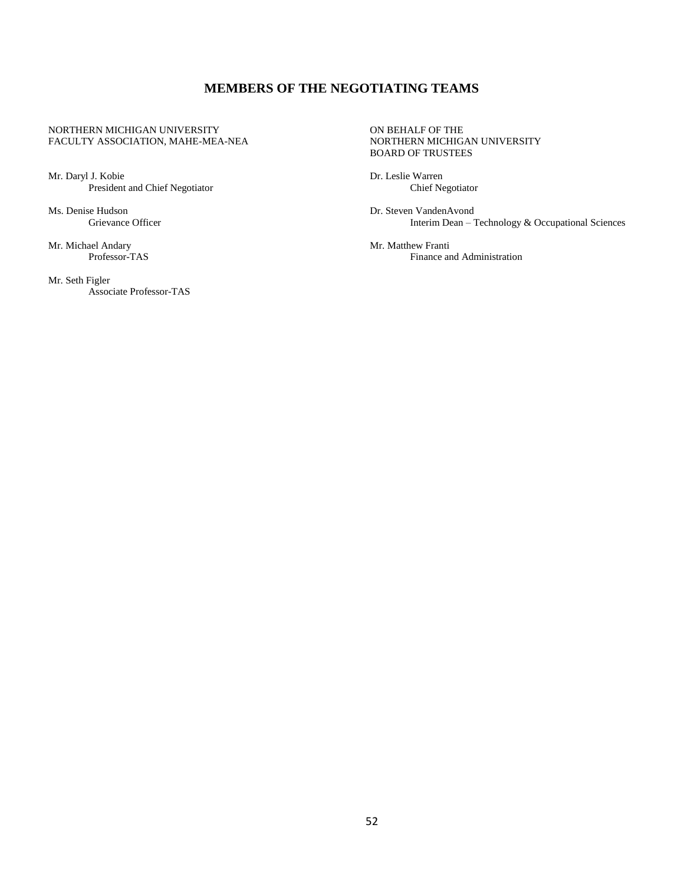## MEMBERS OF THE NEGOTIATING TEAMS

NORTHERN MICHIGAN UNIVERSITY
FACULTY ASSOCIATION, MAHE-MEA-NEA

Mr. Daryl J. Kobie
President and Chief Negotiator

Ms. Denise Hudson
Grievance Officer

Mr. Michael Andary
Professor-TAS

Mr. Seth Figler
Associate Professor-TAS

ON BEHALF OF THE
NORTHERN MICHIGAN UNIVERSITY
BOARD OF TRUSTEES

Dr. Leslie Warren
Chief Negotiator

Dr. Steven VandenAvond
Interim Dean – Technology & Occupational Sciences

Mr. Matthew Franti
Finance and Administration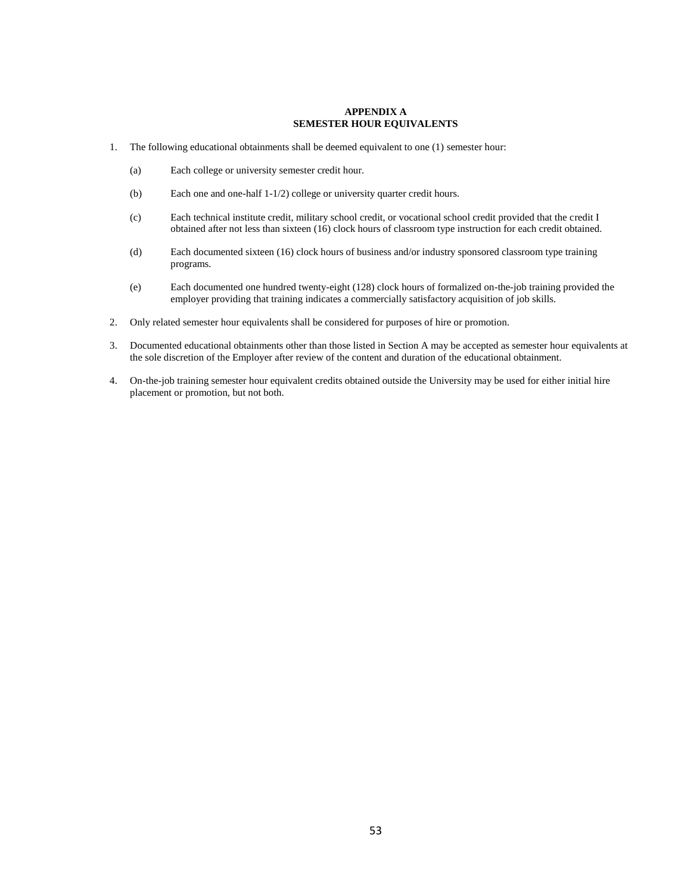**APPENDIX A**
**SEMESTER HOUR EQUIVALENTS**

1. The following educational obtainments shall be deemed equivalent to one (1) semester hour:

   (a) Each college or university semester credit hour.

   (b) Each one and one-half 1-1/2) college or university quarter credit hours.

   (c) Each technical institute credit, military school credit, or vocational school credit provided that the credit I obtained after not less than sixteen (16) clock hours of classroom type instruction for each credit obtained.

   (d) Each documented sixteen (16) clock hours of business and/or industry sponsored classroom type training programs.

   (e) Each documented one hundred twenty-eight (128) clock hours of formalized on-the-job training provided the employer providing that training indicates a commercially satisfactory acquisition of job skills.

2. Only related semester hour equivalents shall be considered for purposes of hire or promotion.

3. Documented educational obtainments other than those listed in Section A may be accepted as semester hour equivalents at the sole discretion of the Employer after review of the content and duration of the educational obtainment.

4. On-the-job training semester hour equivalent credits obtained outside the University may be used for either initial hire placement or promotion, but not both.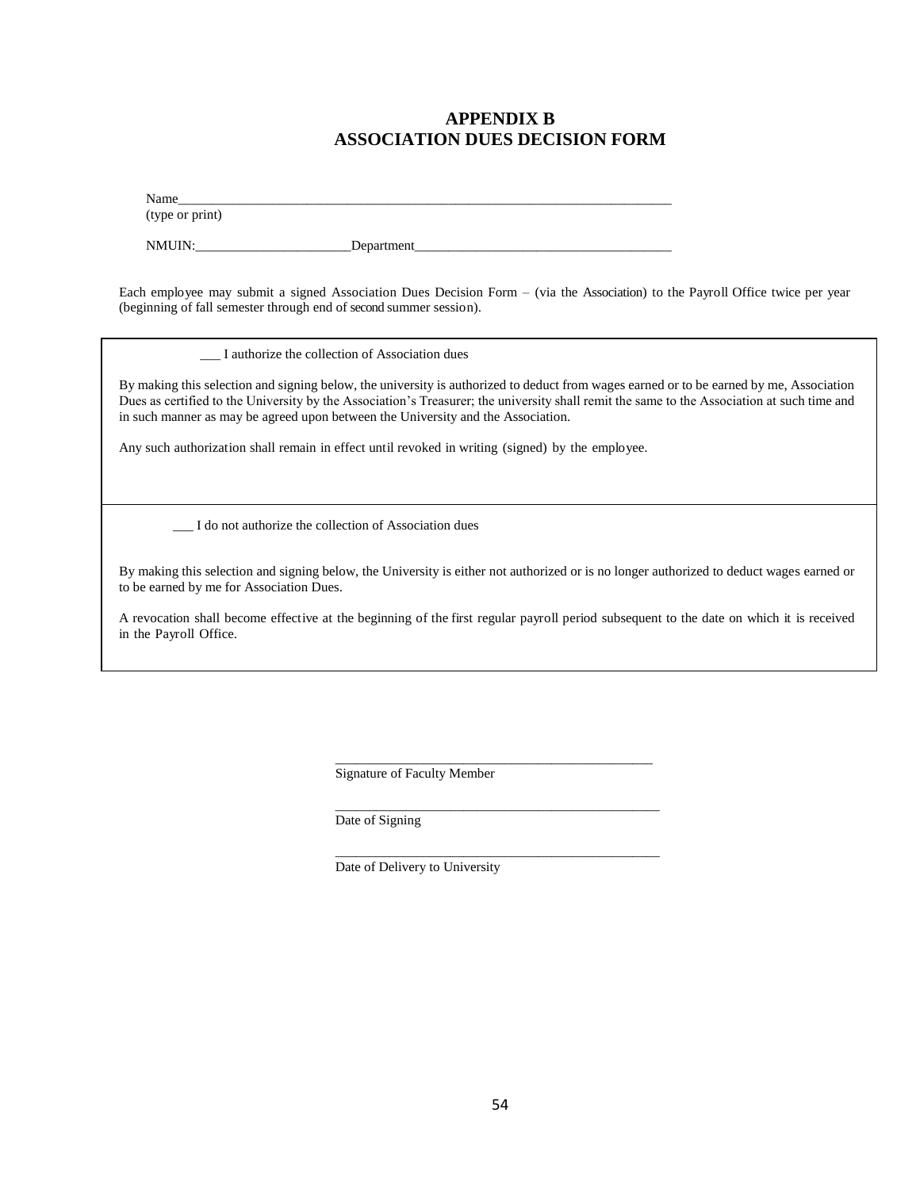# APPENDIX B
# ASSOCIATION DUES DECISION FORM

Name_____________________________________________________________________________
(type or print)

NMUIN:_______________________Department______________________________________

Each employee may submit a signed Association Dues Decision Form – (via the Association) to the Payroll Office twice per year (beginning of fall semester through end of second summer session).

___ I authorize the collection of Association dues

By making this selection and signing below, the university is authorized to deduct from wages earned or to be earned by me, Association Dues as certified to the University by the Association's Treasurer; the university shall remit the same to the Association at such time and in such manner as may be agreed upon between the University and the Association.

Any such authorization shall remain in effect until revoked in writing (signed) by the employee.

___ I do not authorize the collection of Association dues

By making this selection and signing below, the University is either not authorized or is no longer authorized to deduct wages earned or to be earned by me for Association Dues.

A revocation shall become effective at the beginning of the first regular payroll period subsequent to the date on which it is received in the Payroll Office.

_________________________________________________
Signature of Faculty Member

_________________________________________________
Date of Signing

_________________________________________________
Date of Delivery to University